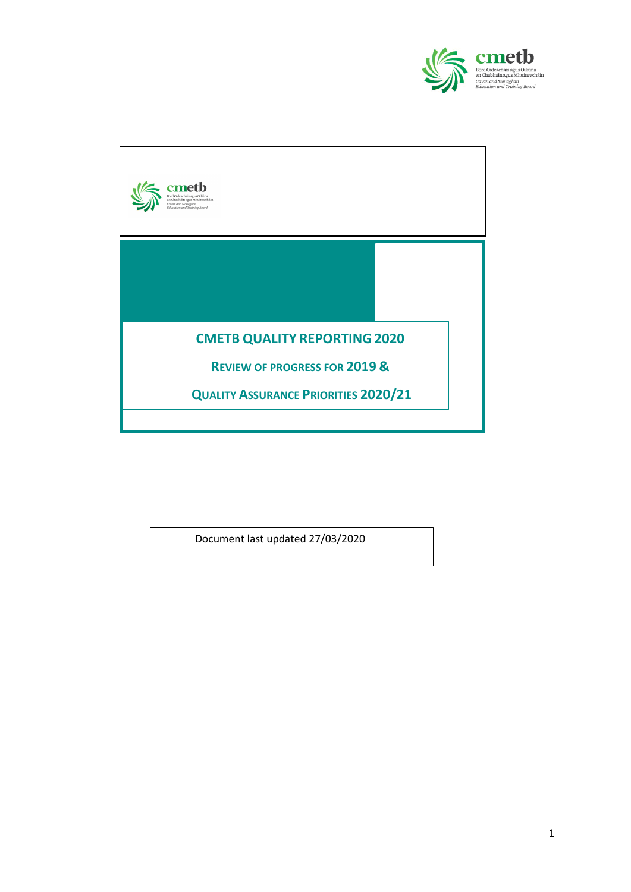# CMETB QUALITY REPORTING 2020

## REVIEW OF PROGRESS FOR 2019 &

## QUALITY ASSURANCE PRIORITIES 2020/21

Document last updated 27/03/2020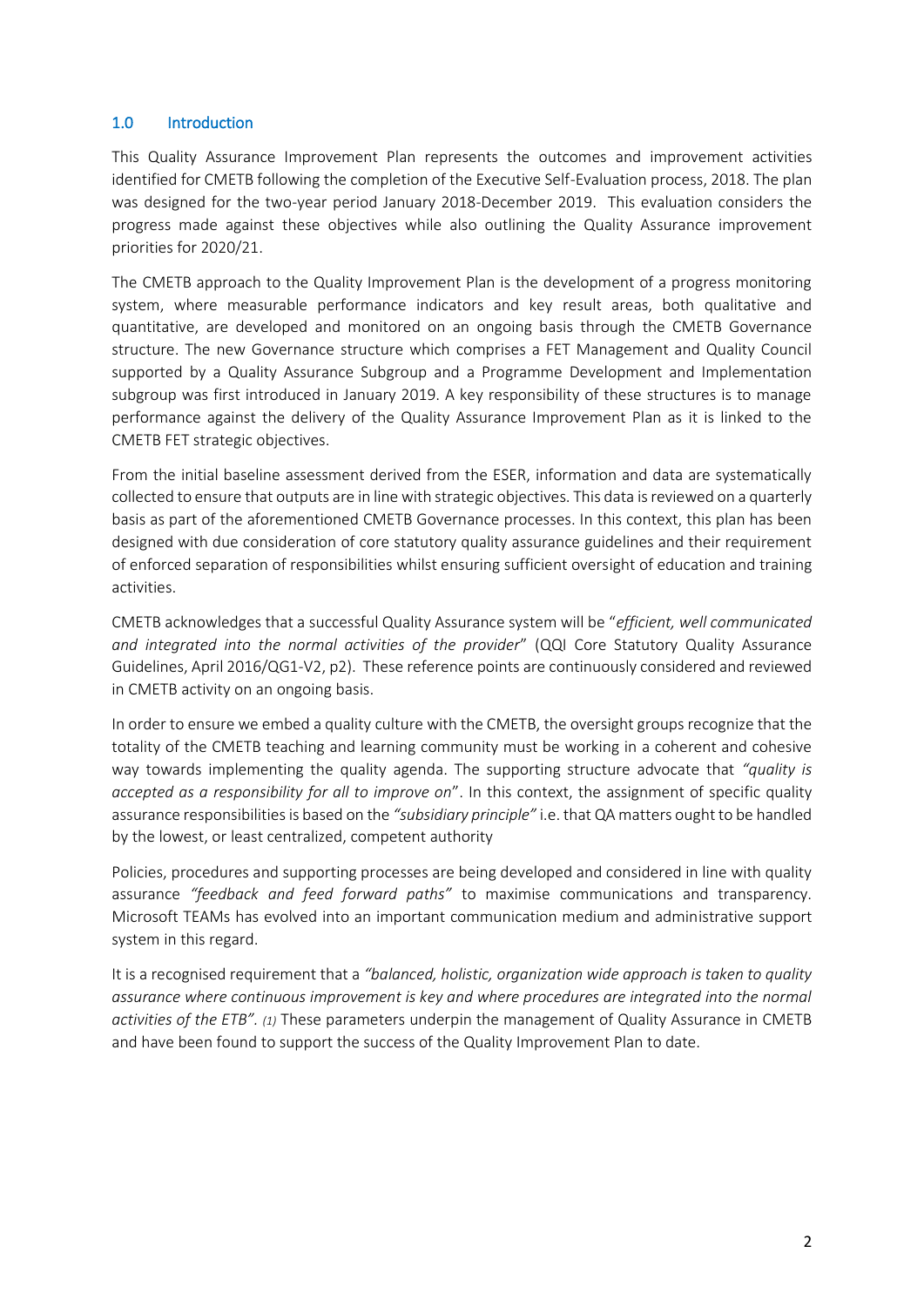## 1.0 Introduction

This Quality Assurance Improvement Plan represents the outcomes and improvement activities identified for CMETB following the completion of the Executive Self-Evaluation process, 2018. The plan was designed for the two-year period January 2018-December 2019. This evaluation considers the progress made against these objectives while also outlining the Quality Assurance improvement priorities for 2020/21.

The CMETB approach to the Quality Improvement Plan is the development of a progress monitoring system, where measurable performance indicators and key result areas, both qualitative and quantitative, are developed and monitored on an ongoing basis through the CMETB Governance structure. The new Governance structure which comprises a FET Management and Quality Council supported by a Quality Assurance Subgroup and a Programme Development and Implementation subgroup was first introduced in January 2019. A key responsibility of these structures is to manage performance against the delivery of the Quality Assurance Improvement Plan as it is linked to the CMETB FET strategic objectives.

From the initial baseline assessment derived from the ESER, information and data are systematically collected to ensure that outputs are in line with strategic objectives. This data is reviewed on a quarterly basis as part of the aforementioned CMETB Governance processes. In this context, this plan has been designed with due consideration of core statutory quality assurance guidelines and their requirement of enforced separation of responsibilities whilst ensuring sufficient oversight of education and training activities.

CMETB acknowledges that a successful Quality Assurance system will be "*efficient, well communicated and integrated into the normal activities of the provider*" (QQI Core Statutory Quality Assurance Guidelines, April 2016/QG1-V2, p2). These reference points are continuously considered and reviewed in CMETB activity on an ongoing basis.

In order to ensure we embed a quality culture with the CMETB, the oversight groups recognize that the totality of the CMETB teaching and learning community must be working in a coherent and cohesive way towards implementing the quality agenda. The supporting structure advocate that *"quality is accepted as a responsibility for all to improve on*". In this context, the assignment of specific quality assurance responsibilities is based on the *"subsidiary principle"* i.e. that QA matters ought to be handled by the lowest, or least centralized, competent authority

Policies, procedures and supporting processes are being developed and considered in line with quality assurance *"feedback and feed forward paths"* to maximise communications and transparency. Microsoft TEAMs has evolved into an important communication medium and administrative support system in this regard.

It is a recognised requirement that a *"balanced, holistic, organization wide approach is taken to quality assurance where continuous improvement is key and where procedures are integrated into the normal activities of the ETB". (1)* These parameters underpin the management of Quality Assurance in CMETB and have been found to support the success of the Quality Improvement Plan to date.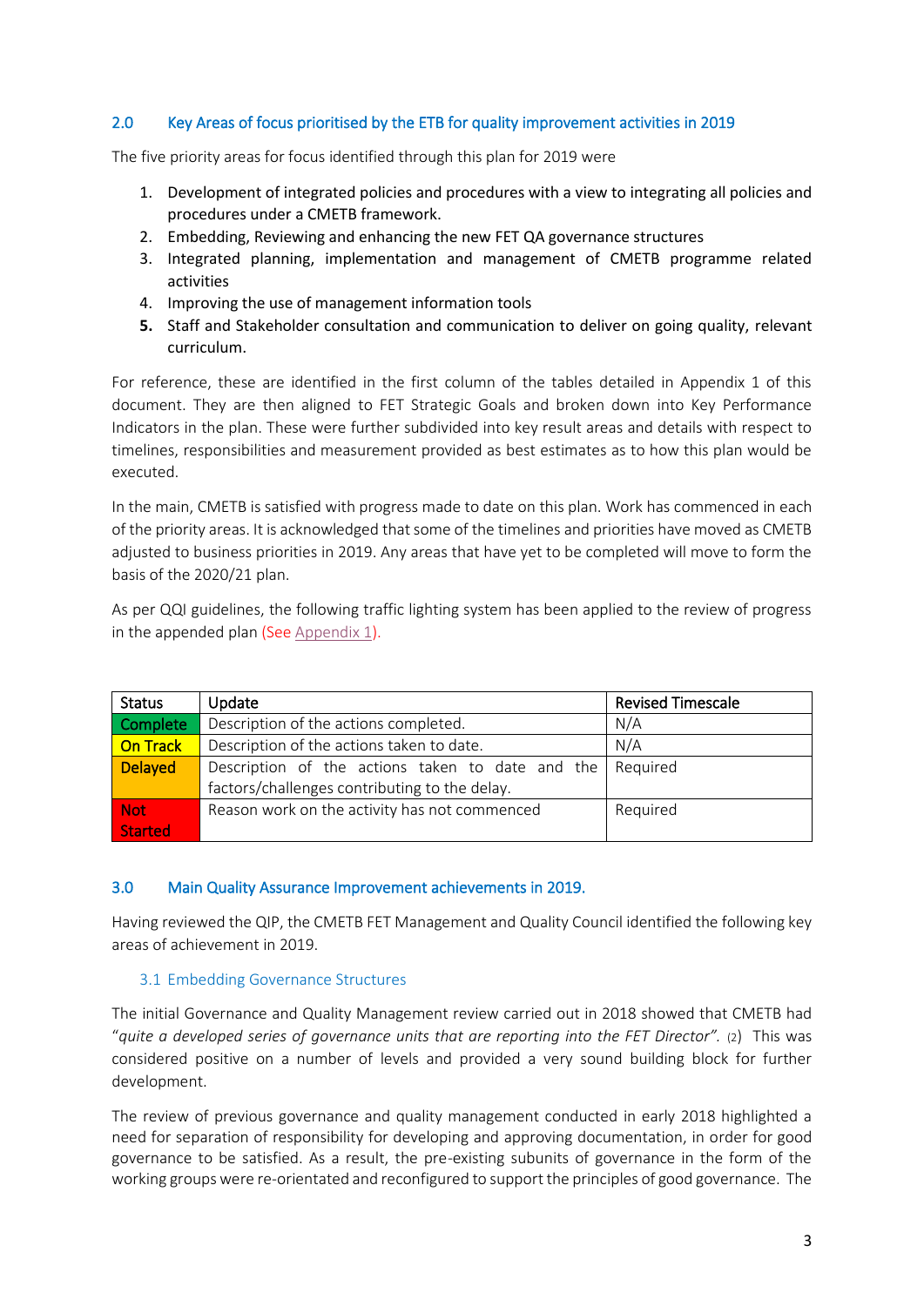## 2.0 Key Areas of focus prioritised by the ETB for quality improvement activities in 2019

The five priority areas for focus identified through this plan for 2019 were

1. Development of integrated policies and procedures with a view to integrating all policies and procedures under a CMETB framework.
2. Embedding, Reviewing and enhancing the new FET QA governance structures
3. Integrated planning, implementation and management of CMETB programme related activities
4. Improving the use of management information tools
5. Staff and Stakeholder consultation and communication to deliver on going quality, relevant curriculum.

For reference, these are identified in the first column of the tables detailed in Appendix 1 of this document. They are then aligned to FET Strategic Goals and broken down into Key Performance Indicators in the plan. These were further subdivided into key result areas and details with respect to timelines, responsibilities and measurement provided as best estimates as to how this plan would be executed.

In the main, CMETB is satisfied with progress made to date on this plan. Work has commenced in each of the priority areas. It is acknowledged that some of the timelines and priorities have moved as CMETB adjusted to business priorities in 2019. Any areas that have yet to be completed will move to form the basis of the 2020/21 plan.

As per QQI guidelines, the following traffic lighting system has been applied to the review of progress in the appended plan (See Appendix 1).

| Status | Update | Revised Timescale |
|---|---|---|
| Complete | Description of the actions completed. | N/A |
| On Track | Description of the actions taken to date. | N/A |
| Delayed | Description of the actions taken to date and the factors/challenges contributing to the delay. | Required |
| Not Started | Reason work on the activity has not commenced | Required |

## 3.0 Main Quality Assurance Improvement achievements in 2019.

Having reviewed the QIP, the CMETB FET Management and Quality Council identified the following key areas of achievement in 2019.

### 3.1 Embedding Governance Structures

The initial Governance and Quality Management review carried out in 2018 showed that CMETB had "*quite a developed series of governance units that are reporting into the FET Director*". (2) This was considered positive on a number of levels and provided a very sound building block for further development.

The review of previous governance and quality management conducted in early 2018 highlighted a need for separation of responsibility for developing and approving documentation, in order for good governance to be satisfied. As a result, the pre-existing subunits of governance in the form of the working groups were re-orientated and reconfigured to support the principles of good governance. The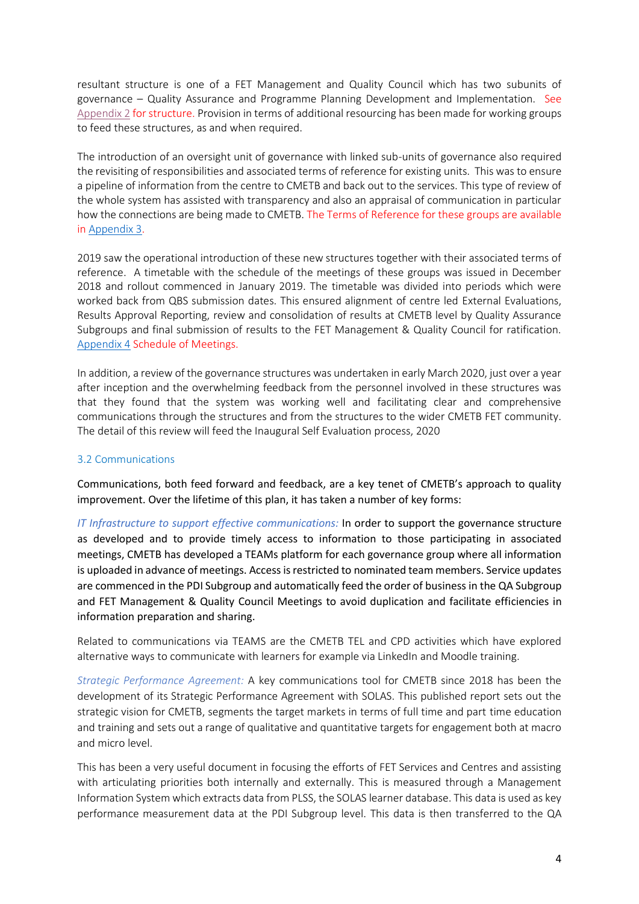resultant structure is one of a FET Management and Quality Council which has two subunits of governance – Quality Assurance and Programme Planning Development and Implementation. See Appendix 2 for structure. Provision in terms of additional resourcing has been made for working groups to feed these structures, as and when required.

The introduction of an oversight unit of governance with linked sub-units of governance also required the revisiting of responsibilities and associated terms of reference for existing units. This was to ensure a pipeline of information from the centre to CMETB and back out to the services. This type of review of the whole system has assisted with transparency and also an appraisal of communication in particular how the connections are being made to CMETB. The Terms of Reference for these groups are available in Appendix 3.

2019 saw the operational introduction of these new structures together with their associated terms of reference. A timetable with the schedule of the meetings of these groups was issued in December 2018 and rollout commenced in January 2019. The timetable was divided into periods which were worked back from QBS submission dates. This ensured alignment of centre led External Evaluations, Results Approval Reporting, review and consolidation of results at CMETB level by Quality Assurance Subgroups and final submission of results to the FET Management & Quality Council for ratification. Appendix 4 Schedule of Meetings.

In addition, a review of the governance structures was undertaken in early March 2020, just over a year after inception and the overwhelming feedback from the personnel involved in these structures was that they found that the system was working well and facilitating clear and comprehensive communications through the structures and from the structures to the wider CMETB FET community. The detail of this review will feed the Inaugural Self Evaluation process, 2020

### 3.2 Communications

Communications, both feed forward and feedback, are a key tenet of CMETB's approach to quality improvement. Over the lifetime of this plan, it has taken a number of key forms:

*IT Infrastructure to support effective communications:* In order to support the governance structure as developed and to provide timely access to information to those participating in associated meetings, CMETB has developed a TEAMs platform for each governance group where all information is uploaded in advance of meetings. Access is restricted to nominated team members. Service updates are commenced in the PDI Subgroup and automatically feed the order of business in the QA Subgroup and FET Management & Quality Council Meetings to avoid duplication and facilitate efficiencies in information preparation and sharing.

Related to communications via TEAMS are the CMETB TEL and CPD activities which have explored alternative ways to communicate with learners for example via LinkedIn and Moodle training.

*Strategic Performance Agreement:* A key communications tool for CMETB since 2018 has been the development of its Strategic Performance Agreement with SOLAS. This published report sets out the strategic vision for CMETB, segments the target markets in terms of full time and part time education and training and sets out a range of qualitative and quantitative targets for engagement both at macro and micro level.

This has been a very useful document in focusing the efforts of FET Services and Centres and assisting with articulating priorities both internally and externally. This is measured through a Management Information System which extracts data from PLSS, the SOLAS learner database. This data is used as key performance measurement data at the PDI Subgroup level. This data is then transferred to the QA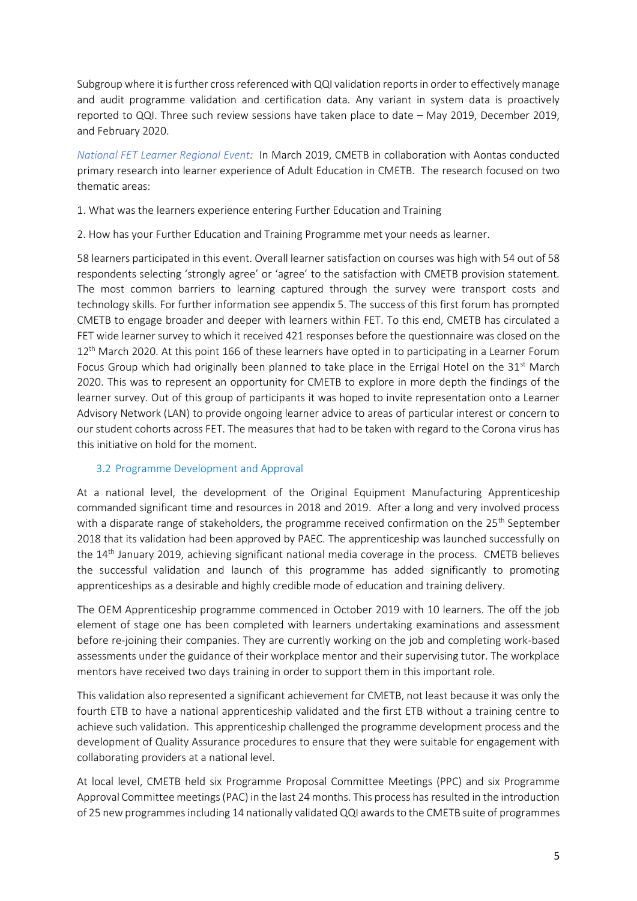Subgroup where it is further cross referenced with QQI validation reports in order to effectively manage and audit programme validation and certification data. Any variant in system data is proactively reported to QQI. Three such review sessions have taken place to date – May 2019, December 2019, and February 2020.

*National FET Learner Regional Event:* In March 2019, CMETB in collaboration with Aontas conducted primary research into learner experience of Adult Education in CMETB. The research focused on two thematic areas:

1. What was the learners experience entering Further Education and Training
2. How has your Further Education and Training Programme met your needs as learner.

58 learners participated in this event. Overall learner satisfaction on courses was high with 54 out of 58 respondents selecting 'strongly agree' or 'agree' to the satisfaction with CMETB provision statement. The most common barriers to learning captured through the survey were transport costs and technology skills. For further information see appendix 5. The success of this first forum has prompted CMETB to engage broader and deeper with learners within FET. To this end, CMETB has circulated a FET wide learner survey to which it received 421 responses before the questionnaire was closed on the 12th March 2020. At this point 166 of these learners have opted in to participating in a Learner Forum Focus Group which had originally been planned to take place in the Errigal Hotel on the 31st March 2020. This was to represent an opportunity for CMETB to explore in more depth the findings of the learner survey. Out of this group of participants it was hoped to invite representation onto a Learner Advisory Network (LAN) to provide ongoing learner advice to areas of particular interest or concern to our student cohorts across FET. The measures that had to be taken with regard to the Corona virus has this initiative on hold for the moment.

### 3.2 Programme Development and Approval

At a national level, the development of the Original Equipment Manufacturing Apprenticeship commanded significant time and resources in 2018 and 2019. After a long and very involved process with a disparate range of stakeholders, the programme received confirmation on the 25th September 2018 that its validation had been approved by PAEC. The apprenticeship was launched successfully on the 14th January 2019, achieving significant national media coverage in the process. CMETB believes the successful validation and launch of this programme has added significantly to promoting apprenticeships as a desirable and highly credible mode of education and training delivery.

The OEM Apprenticeship programme commenced in October 2019 with 10 learners. The off the job element of stage one has been completed with learners undertaking examinations and assessment before re-joining their companies. They are currently working on the job and completing work-based assessments under the guidance of their workplace mentor and their supervising tutor. The workplace mentors have received two days training in order to support them in this important role.

This validation also represented a significant achievement for CMETB, not least because it was only the fourth ETB to have a national apprenticeship validated and the first ETB without a training centre to achieve such validation. This apprenticeship challenged the programme development process and the development of Quality Assurance procedures to ensure that they were suitable for engagement with collaborating providers at a national level.

At local level, CMETB held six Programme Proposal Committee Meetings (PPC) and six Programme Approval Committee meetings (PAC) in the last 24 months. This process has resulted in the introduction of 25 new programmes including 14 nationally validated QQI awards to the CMETB suite of programmes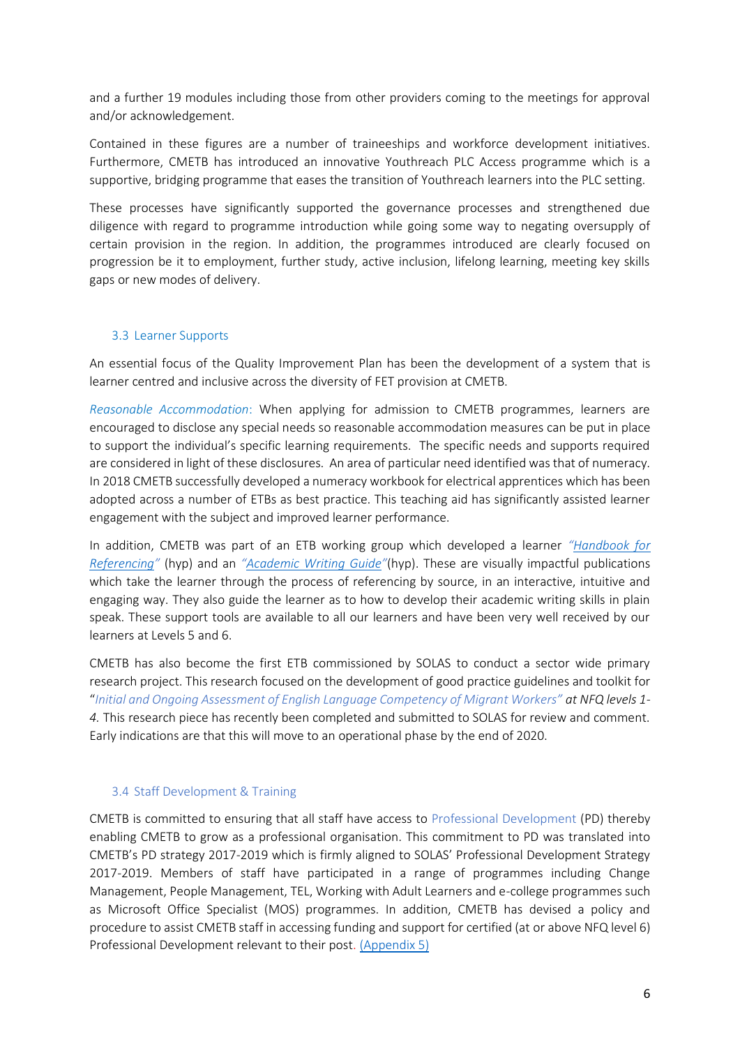and a further 19 modules including those from other providers coming to the meetings for approval and/or acknowledgement.

Contained in these figures are a number of traineeships and workforce development initiatives. Furthermore, CMETB has introduced an innovative Youthreach PLC Access programme which is a supportive, bridging programme that eases the transition of Youthreach learners into the PLC setting.

These processes have significantly supported the governance processes and strengthened due diligence with regard to programme introduction while going some way to negating oversupply of certain provision in the region. In addition, the programmes introduced are clearly focused on progression be it to employment, further study, active inclusion, lifelong learning, meeting key skills gaps or new modes of delivery.

### 3.3 Learner Supports

An essential focus of the Quality Improvement Plan has been the development of a system that is learner centred and inclusive across the diversity of FET provision at CMETB.

*Reasonable Accommodation*: When applying for admission to CMETB programmes, learners are encouraged to disclose any special needs so reasonable accommodation measures can be put in place to support the individual's specific learning requirements. The specific needs and supports required are considered in light of these disclosures. An area of particular need identified was that of numeracy. In 2018 CMETB successfully developed a numeracy workbook for electrical apprentices which has been adopted across a number of ETBs as best practice. This teaching aid has significantly assisted learner engagement with the subject and improved learner performance.

In addition, CMETB was part of an ETB working group which developed a learner *"Handbook for Referencing"* (hyp) and an *"Academic Writing Guide"*(hyp). These are visually impactful publications which take the learner through the process of referencing by source, in an interactive, intuitive and engaging way. They also guide the learner as to how to develop their academic writing skills in plain speak. These support tools are available to all our learners and have been very well received by our learners at Levels 5 and 6.

CMETB has also become the first ETB commissioned by SOLAS to conduct a sector wide primary research project. This research focused on the development of good practice guidelines and toolkit for "*Initial and Ongoing Assessment of English Language Competency of Migrant Workers" at NFQ levels 1-4.* This research piece has recently been completed and submitted to SOLAS for review and comment. Early indications are that this will move to an operational phase by the end of 2020.

### 3.4 Staff Development & Training

CMETB is committed to ensuring that all staff have access to Professional Development (PD) thereby enabling CMETB to grow as a professional organisation. This commitment to PD was translated into CMETB's PD strategy 2017-2019 which is firmly aligned to SOLAS' Professional Development Strategy 2017-2019. Members of staff have participated in a range of programmes including Change Management, People Management, TEL, Working with Adult Learners and e-college programmes such as Microsoft Office Specialist (MOS) programmes. In addition, CMETB has devised a policy and procedure to assist CMETB staff in accessing funding and support for certified (at or above NFQ level 6) Professional Development relevant to their post. (Appendix 5)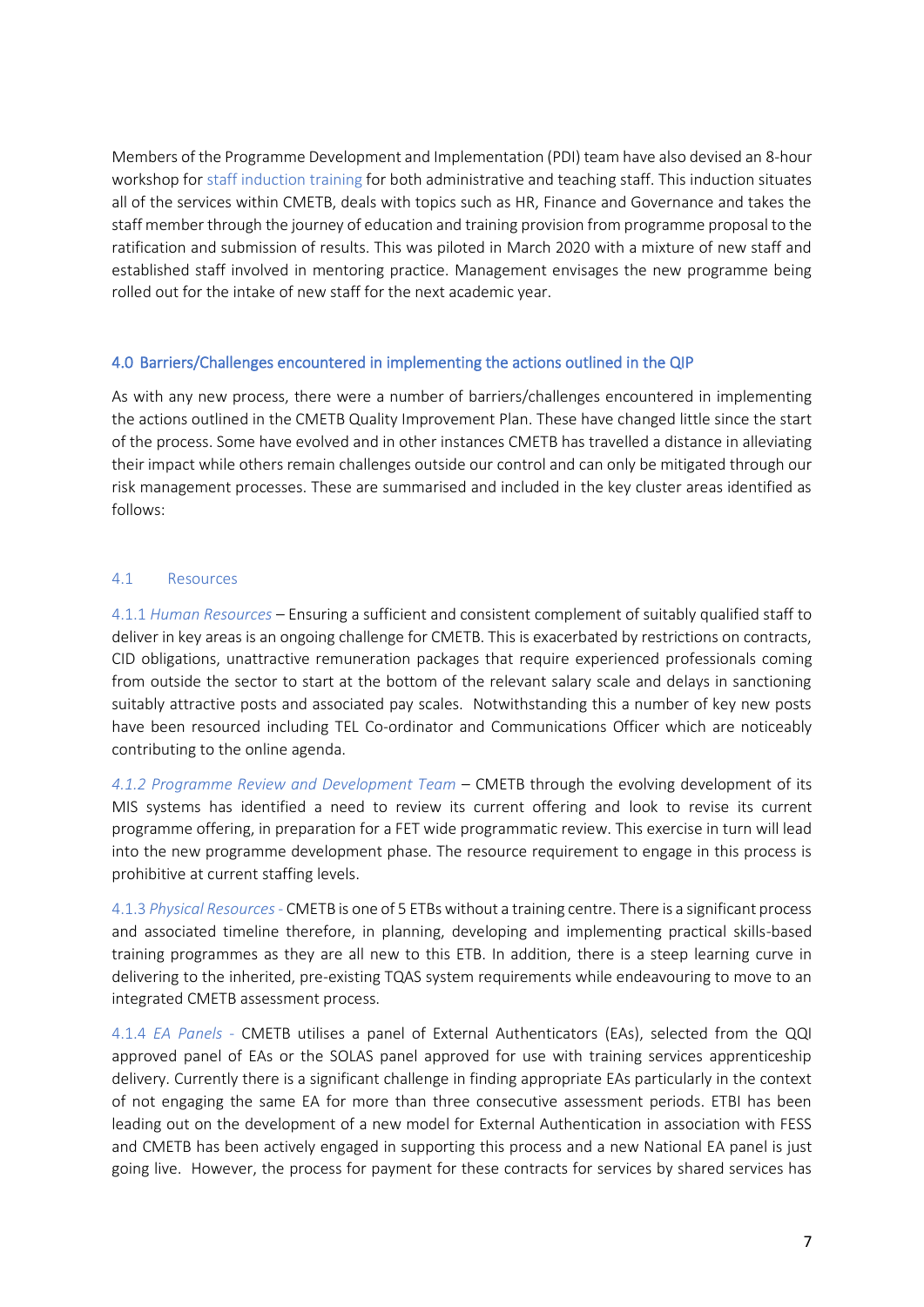Members of the Programme Development and Implementation (PDI) team have also devised an 8-hour workshop for staff induction training for both administrative and teaching staff. This induction situates all of the services within CMETB, deals with topics such as HR, Finance and Governance and takes the staff member through the journey of education and training provision from programme proposal to the ratification and submission of results. This was piloted in March 2020 with a mixture of new staff and established staff involved in mentoring practice. Management envisages the new programme being rolled out for the intake of new staff for the next academic year.

## 4.0 Barriers/Challenges encountered in implementing the actions outlined in the QIP

As with any new process, there were a number of barriers/challenges encountered in implementing the actions outlined in the CMETB Quality Improvement Plan. These have changed little since the start of the process. Some have evolved and in other instances CMETB has travelled a distance in alleviating their impact while others remain challenges outside our control and can only be mitigated through our risk management processes. These are summarised and included in the key cluster areas identified as follows:

### 4.1 Resources

4.1.1 *Human Resources* – Ensuring a sufficient and consistent complement of suitably qualified staff to deliver in key areas is an ongoing challenge for CMETB. This is exacerbated by restrictions on contracts, CID obligations, unattractive remuneration packages that require experienced professionals coming from outside the sector to start at the bottom of the relevant salary scale and delays in sanctioning suitably attractive posts and associated pay scales. Notwithstanding this a number of key new posts have been resourced including TEL Co-ordinator and Communications Officer which are noticeably contributing to the online agenda.

*4.1.2 Programme Review and Development Team* – CMETB through the evolving development of its MIS systems has identified a need to review its current offering and look to revise its current programme offering, in preparation for a FET wide programmatic review. This exercise in turn will lead into the new programme development phase. The resource requirement to engage in this process is prohibitive at current staffing levels.

4.1.3 *Physical Resources* - CMETB is one of 5 ETBs without a training centre. There is a significant process and associated timeline therefore, in planning, developing and implementing practical skills-based training programmes as they are all new to this ETB. In addition, there is a steep learning curve in delivering to the inherited, pre-existing TQAS system requirements while endeavouring to move to an integrated CMETB assessment process.

4.1.4 *EA Panels* - CMETB utilises a panel of External Authenticators (EAs), selected from the QQI approved panel of EAs or the SOLAS panel approved for use with training services apprenticeship delivery. Currently there is a significant challenge in finding appropriate EAs particularly in the context of not engaging the same EA for more than three consecutive assessment periods. ETBI has been leading out on the development of a new model for External Authentication in association with FESS and CMETB has been actively engaged in supporting this process and a new National EA panel is just going live. However, the process for payment for these contracts for services by shared services has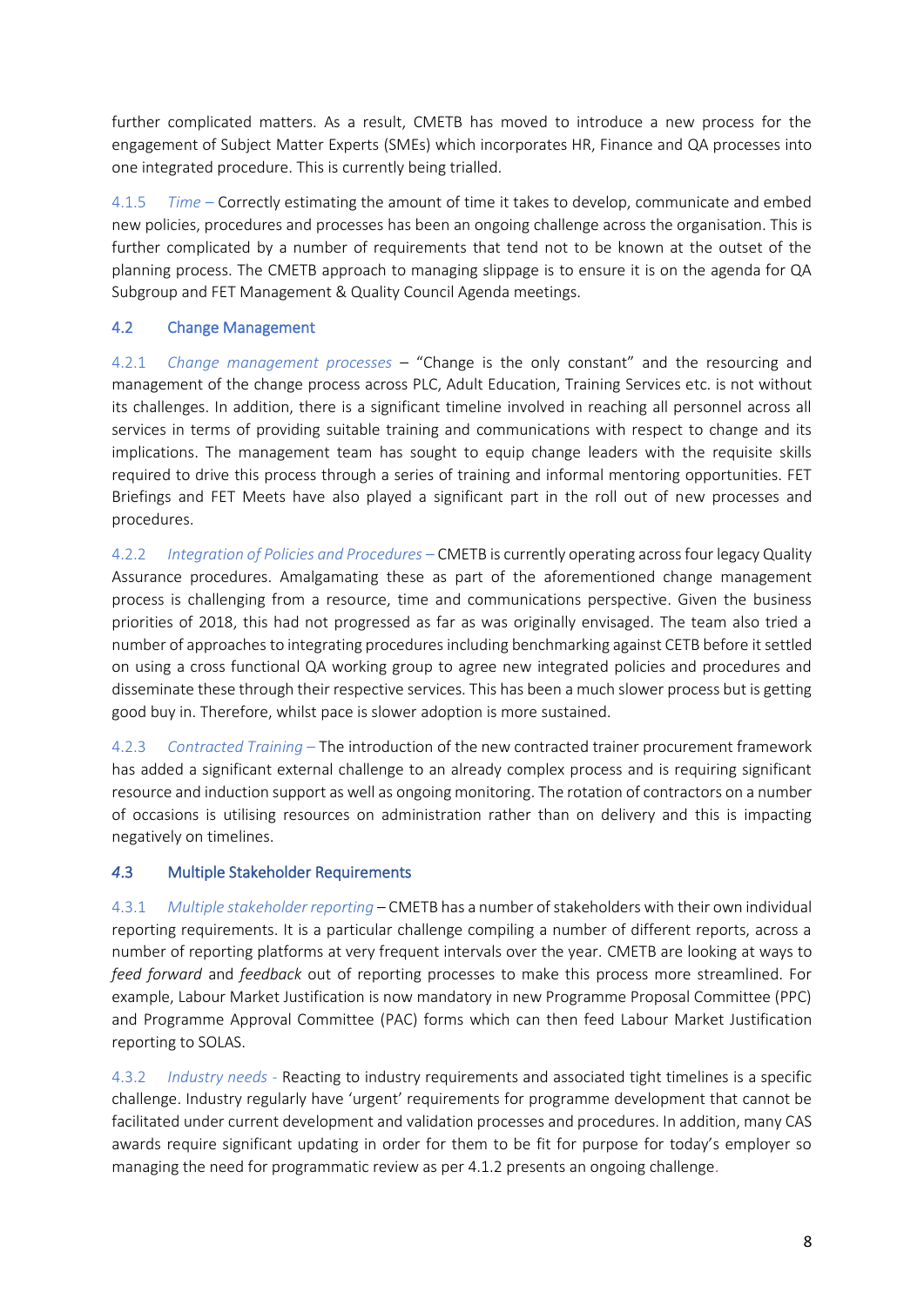further complicated matters. As a result, CMETB has moved to introduce a new process for the engagement of Subject Matter Experts (SMEs) which incorporates HR, Finance and QA processes into one integrated procedure. This is currently being trialled.

4.1.5 *Time* – Correctly estimating the amount of time it takes to develop, communicate and embed new policies, procedures and processes has been an ongoing challenge across the organisation. This is further complicated by a number of requirements that tend not to be known at the outset of the planning process. The CMETB approach to managing slippage is to ensure it is on the agenda for QA Subgroup and FET Management & Quality Council Agenda meetings.

### 4.2 Change Management

4.2.1 *Change management processes* – "Change is the only constant" and the resourcing and management of the change process across PLC, Adult Education, Training Services etc. is not without its challenges. In addition, there is a significant timeline involved in reaching all personnel across all services in terms of providing suitable training and communications with respect to change and its implications. The management team has sought to equip change leaders with the requisite skills required to drive this process through a series of training and informal mentoring opportunities. FET Briefings and FET Meets have also played a significant part in the roll out of new processes and procedures.

4.2.2 *Integration of Policies and Procedures* – CMETB is currently operating across four legacy Quality Assurance procedures. Amalgamating these as part of the aforementioned change management process is challenging from a resource, time and communications perspective. Given the business priorities of 2018, this had not progressed as far as was originally envisaged. The team also tried a number of approaches to integrating procedures including benchmarking against CETB before it settled on using a cross functional QA working group to agree new integrated policies and procedures and disseminate these through their respective services. This has been a much slower process but is getting good buy in. Therefore, whilst pace is slower adoption is more sustained.

4.2.3 *Contracted Training* – The introduction of the new contracted trainer procurement framework has added a significant external challenge to an already complex process and is requiring significant resource and induction support as well as ongoing monitoring. The rotation of contractors on a number of occasions is utilising resources on administration rather than on delivery and this is impacting negatively on timelines.

### 4.3 Multiple Stakeholder Requirements

4.3.1 *Multiple stakeholder reporting* – CMETB has a number of stakeholders with their own individual reporting requirements. It is a particular challenge compiling a number of different reports, across a number of reporting platforms at very frequent intervals over the year. CMETB are looking at ways to *feed forward* and *feedback* out of reporting processes to make this process more streamlined. For example, Labour Market Justification is now mandatory in new Programme Proposal Committee (PPC) and Programme Approval Committee (PAC) forms which can then feed Labour Market Justification reporting to SOLAS.

4.3.2 *Industry needs* - Reacting to industry requirements and associated tight timelines is a specific challenge. Industry regularly have 'urgent' requirements for programme development that cannot be facilitated under current development and validation processes and procedures. In addition, many CAS awards require significant updating in order for them to be fit for purpose for today's employer so managing the need for programmatic review as per 4.1.2 presents an ongoing challenge.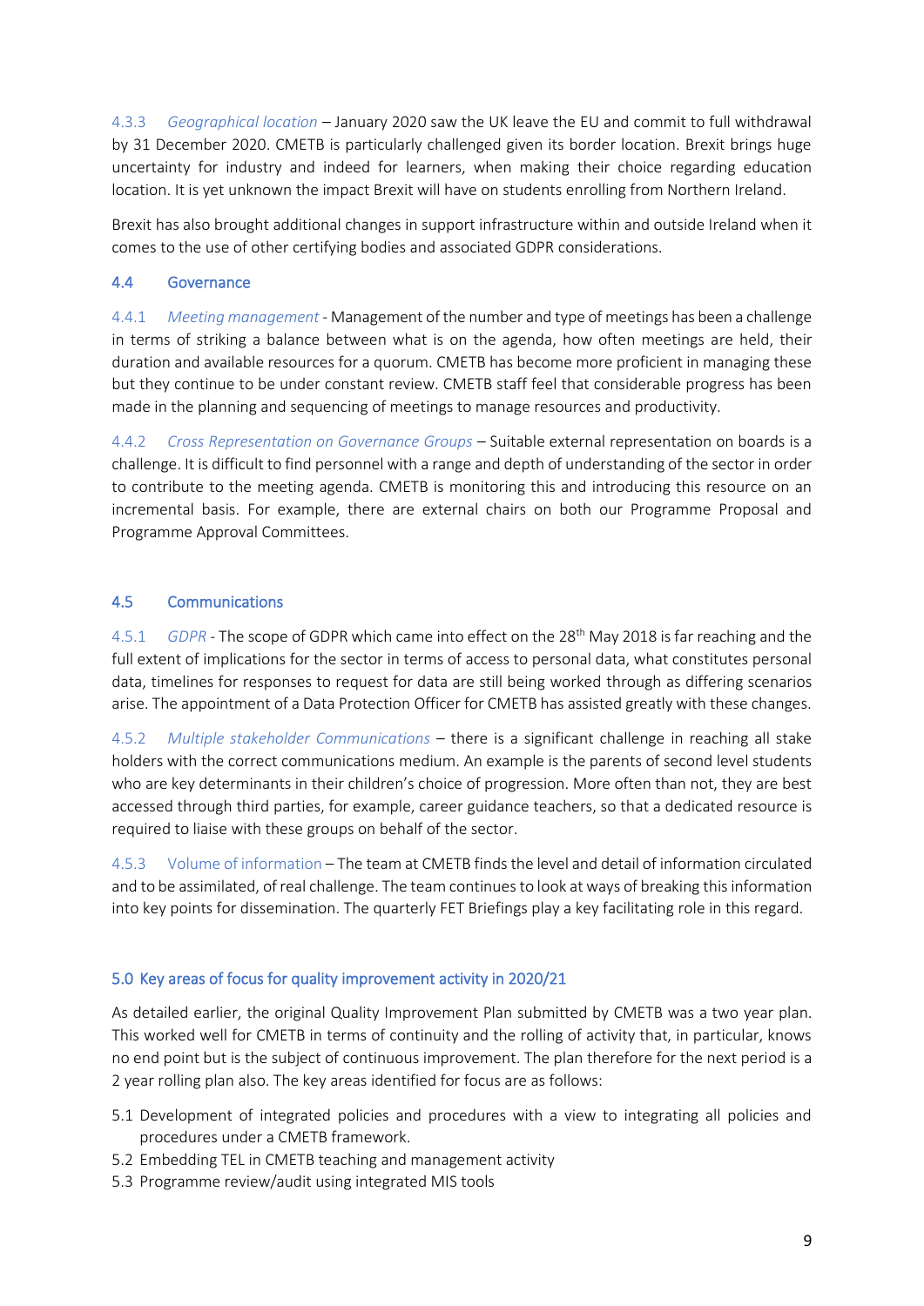4.3.3 *Geographical location* – January 2020 saw the UK leave the EU and commit to full withdrawal by 31 December 2020. CMETB is particularly challenged given its border location. Brexit brings huge uncertainty for industry and indeed for learners, when making their choice regarding education location. It is yet unknown the impact Brexit will have on students enrolling from Northern Ireland.

Brexit has also brought additional changes in support infrastructure within and outside Ireland when it comes to the use of other certifying bodies and associated GDPR considerations.

### 4.4 Governance

4.4.1 *Meeting management* - Management of the number and type of meetings has been a challenge in terms of striking a balance between what is on the agenda, how often meetings are held, their duration and available resources for a quorum. CMETB has become more proficient in managing these but they continue to be under constant review. CMETB staff feel that considerable progress has been made in the planning and sequencing of meetings to manage resources and productivity.

4.4.2 *Cross Representation on Governance Groups* – Suitable external representation on boards is a challenge. It is difficult to find personnel with a range and depth of understanding of the sector in order to contribute to the meeting agenda. CMETB is monitoring this and introducing this resource on an incremental basis. For example, there are external chairs on both our Programme Proposal and Programme Approval Committees.

### 4.5 Communications

4.5.1 *GDPR* - The scope of GDPR which came into effect on the 28th May 2018 is far reaching and the full extent of implications for the sector in terms of access to personal data, what constitutes personal data, timelines for responses to request for data are still being worked through as differing scenarios arise. The appointment of a Data Protection Officer for CMETB has assisted greatly with these changes.

4.5.2 *Multiple stakeholder Communications* – there is a significant challenge in reaching all stake holders with the correct communications medium. An example is the parents of second level students who are key determinants in their children's choice of progression. More often than not, they are best accessed through third parties, for example, career guidance teachers, so that a dedicated resource is required to liaise with these groups on behalf of the sector.

4.5.3 Volume of information – The team at CMETB finds the level and detail of information circulated and to be assimilated, of real challenge. The team continues to look at ways of breaking this information into key points for dissemination. The quarterly FET Briefings play a key facilitating role in this regard.

## 5.0 Key areas of focus for quality improvement activity in 2020/21

As detailed earlier, the original Quality Improvement Plan submitted by CMETB was a two year plan. This worked well for CMETB in terms of continuity and the rolling of activity that, in particular, knows no end point but is the subject of continuous improvement. The plan therefore for the next period is a 2 year rolling plan also. The key areas identified for focus are as follows:

5.1 Development of integrated policies and procedures with a view to integrating all policies and procedures under a CMETB framework.

5.2 Embedding TEL in CMETB teaching and management activity

5.3 Programme review/audit using integrated MIS tools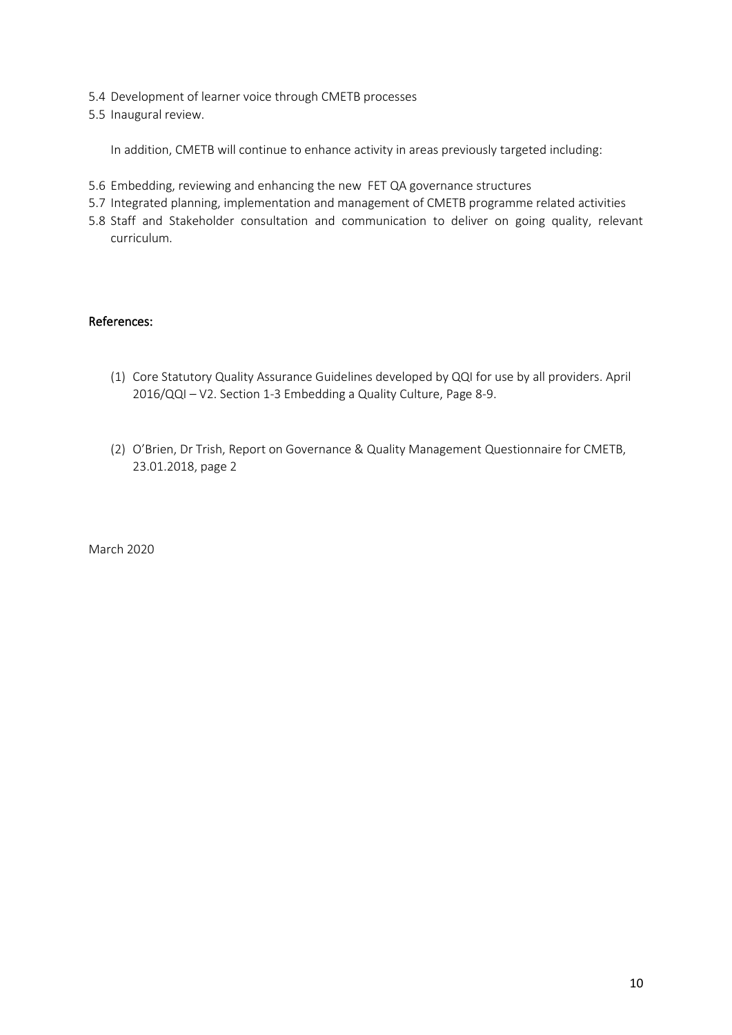5.4 Development of learner voice through CMETB processes
5.5 Inaugural review.

In addition, CMETB will continue to enhance activity in areas previously targeted including:

5.6 Embedding, reviewing and enhancing the new FET QA governance structures
5.7 Integrated planning, implementation and management of CMETB programme related activities
5.8 Staff and Stakeholder consultation and communication to deliver on going quality, relevant curriculum.

**References:**

(1) Core Statutory Quality Assurance Guidelines developed by QQI for use by all providers. April 2016/QQI – V2. Section 1-3 Embedding a Quality Culture, Page 8-9.

(2) O'Brien, Dr Trish, Report on Governance & Quality Management Questionnaire for CMETB, 23.01.2018, page 2

March 2020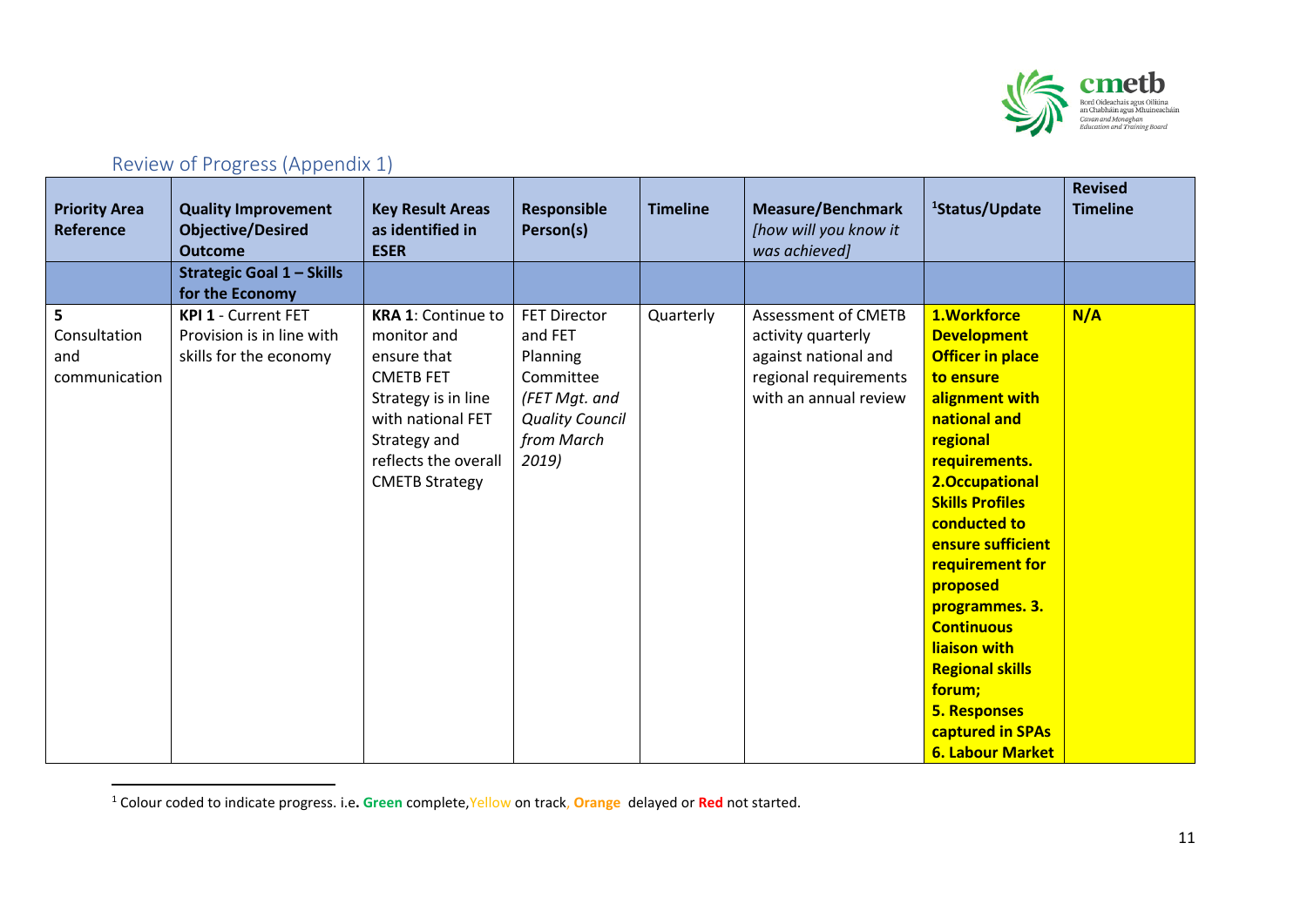## Review of Progress (Appendix 1)

| Priority Area Reference | Quality Improvement Objective/Desired Outcome | Key Result Areas as identified in ESER | Responsible Person(s) | Timeline | Measure/Benchmark *[how will you know it was achieved]* | Status/Update[1] | Revised Timeline |
|---|---|---|---|---|---|---|---|
| | **Strategic Goal 1 – Skills for the Economy** | | | | | | |
| **5** Consultation and communication | **KPI 1** - Current FET Provision is in line with skills for the economy | **KRA 1**: Continue to monitor and ensure that CMETB FET Strategy is in line with national FET Strategy and reflects the overall CMETB Strategy | FET Director and FET Planning Committee *(FET Mgt. and Quality Council from March 2019)* | Quarterly | Assessment of CMETB activity quarterly against national and regional requirements with an annual review | **1.Workforce Development Officer in place to ensure alignment with national and regional requirements. 2.Occupational Skills Profiles conducted to ensure sufficient requirement for proposed programmes. 3. Continuous liaison with Regional skills forum; 5. Responses captured in SPAs 6. Labour Market** | **N/A** |

[1] Colour coded to indicate progress. i.e. **Green** complete, Yellow on track, **Orange** delayed or **Red** not started.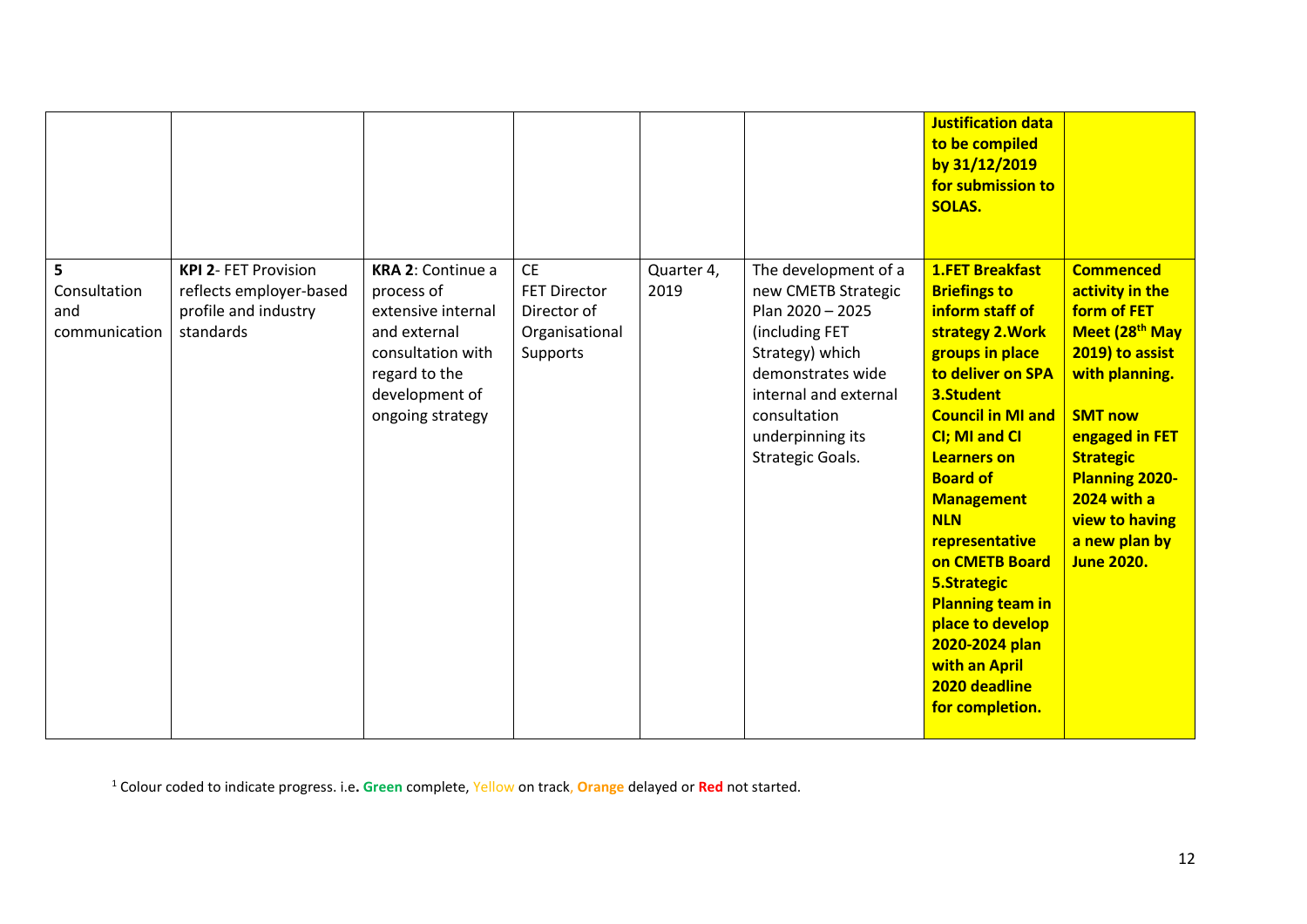|  |  |  |  |  |  | **Justification data to be compiled by 31/12/2019 for submission to SOLAS.** |  |
|---|---|---|---|---|---|---|---|
| **5** Consultation and communication | **KPI 2**- FET Provision reflects employer-based profile and industry standards | **KRA 2**: Continue a process of extensive internal and external consultation with regard to the development of ongoing strategy | CE<br>FET Director<br>Director of Organisational Supports | Quarter 4, 2019 | The development of a new CMETB Strategic Plan 2020 – 2025 (including FET Strategy) which demonstrates wide internal and external consultation underpinning its Strategic Goals. | **1.FET Breakfast Briefings to inform staff of strategy 2.Work groups in place to deliver on SPA 3.Student Council in MI and CI; MI and CI Learners on Board of Management NLN representative on CMETB Board 5.Strategic Planning team in place to develop 2020-2024 plan with an April 2020 deadline for completion.** | **Commenced activity in the form of FET Meet (28th May 2019) to assist with planning.**<br><br>**SMT now engaged in FET Strategic Planning 2020-2024 with a view to having a new plan by June 2020.** |

[1] Colour coded to indicate progress. i.e**.** **Green** complete, Yellow on track, **Orange** delayed or **Red** not started.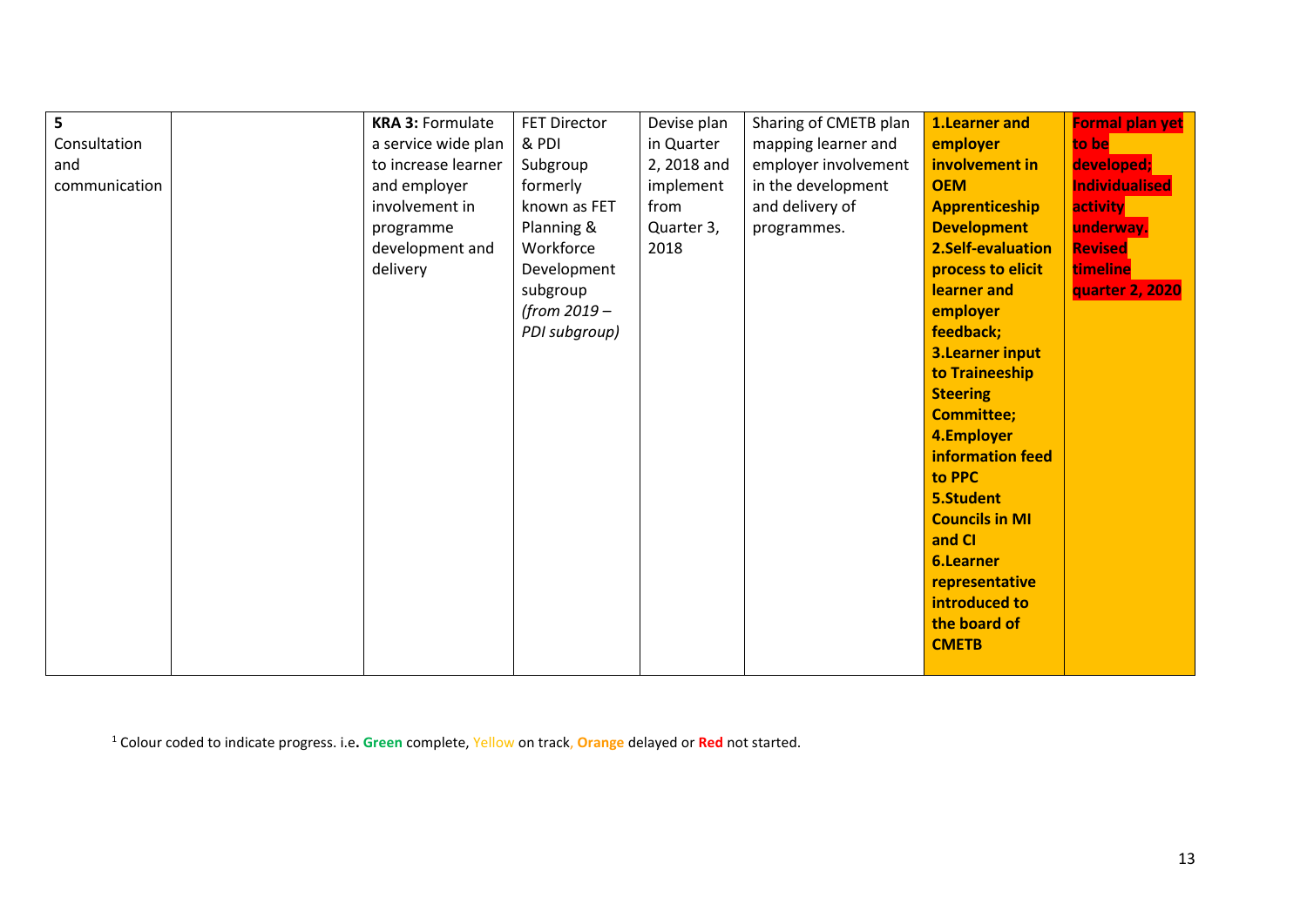| 5 Consultation and communication | | **KRA 3:** Formulate a service wide plan to increase learner and employer involvement in programme development and delivery | FET Director & PDI Subgroup formerly known as FET Planning & Workforce Development subgroup *(from 2019 – PDI subgroup)* | Devise plan in Quarter 2, 2018 and implement from Quarter 3, 2018 | Sharing of CMETB plan mapping learner and employer involvement in the development and delivery of programmes. | **1.Learner and employer involvement in OEM Apprenticeship Development 2.Self-evaluation process to elicit learner and employer feedback; 3.Learner input to Traineeship Steering Committee; 4.Employer information feed to PPC 5.Student Councils in MI and CI 6.Learner representative introduced to the board of CMETB** | **Formal plan yet to be developed; Individualised activity underway. Revised timeline quarter 2, 2020** |
|---|---|---|---|---|---|---|---|

[1] Colour coded to indicate progress. i.e. **Green** complete, Yellow on track, **Orange** delayed or **Red** not started.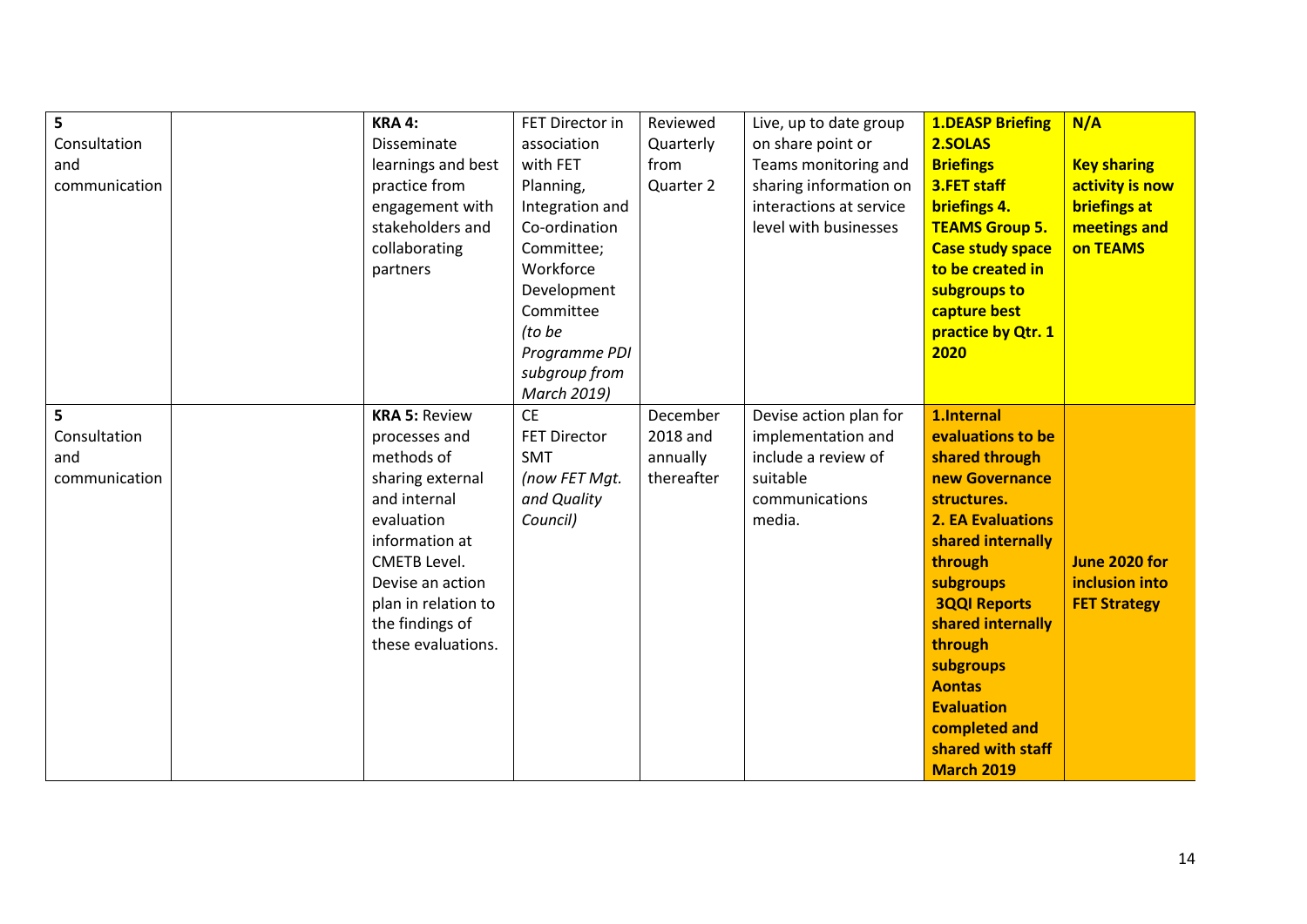| | | | | | | | |
|---|---|---|---|---|---|---|---|
| 5 Consultation and communication | | **KRA 4:** Disseminate learnings and best practice from engagement with stakeholders and collaborating partners | FET Director in association with FET Planning, Integration and Co-ordination Committee; Workforce Development Committee *(to be Programme PDI subgroup from March 2019)* | Reviewed Quarterly from Quarter 2 | Live, up to date group on share point or Teams monitoring and sharing information on interactions at service level with businesses | **1.DEASP Briefing 2.SOLAS Briefings 3.FET staff briefings 4. TEAMS Group 5. Case study space to be created in subgroups to capture best practice by Qtr. 1 2020** | **N/A** **Key sharing activity is now briefings at meetings and on TEAMS** |
| 5 Consultation and communication | | **KRA 5:** Review processes and methods of sharing external and internal evaluation information at CMETB Level. Devise an action plan in relation to the findings of these evaluations. | CE FET Director SMT *(now FET Mgt. and Quality Council)* | December 2018 and annually thereafter | Devise action plan for implementation and include a review of suitable communications media. | **1.Internal evaluations to be shared through new Governance structures. 2. EA Evaluations shared internally through subgroups 3QQI Reports shared internally through subgroups Aontas Evaluation completed and shared with staff March 2019** | **June 2020 for inclusion into FET Strategy** |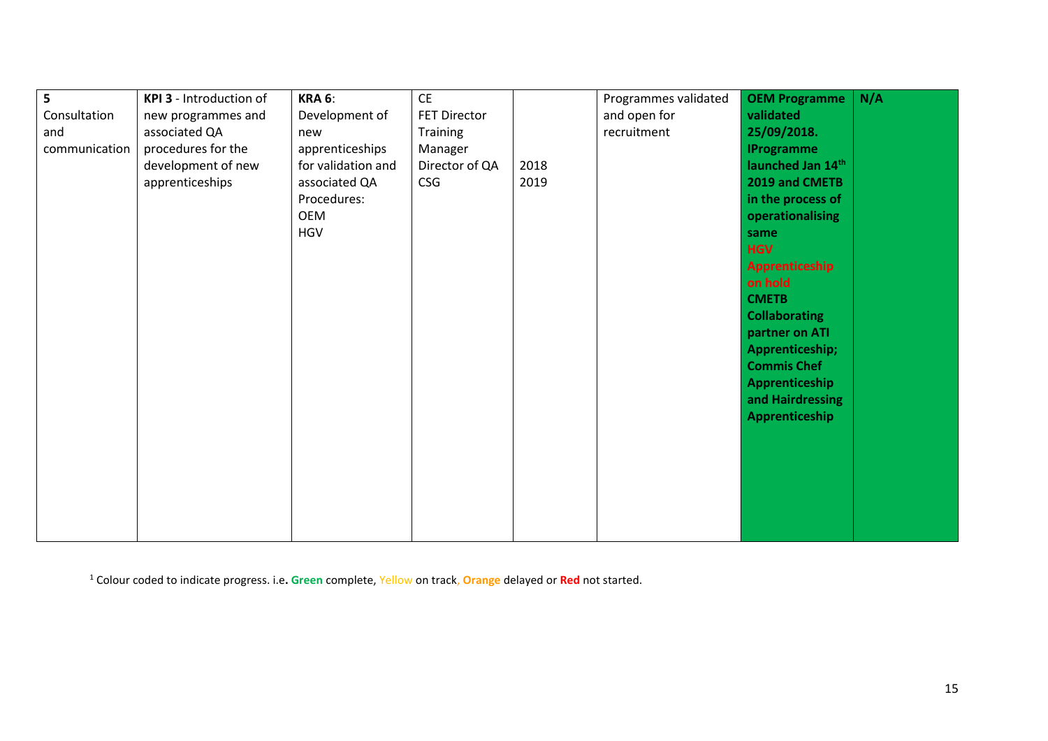| | | | | | | | |
|---|---|---|---|---|---|---|---|
| **5** Consultation and communication | **KPI 3** - Introduction of new programmes and associated QA procedures for the development of new apprenticeships | **KRA 6**: Development of new apprenticeships for validation and associated QA Procedures: OEM HGV | CE FET Director Training Manager Director of QA CSG | 2018 2019 | Programmes validated and open for recruitment | **OEM Programme validated 25/09/2018. IProgramme launched Jan 14th 2019 and CMETB in the process of operationalising same** **HGV Apprenticeship on hold** **CMETB Collaborating partner on ATI Apprenticeship; Commis Chef Apprenticeship and Hairdressing Apprenticeship** | **N/A** |

[1] Colour coded to indicate progress. i.e**. Green** complete, Yellow on track, **Orange** delayed or **Red** not started.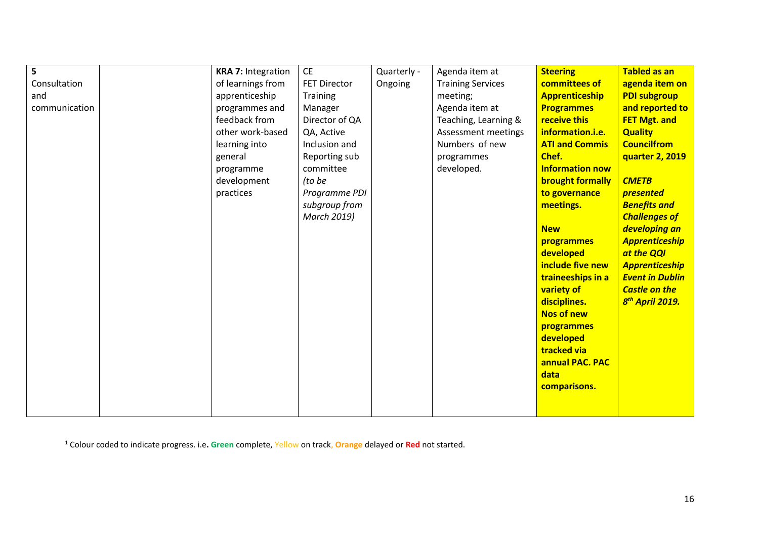| 5 Consultation and communication | | **KRA 7:** Integration of learnings from apprenticeship programmes and feedback from other work-based learning into general programme development practices | CE<br>FET Director<br>Training Manager<br>Director of QA<br>QA, Active Inclusion and Reporting sub committee *(to be Programme PDI subgroup from March 2019)* | Quarterly - Ongoing | Agenda item at Training Services meeting;<br>Agenda item at Teaching, Learning & Assessment meetings<br>Numbers of new programmes developed. | **Steering committees of Apprenticeship Programmes receive this information.i.e. ATI and Commis Chef. Information now brought formally to governance meetings.**<br><br>**New programmes developed include five new traineeships in a variety of disciplines. Nos of new programmes developed tracked via annual PAC. PAC data comparisons.** | **Tabled as an agenda item on PDI subgroup and reported to FET Mgt. and Quality Councilfrom quarter 2, 2019**<br><br>***CMETB presented Benefits and Challenges of developing an Apprenticeship at the QQI Apprenticeship Event in Dublin Castle on the 8th April 2019.*** |

[1] Colour coded to indicate progress. i.e**. Green** complete, Yellow on track, **Orange** delayed or **Red** not started.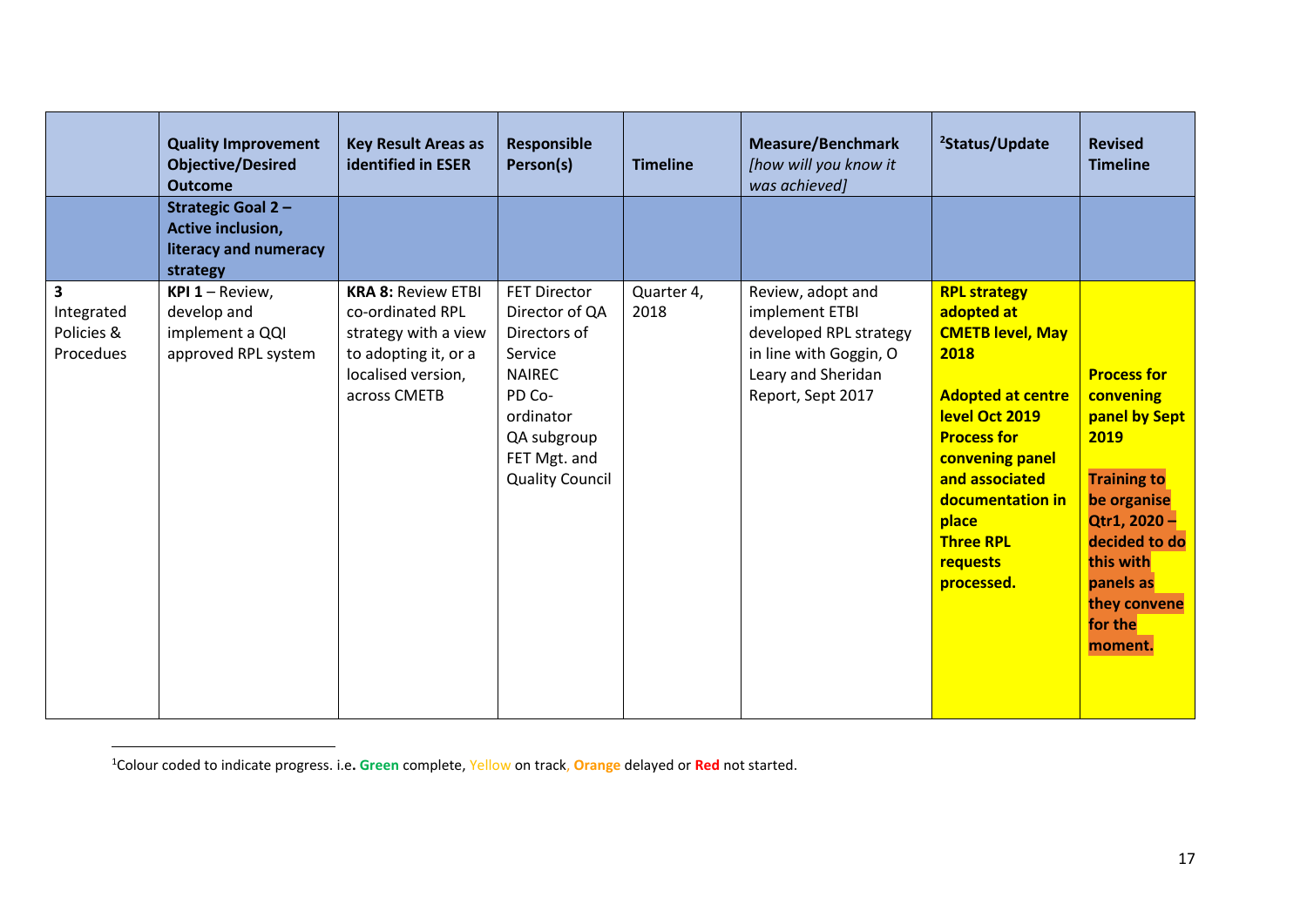| | Quality Improvement Objective/Desired Outcome | Key Result Areas as identified in ESER | Responsible Person(s) | Timeline | Measure/Benchmark *[how will you know it was achieved]* | [2]Status/Update | Revised Timeline |
|---|---|---|---|---|---|---|---|
| | **Strategic Goal 2 – Active inclusion, literacy and numeracy strategy** | | | | | | |
| **3** Integrated Policies & Procedues | **KPI 1** – Review, develop and implement a QQI approved RPL system | **KRA 8:** Review ETBI co-ordinated RPL strategy with a view to adopting it, or a localised version, across CMETB | FET Director<br>Director of QA<br>Directors of Service<br>NAIREC<br>PD Co-ordinator<br>QA subgroup<br>FET Mgt. and Quality Council | Quarter 4, 2018 | Review, adopt and implement ETBI developed RPL strategy in line with Goggin, O Leary and Sheridan Report, Sept 2017 | **RPL strategy adopted at CMETB level, May 2018**<br><br>**Adopted at centre level Oct 2019**<br>**Process for convening panel and associated documentation in place**<br>**Three RPL requests processed.** | **Process for convening panel by Sept 2019**<br><br>**Training to be organise Qtr1, 2020 – decided to do this with panels as they convene for the moment.** |

[1]Colour coded to indicate progress. i.e. **Green** complete, Yellow on track, **Orange** delayed or **Red** not started.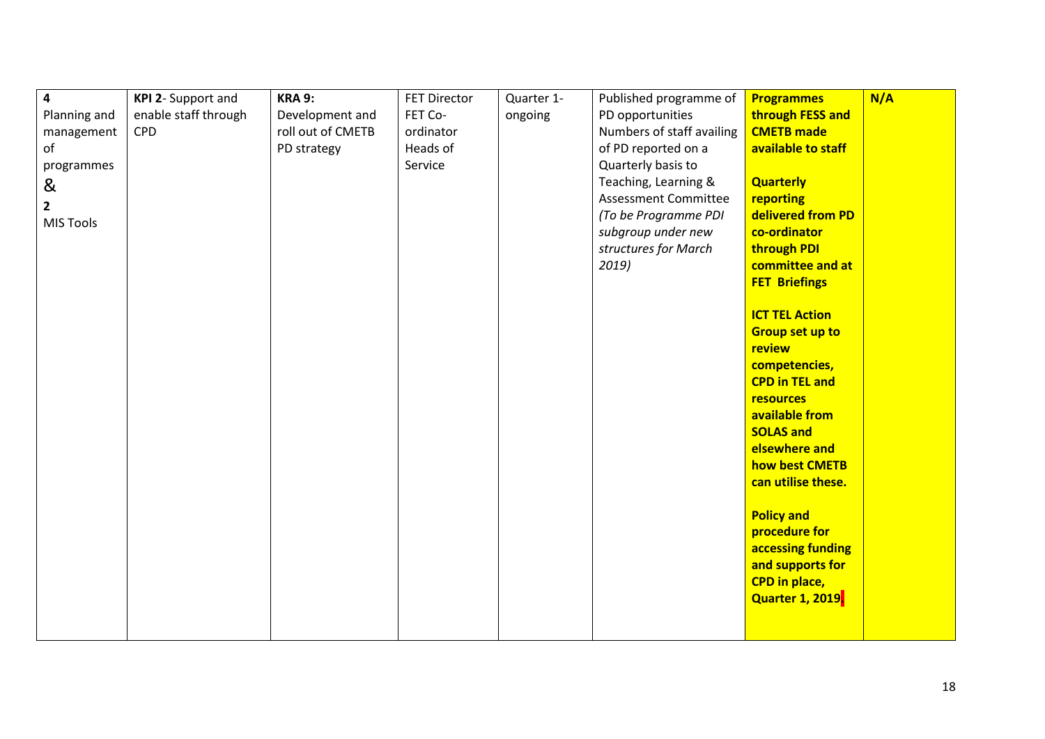| | | | | | | | |
|---|---|---|---|---|---|---|---|
| **4**<br>Planning and management of programmes<br>&<br>**2**<br>MIS Tools | **KPI 2**- Support and enable staff through CPD | **KRA 9:**<br>Development and roll out of CMETB PD strategy | FET Director<br>FET Co-ordinator<br>Heads of Service | Quarter 1- ongoing | Published programme of PD opportunities<br>Numbers of staff availing of PD reported on a Quarterly basis to Teaching, Learning & Assessment Committee *(To be Programme PDI subgroup under new structures for March 2019)* | **Programmes through FESS and CMETB made available to staff**<br><br>**Quarterly reporting delivered from PD co-ordinator through PDI committee and at FET Briefings**<br><br>**ICT TEL Action Group set up to review competencies, CPD in TEL and resources available from SOLAS and elsewhere and how best CMETB can utilise these.**<br><br>**Policy and procedure for accessing funding and supports for CPD in place, Quarter 1, 2019** | **N/A** |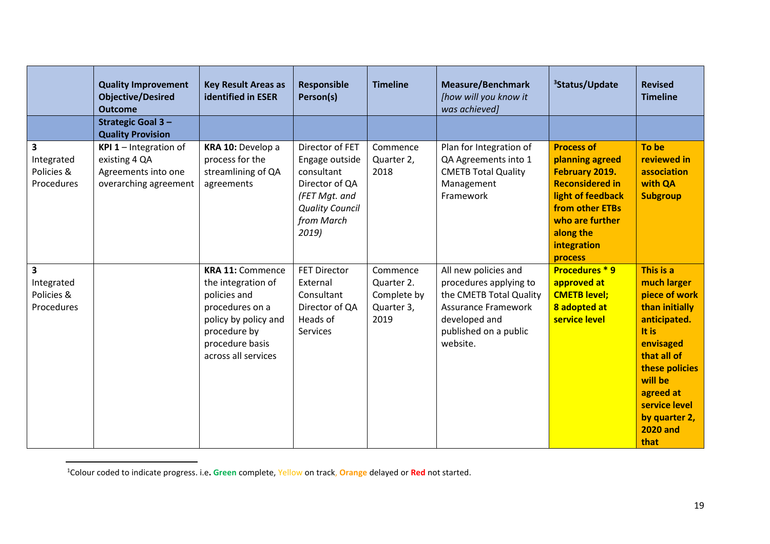| | Quality Improvement Objective/Desired Outcome | Key Result Areas as identified in ESER | Responsible Person(s) | Timeline | Measure/Benchmark *[how will you know it was achieved]* | [3]Status/Update | Revised Timeline |
|---|---|---|---|---|---|---|---|
| | **Strategic Goal 3 – Quality Provision** | | | | | | |
| **3** Integrated Policies & Procedures | **KPI 1** – Integration of existing 4 QA Agreements into one overarching agreement | **KRA 10:** Develop a process for the streamlining of QA agreements | Director of FET Engage outside consultant Director of QA *(FET Mgt. and Quality Council from March 2019)* | Commence Quarter 2, 2018 | Plan for Integration of QA Agreements into 1 CMETB Total Quality Management Framework | **Process of planning agreed February 2019. Reconsidered in light of feedback from other ETBs who are further along the integration process** | **To be reviewed in association with QA Subgroup** |
| **3** Integrated Policies & Procedures | | **KRA 11:** Commence the integration of policies and procedures on a policy by policy and procedure by procedure basis across all services | FET Director External Consultant Director of QA Heads of Services | Commence Quarter 2. Complete by Quarter 3, 2019 | All new policies and procedures applying to the CMETB Total Quality Assurance Framework developed and published on a public website. | **Procedures * 9 approved at CMETB level; 8 adopted at service level** | **This is a much larger piece of work than initially anticipated. It is envisaged that all of these policies will be agreed at service level by quarter 2, 2020 and that** |

[1]Colour coded to indicate progress. i.e**. Green** complete, Yellow on track, **Orange** delayed or **Red** not started.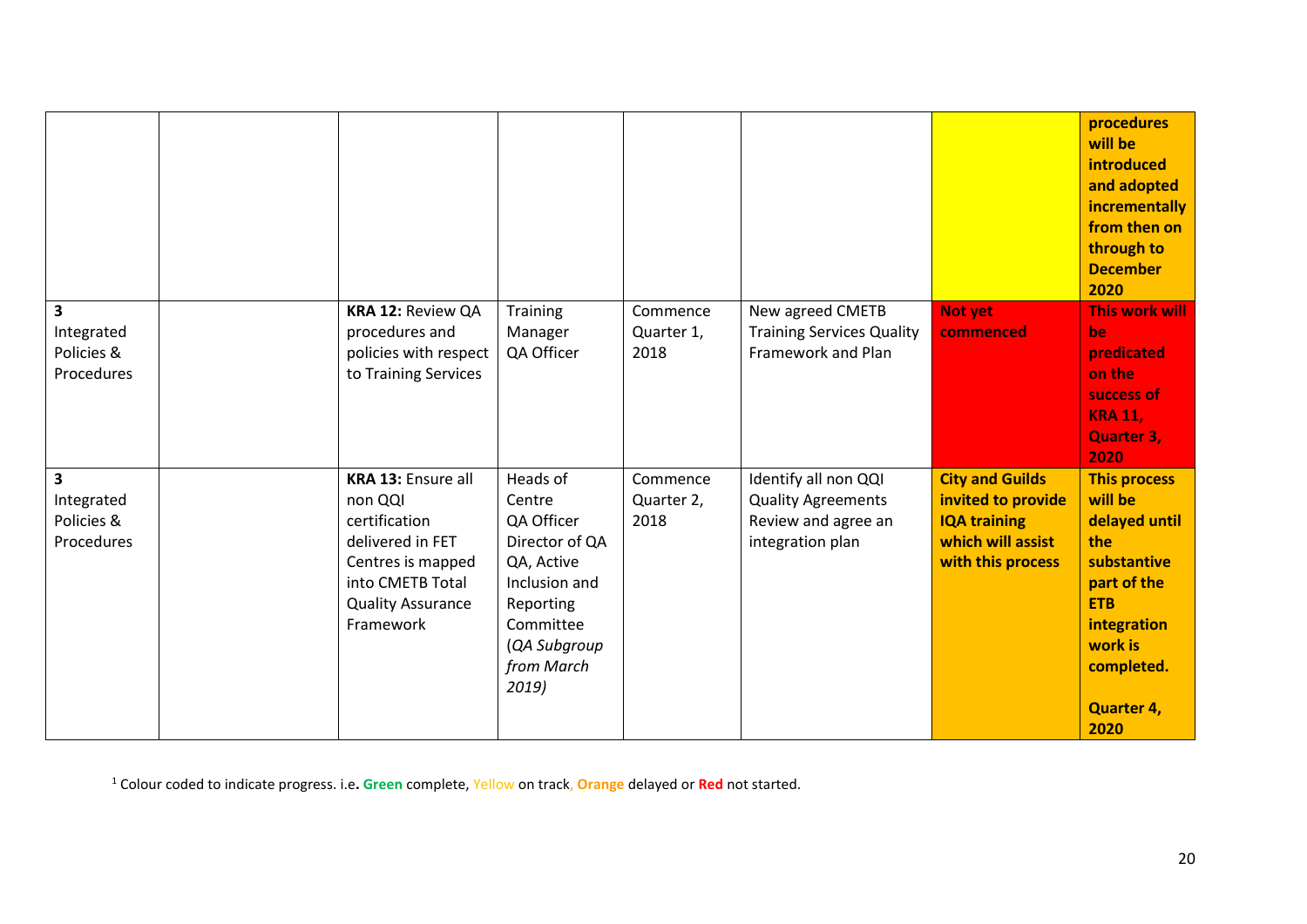| | | | | | | | |
|---|---|---|---|---|---|---|---|
| | | | | | | | **procedures will be introduced and adopted incrementally from then on through to December 2020** |
| 3 Integrated Policies & Procedures | | **KRA 12:** Review QA procedures and policies with respect to Training Services | Training Manager QA Officer | Commence Quarter 1, 2018 | New agreed CMETB Training Services Quality Framework and Plan | **Not yet commenced** | **This work will be predicated on the success of KRA 11, Quarter 3, 2020** |
| 3 Integrated Policies & Procedures | | **KRA 13:** Ensure all non QQI certification delivered in FET Centres is mapped into CMETB Total Quality Assurance Framework | Heads of Centre QA Officer Director of QA QA, Active Inclusion and Reporting Committee (*QA Subgroup from March 2019)* | Commence Quarter 2, 2018 | Identify all non QQI Quality Agreements Review and agree an integration plan | **City and Guilds invited to provide IQA training which will assist with this process** | **This process will be delayed until the substantive part of the ETB integration work is completed.** **Quarter 4, 2020** |

[1] Colour coded to indicate progress. i.e**. Green** complete, Yellow on track, **Orange** delayed or **Red** not started.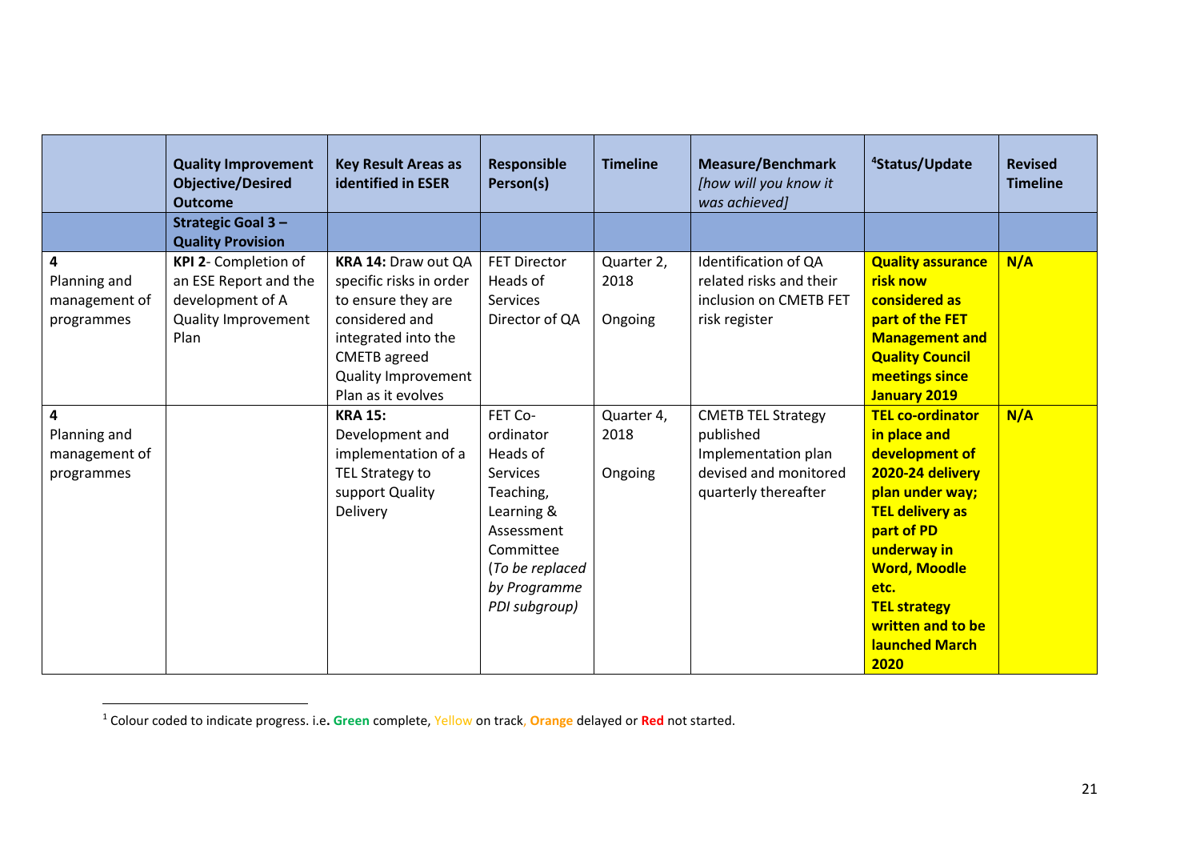| | Quality Improvement Objective/Desired Outcome | Key Result Areas as identified in ESER | Responsible Person(s) | Timeline | Measure/Benchmark *[how will you know it was achieved]* | Status/Update[1] | Revised Timeline |
|---|---|---|---|---|---|---|---|
| | **Strategic Goal 3 – Quality Provision** | | | | | | |
| **4** Planning and management of programmes | **KPI 2**- Completion of an ESE Report and the development of A Quality Improvement Plan | **KRA 14:** Draw out QA specific risks in order to ensure they are considered and integrated into the CMETB agreed Quality Improvement Plan as it evolves | FET Director Heads of Services Director of QA | Quarter 2, 2018 Ongoing | Identification of QA related risks and their inclusion on CMETB FET risk register | **Quality assurance risk now considered as part of the FET Management and Quality Council meetings since January 2019** | **N/A** |
| **4** Planning and management of programmes | | **KRA 15:** Development and implementation of a TEL Strategy to support Quality Delivery | FET Co-ordinator Heads of Services Teaching, Learning & Assessment Committee (*To be replaced by Programme PDI subgroup)* | Quarter 4, 2018 Ongoing | CMETB TEL Strategy published Implementation plan devised and monitored quarterly thereafter | **TEL co-ordinator in place and development of 2020-24 delivery plan under way; TEL delivery as part of PD underway in Word, Moodle etc. TEL strategy written and to be launched March 2020** | **N/A** |

[1] Colour coded to indicate progress. i.e**. Green** complete, Yellow on track, **Orange** delayed or **Red** not started.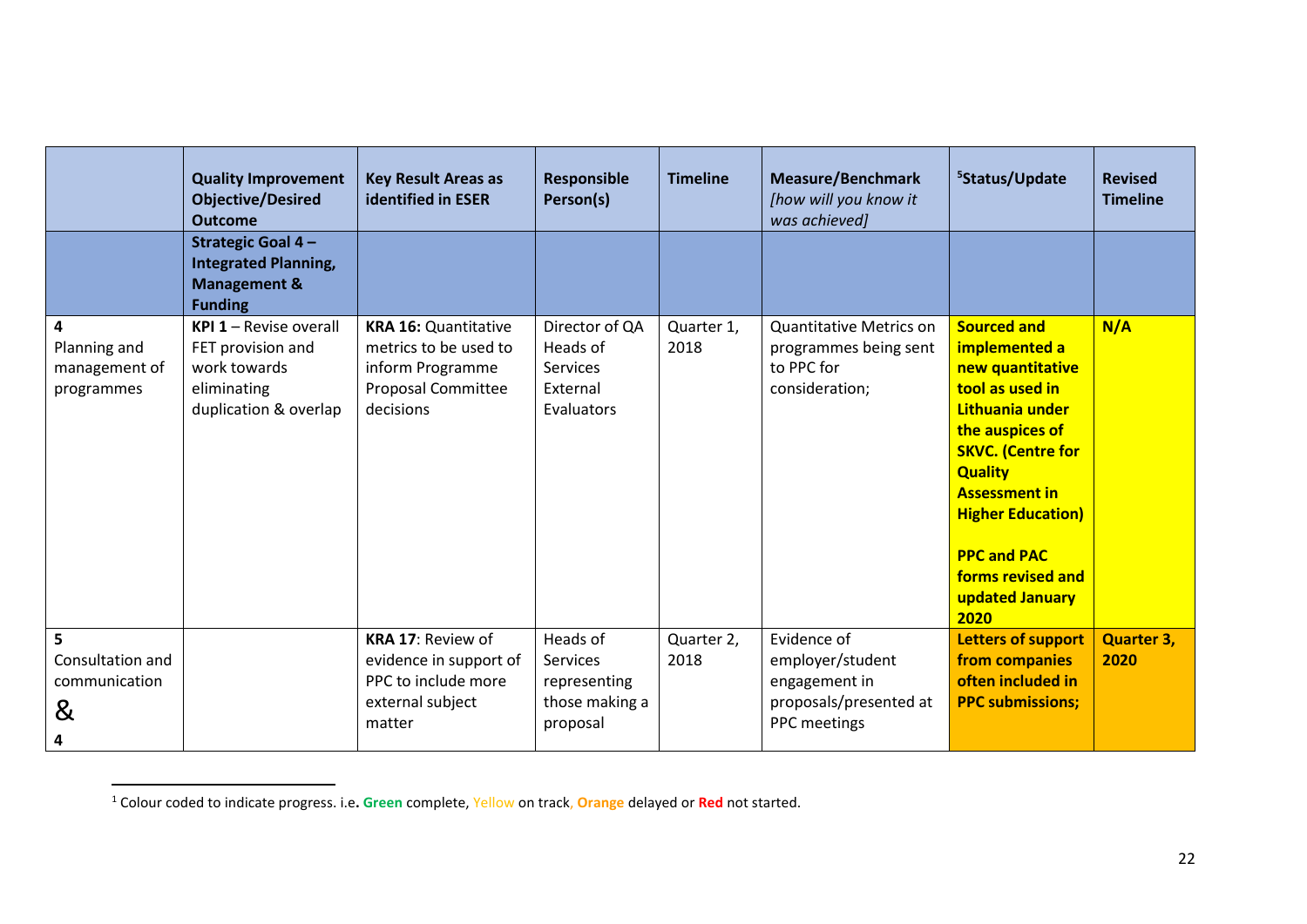| | Quality Improvement Objective/Desired Outcome | Key Result Areas as identified in ESER | Responsible Person(s) | Timeline | Measure/Benchmark *[how will you know it was achieved]* | [5]Status/Update | Revised Timeline |
|---|---|---|---|---|---|---|---|
| | **Strategic Goal 4 – Integrated Planning, Management & Funding** | | | | | | |
| **4** Planning and management of programmes | **KPI 1** – Revise overall FET provision and work towards eliminating duplication & overlap | **KRA 16:** Quantitative metrics to be used to inform Programme Proposal Committee decisions | Director of QA Heads of Services External Evaluators | Quarter 1, 2018 | Quantitative Metrics on programmes being sent to PPC for consideration; | **Sourced and implemented a new quantitative tool as used in Lithuania under the auspices of SKVC. (Centre for Quality Assessment in Higher Education)** **PPC and PAC forms revised and updated January 2020** | **N/A** |
| **5** Consultation and communication & **4** | | **KRA 17**: Review of evidence in support of PPC to include more external subject matter | Heads of Services representing those making a proposal | Quarter 2, 2018 | Evidence of employer/student engagement in proposals/presented at PPC meetings | **Letters of support from companies often included in PPC submissions;** | **Quarter 3, 2020** |

[1] Colour coded to indicate progress. i.e**. Green** complete, Yellow on track, **Orange** delayed or **Red** not started.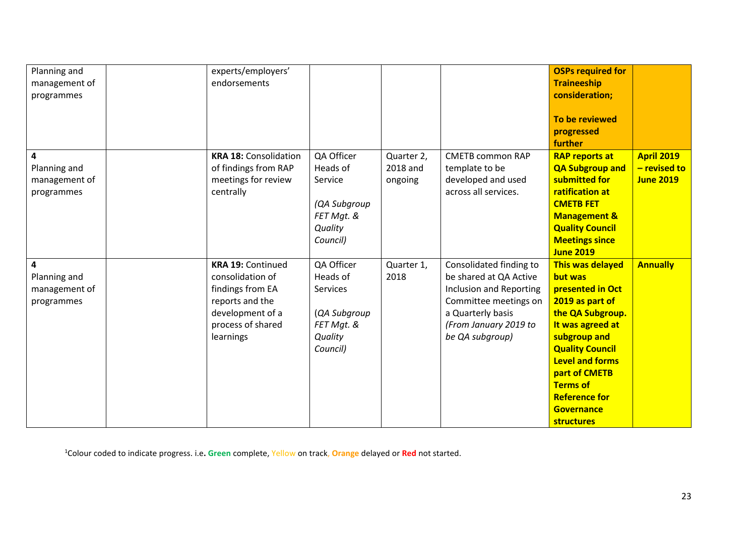| Planning and management of programmes | | experts/employers' endorsements | | | | **OSPs required for Traineeship consideration;** **To be reviewed progressed further** | |
|---|---|---|---|---|---|---|---|
| **4** Planning and management of programmes | | **KRA 18:** Consolidation of findings from RAP meetings for review centrally | QA Officer Heads of Service *(QA Subgroup FET Mgt. & Quality Council)* | Quarter 2, 2018 and ongoing | CMETB common RAP template to be developed and used across all services. | **RAP reports at QA Subgroup and submitted for ratification at CMETB FET Management & Quality Council Meetings since June 2019** | **April 2019 – revised to June 2019** |
| **4** Planning and management of programmes | | **KRA 19:** Continued consolidation of findings from EA reports and the development of a process of shared learnings | QA Officer Heads of Services (*QA Subgroup FET Mgt. & Quality Council)* | Quarter 1, 2018 | Consolidated finding to be shared at QA Active Inclusion and Reporting Committee meetings on a Quarterly basis *(From January 2019 to be QA subgroup)* | **This was delayed but was presented in Oct 2019 as part of the QA Subgroup. It was agreed at subgroup and Quality Council Level and forms part of CMETB Terms of Reference for Governance structures** | **Annually** |

[1]Colour coded to indicate progress. i.e**. Green** complete, Yellow on track, **Orange** delayed or **Red** not started.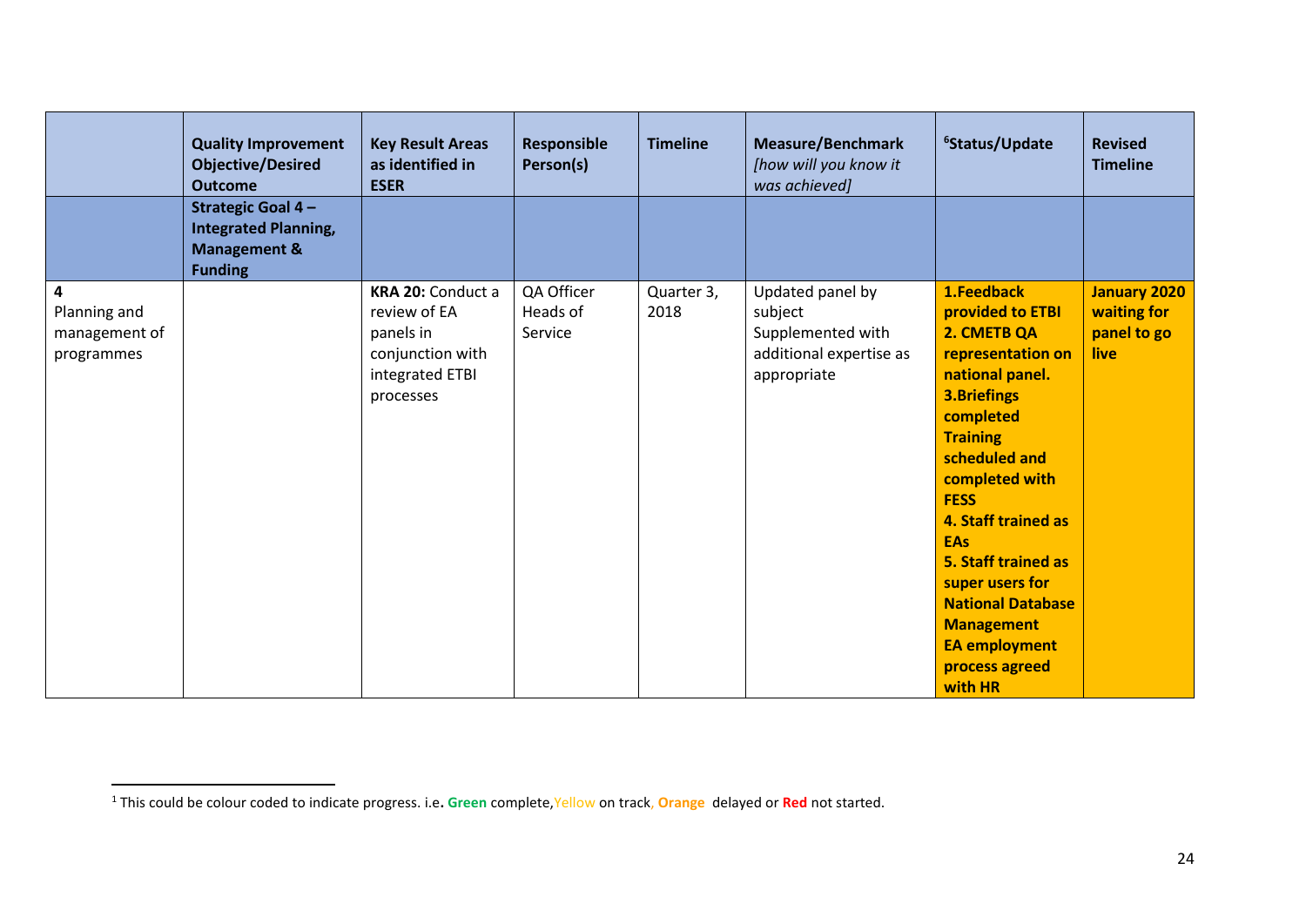| | Quality Improvement Objective/Desired Outcome | Key Result Areas as identified in ESER | Responsible Person(s) | Timeline | Measure/Benchmark *[how will you know it was achieved]* | [6]Status/Update | Revised Timeline |
|---|---|---|---|---|---|---|---|
| | **Strategic Goal 4 – Integrated Planning, Management & Funding** | | | | | | |
| **4** Planning and management of programmes | | **KRA 20:** Conduct a review of EA panels in conjunction with integrated ETBI processes | QA Officer Heads of Service | Quarter 3, 2018 | Updated panel by subject Supplemented with additional expertise as appropriate | **1.Feedback provided to ETBI 2. CMETB QA representation on national panel. 3.Briefings completed Training scheduled and completed with FESS 4. Staff trained as EAs 5. Staff trained as super users for National Database Management EA employment process agreed with HR** | **January 2020 waiting for panel to go live** |

[1] This could be colour coded to indicate progress. i.e. **Green** complete, Yellow on track, **Orange** delayed or **Red** not started.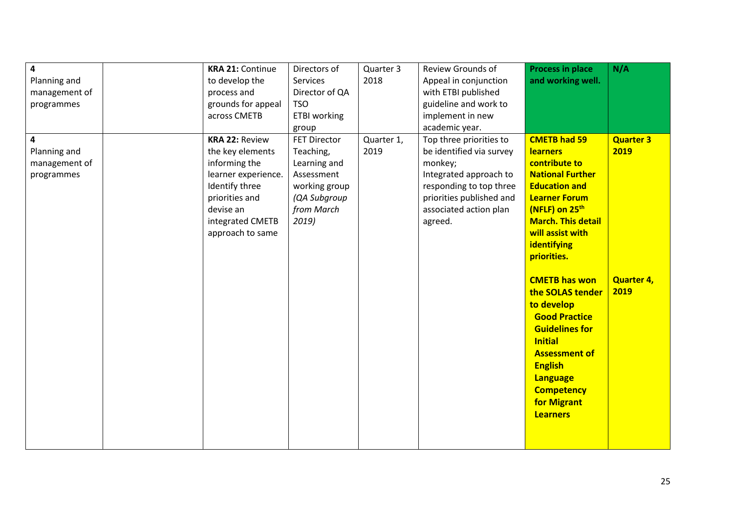| | | | | | | | |
|---|---|---|---|---|---|---|---|
| 4 Planning and management of programmes | | **KRA 21:** Continue to develop the process and grounds for appeal across CMETB | Directors of Services Director of QA TSO ETBI working group | Quarter 3 2018 | Review Grounds of Appeal in conjunction with ETBI published guideline and work to implement in new academic year. | **Process in place and working well.** | **N/A** |
| 4 Planning and management of programmes | | **KRA 22:** Review the key elements informing the learner experience. Identify three priorities and devise an integrated CMETB approach to same | FET Director Teaching, Learning and Assessment working group *(QA Subgroup from March 2019)* | Quarter 1, 2019 | Top three priorities to be identified via survey monkey; Integrated approach to responding to top three priorities published and associated action plan agreed. | **CMETB had 59 learners contribute to National Further Education and Learner Forum (NFLF) on 25th March. This detail will assist with identifying priorities.**<br><br>**CMETB has won the SOLAS tender to develop Good Practice Guidelines for Initial Assessment of English Language Competency for Migrant Learners** | **Quarter 3 2019**<br><br>**Quarter 4, 2019** |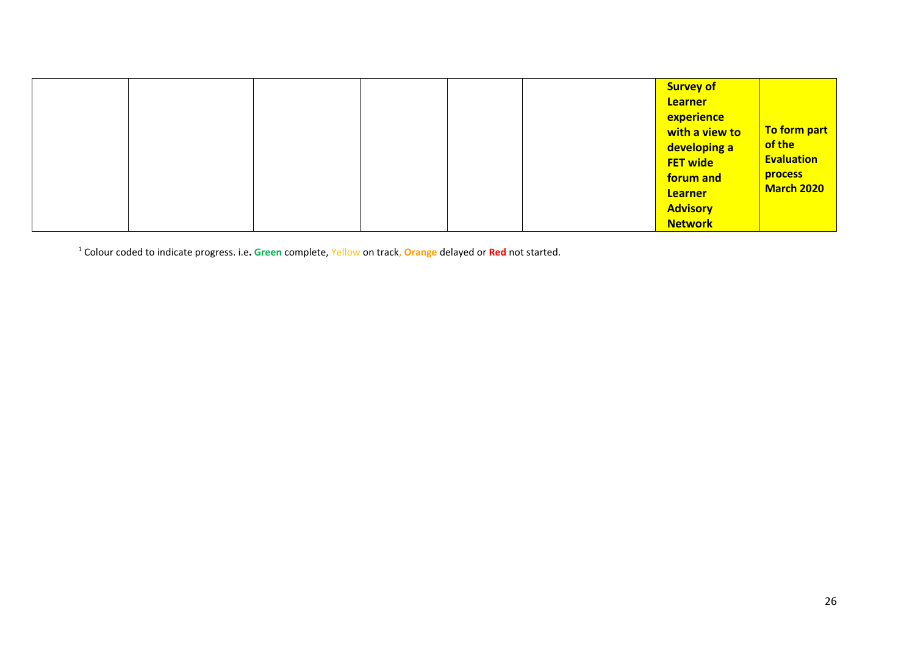|  |  |  |  |  |  | **Survey of Learner experience with a view to developing a FET wide forum and Learner Advisory Network** | **To form part of the Evaluation process March 2020** |
|---|---|---|---|---|---|---|---|

[1] Colour coded to indicate progress. i.e**. Green** complete, Yellow on track, **Orange** delayed or **Red** not started.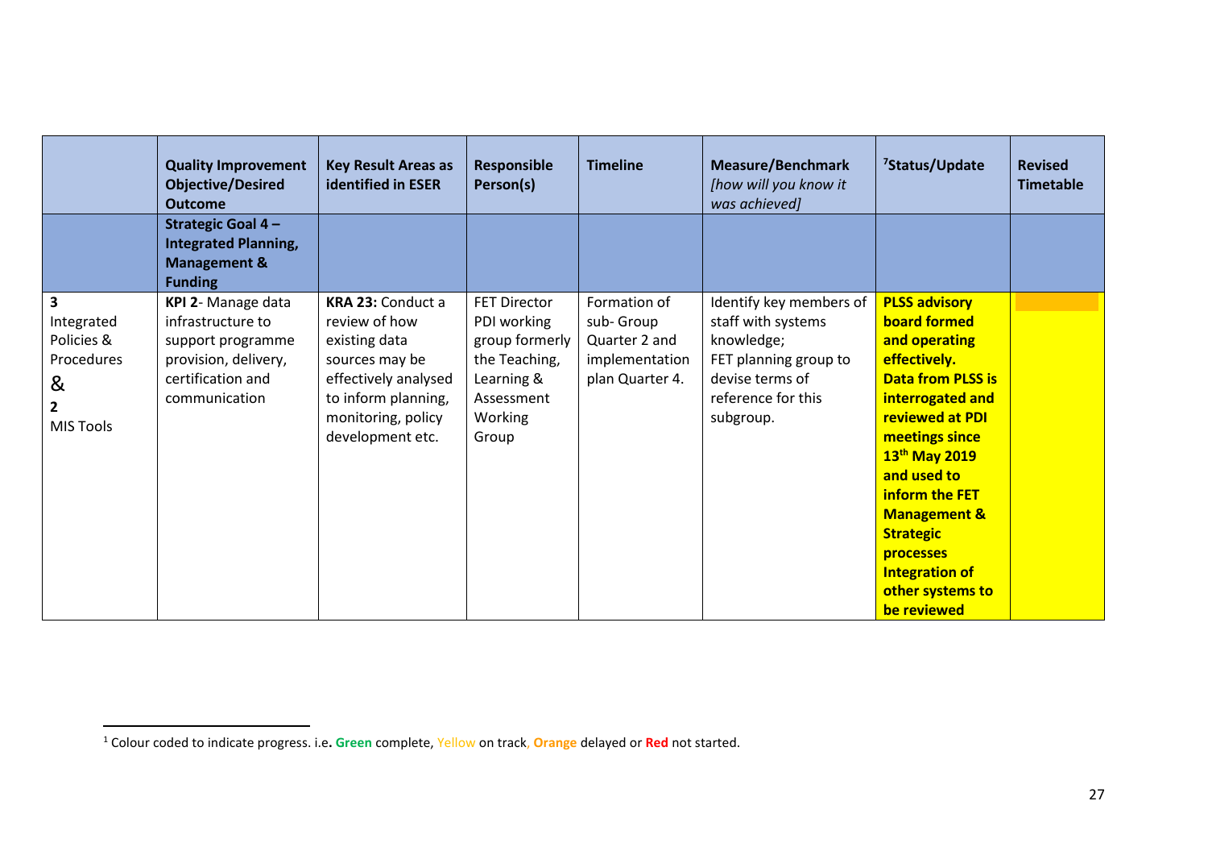| | Quality Improvement Objective/Desired Outcome | Key Result Areas as identified in ESER | Responsible Person(s) | Timeline | Measure/Benchmark *[how will you know it was achieved]* | [7]Status/Update | Revised Timetable |
|---|---|---|---|---|---|---|---|
| | **Strategic Goal 4 – Integrated Planning, Management & Funding** | | | | | | |
| **3** Integrated Policies & Procedures & **2** MIS Tools | **KPI 2**- Manage data infrastructure to support programme provision, delivery, certification and communication | **KRA 23:** Conduct a review of how existing data sources may be effectively analysed to inform planning, monitoring, policy development etc. | FET Director PDI working group formerly the Teaching, Learning & Assessment Working Group | Formation of sub- Group Quarter 2 and implementation plan Quarter 4. | Identify key members of staff with systems knowledge; FET planning group to devise terms of reference for this subgroup. | **PLSS advisory board formed and operating effectively. Data from PLSS is interrogated and reviewed at PDI meetings since 13th May 2019 and used to inform the FET Management & Strategic processes Integration of other systems to be reviewed** | |

[1] Colour coded to indicate progress. i.e. **Green** complete, Yellow on track, **Orange** delayed or **Red** not started.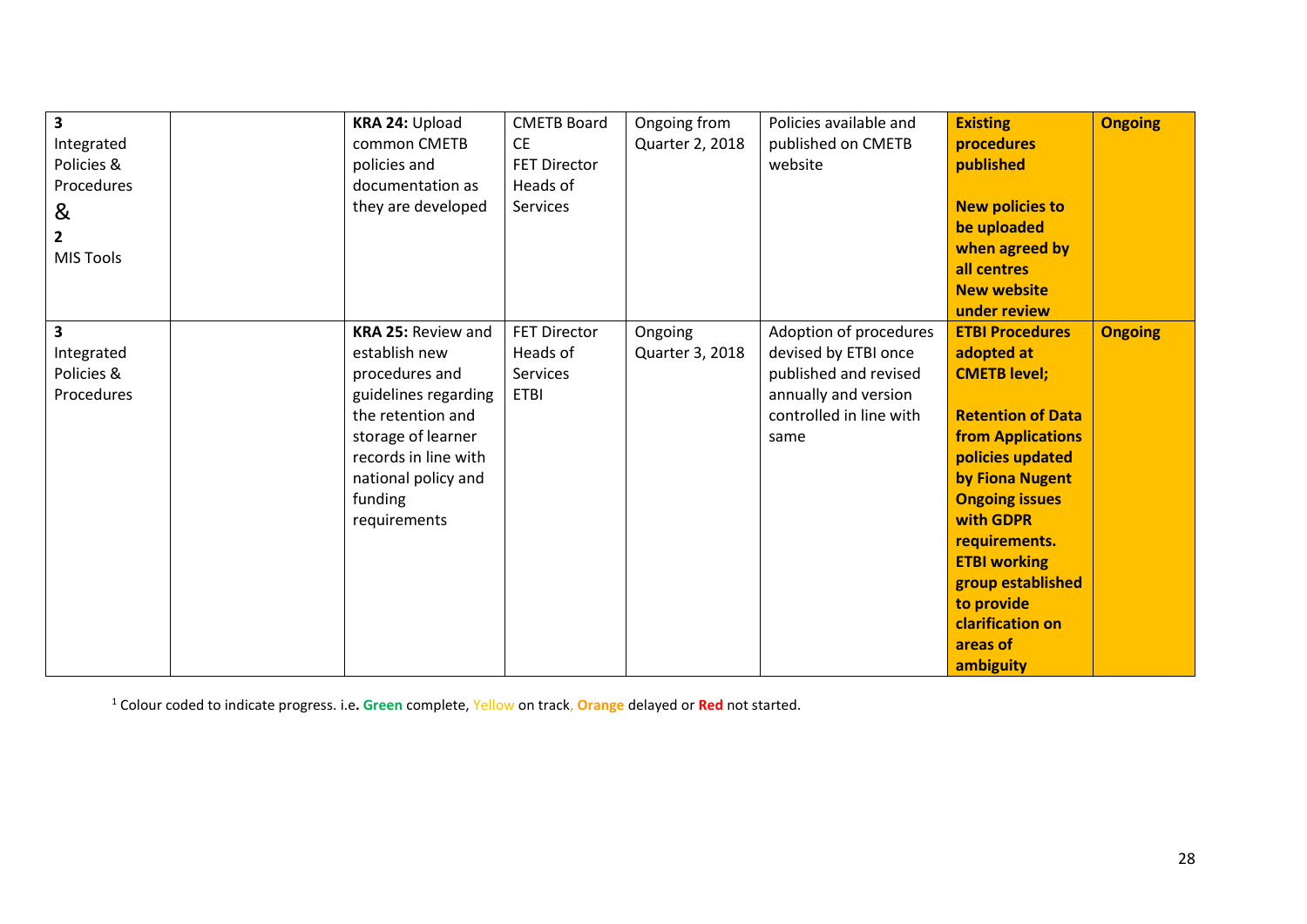| | | | | | | | |
|---|---|---|---|---|---|---|---|
| **3** Integrated Policies & Procedures & **2** MIS Tools | | **KRA 24:** Upload common CMETB policies and documentation as they are developed | CMETB Board CE FET Director Heads of Services | Ongoing from Quarter 2, 2018 | Policies available and published on CMETB website | **Existing procedures published** **New policies to be uploaded when agreed by all centres New website under review** | **Ongoing** |
| **3** Integrated Policies & Procedures | | **KRA 25:** Review and establish new procedures and guidelines regarding the retention and storage of learner records in line with national policy and funding requirements | FET Director Heads of Services ETBI | Ongoing Quarter 3, 2018 | Adoption of procedures devised by ETBI once published and revised annually and version controlled in line with same | **ETBI Procedures adopted at CMETB level;** **Retention of Data from Applications policies updated by Fiona Nugent Ongoing issues with GDPR requirements. ETBI working group established to provide clarification on areas of ambiguity** | **Ongoing** |

[1] Colour coded to indicate progress. i.e**. Green** complete, Yellow on track, **Orange** delayed or **Red** not started.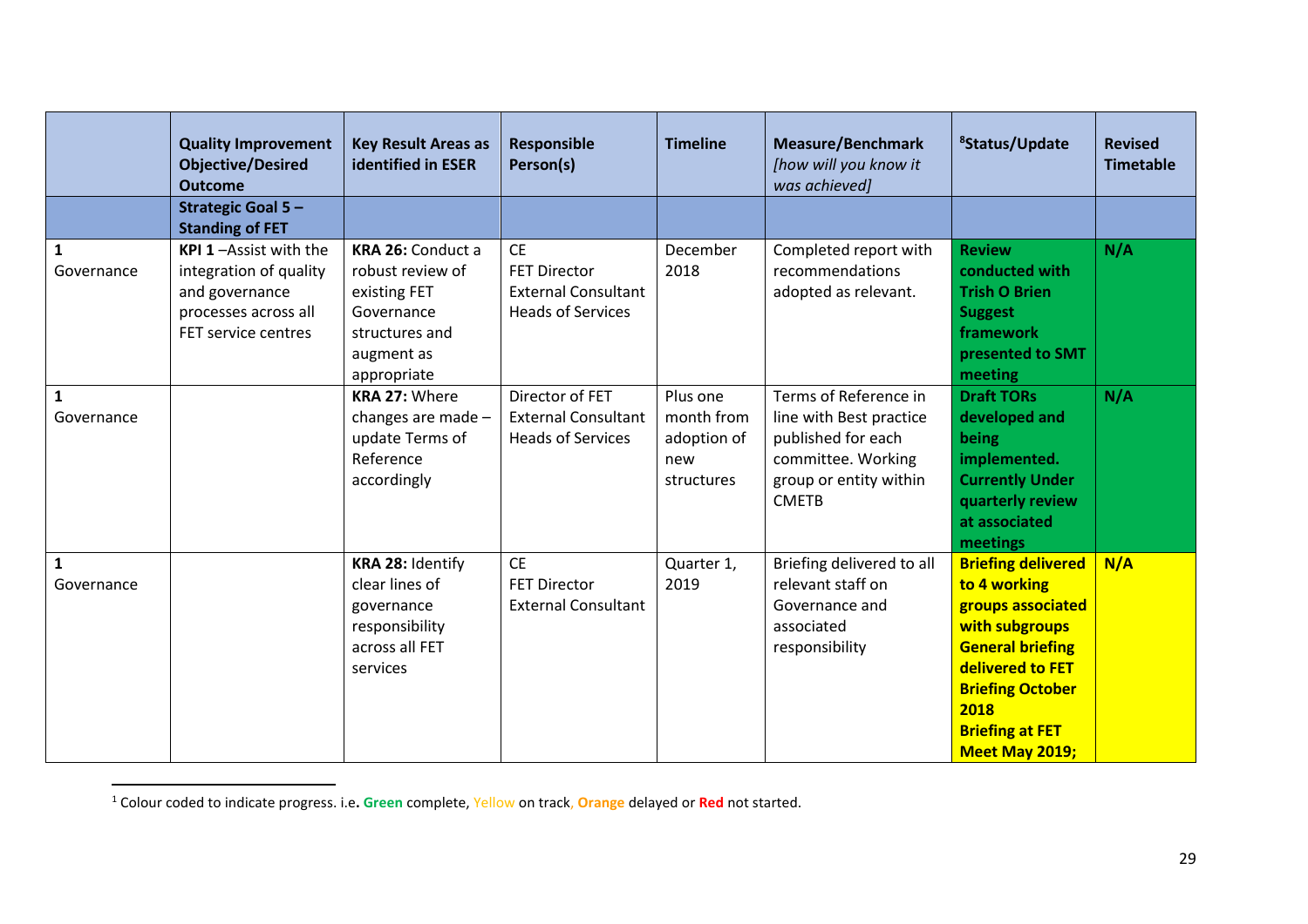| | Quality Improvement Objective/Desired Outcome | Key Result Areas as identified in ESER | Responsible Person(s) | Timeline | Measure/Benchmark *[how will you know it was achieved]* | [8]Status/Update | Revised Timetable |
|---|---|---|---|---|---|---|---|
| | **Strategic Goal 5 – Standing of FET** | | | | | | |
| **1** Governance | **KPI 1** –Assist with the integration of quality and governance processes across all FET service centres | **KRA 26:** Conduct a robust review of existing FET Governance structures and augment as appropriate | CE<br>FET Director<br>External Consultant<br>Heads of Services | December 2018 | Completed report with recommendations adopted as relevant. | **Review conducted with Trish O Brien Suggest framework presented to SMT meeting** | **N/A** |
| **1** Governance | | **KRA 27:** Where changes are made – update Terms of Reference accordingly | Director of FET<br>External Consultant<br>Heads of Services | Plus one month from adoption of new structures | Terms of Reference in line with Best practice published for each committee. Working group or entity within CMETB | **Draft TORs developed and being implemented. Currently Under quarterly review at associated meetings** | **N/A** |
| **1** Governance | | **KRA 28:** Identify clear lines of governance responsibility across all FET services | CE<br>FET Director<br>External Consultant | Quarter 1, 2019 | Briefing delivered to all relevant staff on Governance and associated responsibility | **Briefing delivered to 4 working groups associated with subgroups General briefing delivered to FET Briefing October 2018 Briefing at FET Meet May 2019;** | **N/A** |

[1] Colour coded to indicate progress. i.e**. Green** complete, Yellow on track, **Orange** delayed or **Red** not started.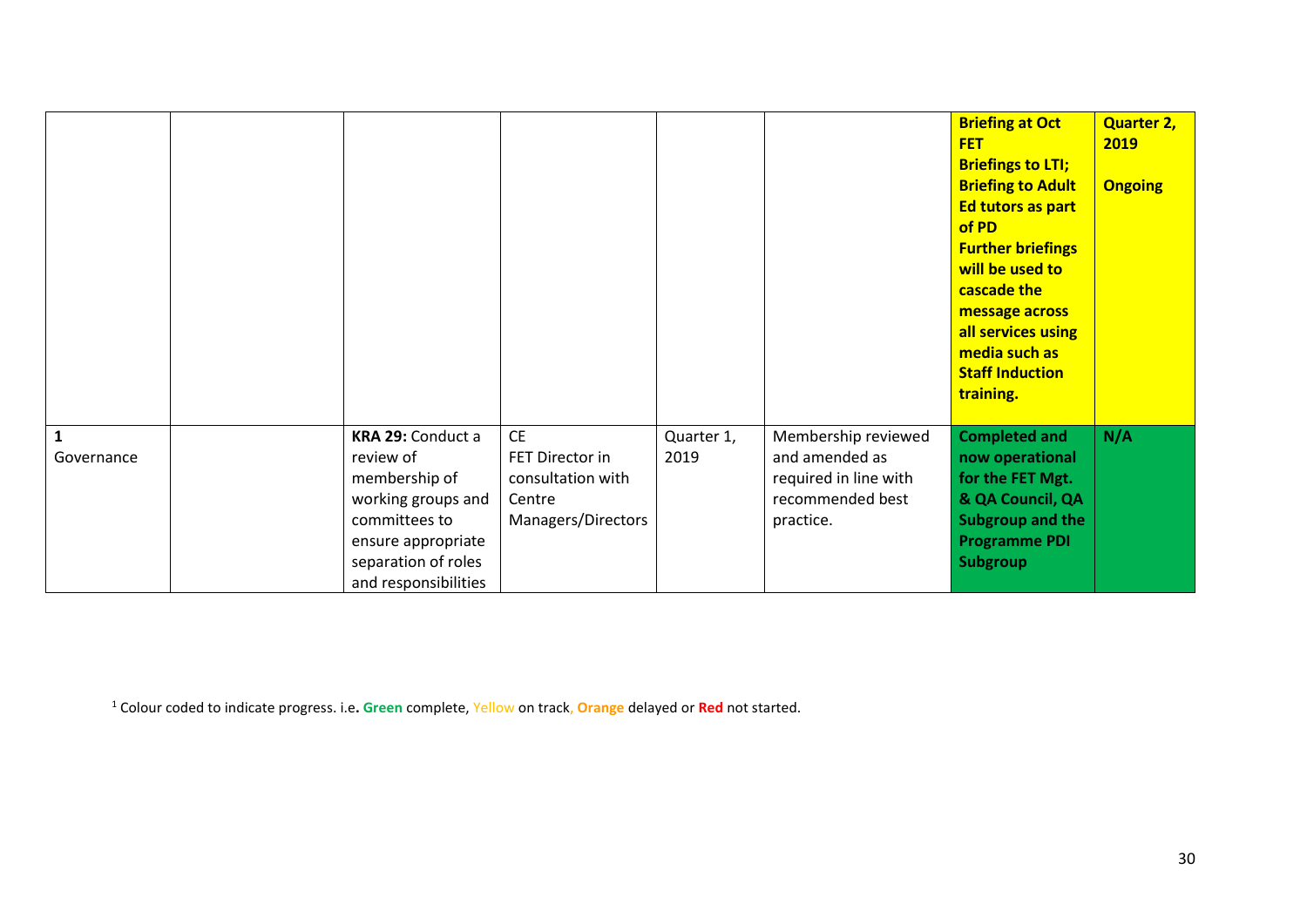| | | | | | | | |
|---|---|---|---|---|---|---|---|
| | | | | | | **Briefing at Oct FET Briefings to LTI; Briefing to Adult Ed tutors as part of PD Further briefings will be used to cascade the message across all services using media such as Staff Induction training.** | **Quarter 2, 2019 Ongoing** |
| **1** Governance | | **KRA 29:** Conduct a review of membership of working groups and committees to ensure appropriate separation of roles and responsibilities | CE FET Director in consultation with Centre Managers/Directors | Quarter 1, 2019 | Membership reviewed and amended as required in line with recommended best practice. | **Completed and now operational for the FET Mgt. & QA Council, QA Subgroup and the Programme PDI Subgroup** | **N/A** |

[1] Colour coded to indicate progress. i.e**. Green** complete, Yellow on track, **Orange** delayed or **Red** not started.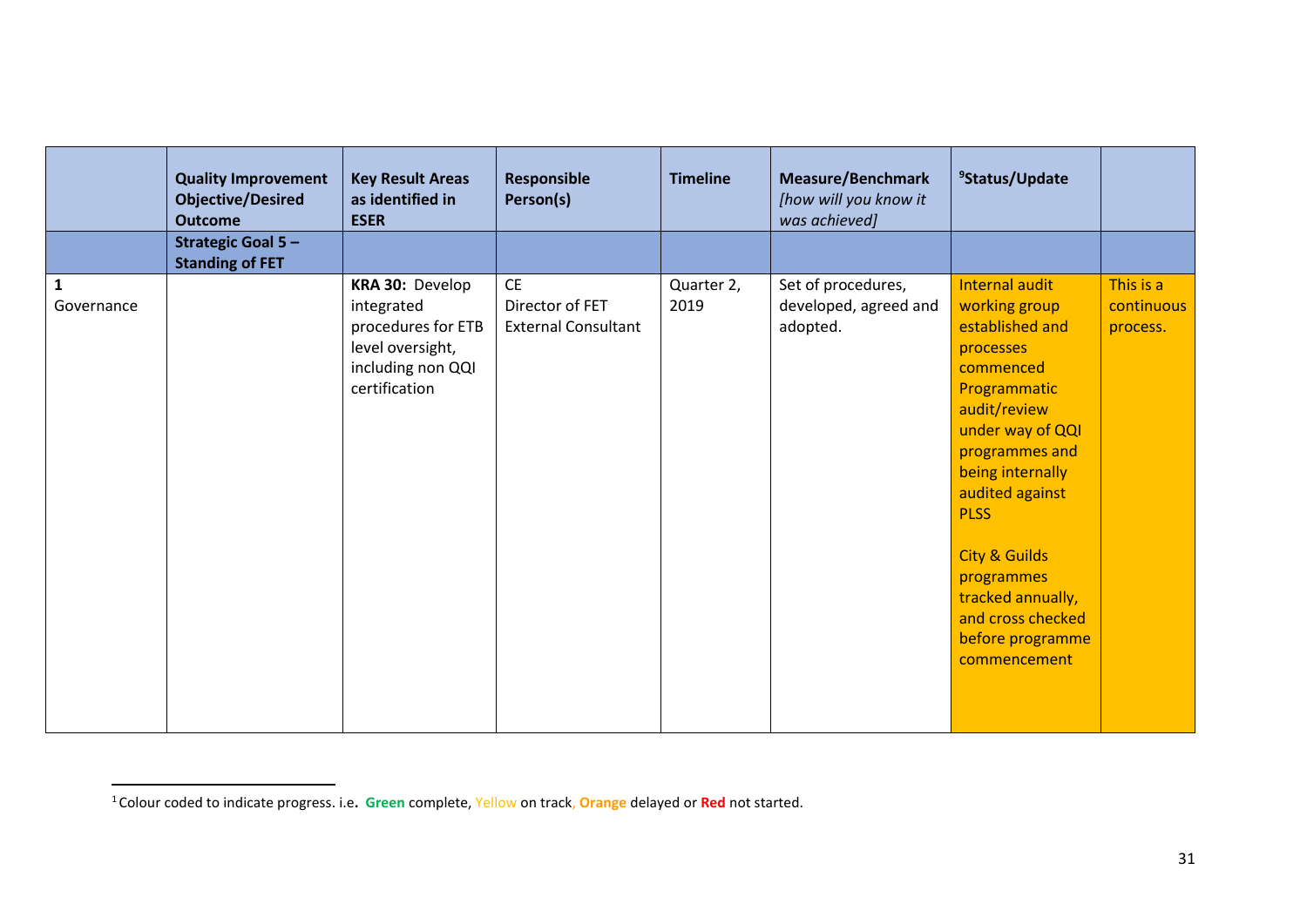| | Quality Improvement Objective/Desired Outcome | Key Result Areas as identified in ESER | Responsible Person(s) | Timeline | Measure/Benchmark *[how will you know it was achieved]* | [9]Status/Update | |
|---|---|---|---|---|---|---|---|
| | **Strategic Goal 5 – Standing of FET** | | | | | | |
| **1** Governance | | **KRA 30:** Develop integrated procedures for ETB level oversight, including non QQI certification | CE<br>Director of FET<br>External Consultant | Quarter 2, 2019 | Set of procedures, developed, agreed and adopted. | Internal audit working group established and processes commenced Programmatic audit/review under way of QQI programmes and being internally audited against PLSS<br><br>City & Guilds programmes tracked annually, and cross checked before programme commencement | This is a continuous process. |

[1] Colour coded to indicate progress. i.e. **Green** complete, Yellow on track, **Orange** delayed or **Red** not started.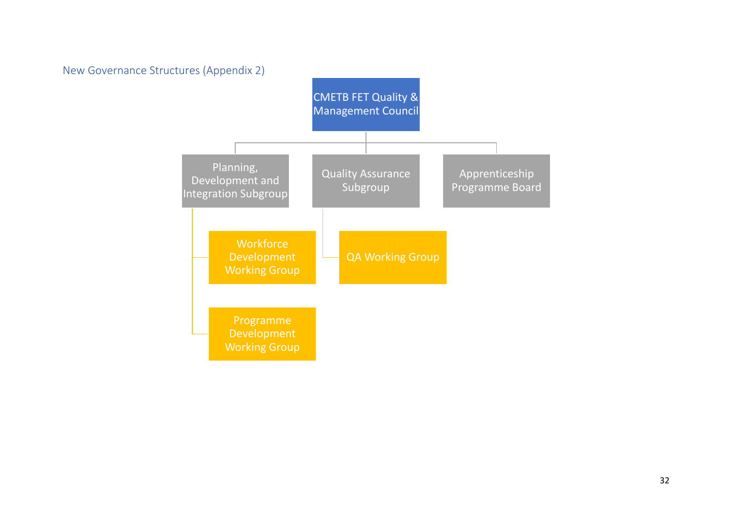## New Governance Structures (Appendix 2)

- CMETB FET Quality & Management Council
  - Planning, Development and Integration Subgroup
    - Workforce Development Working Group
    - Programme Development Working Group
  - Quality Assurance Subgroup
    - QA Working Group
  - Apprenticeship Programme Board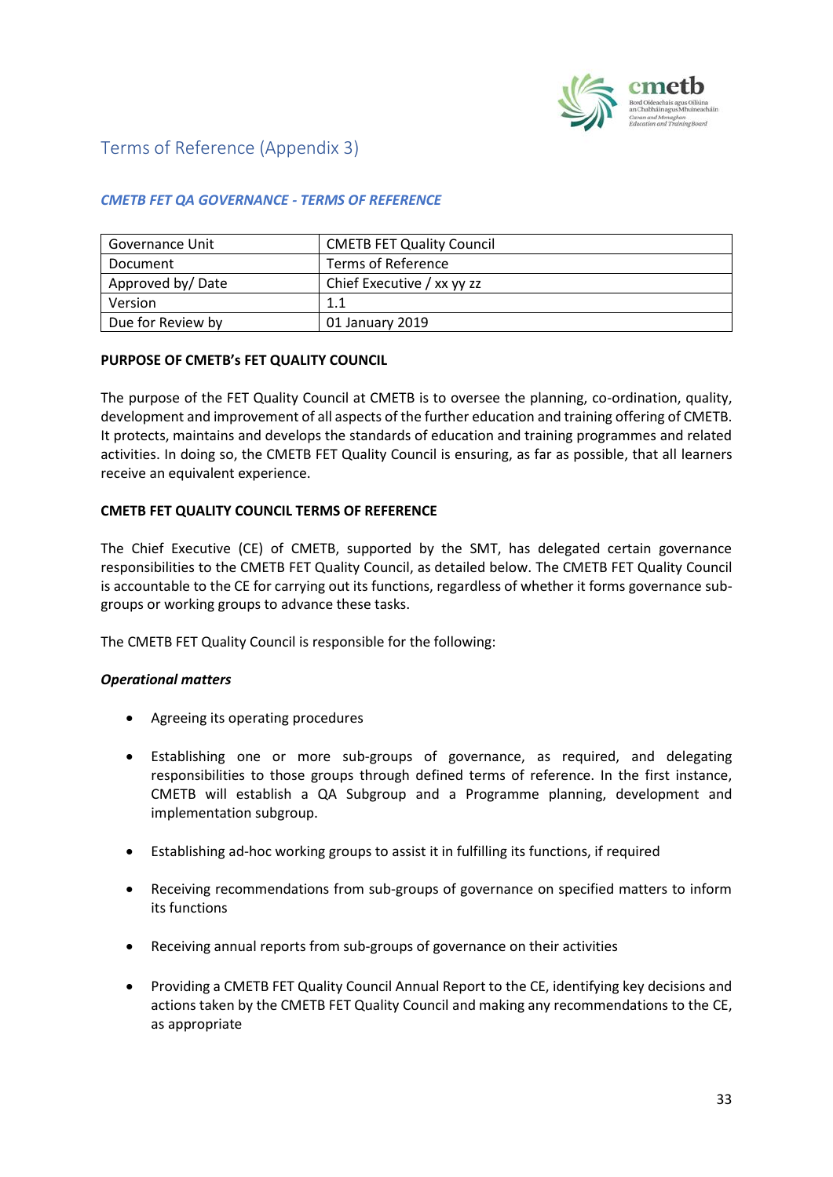# Terms of Reference (Appendix 3)

***CMETB FET QA GOVERNANCE - TERMS OF REFERENCE***

| Governance Unit | CMETB FET Quality Council |
|---|---|
| Document | Terms of Reference |
| Approved by/ Date | Chief Executive / xx yy zz |
| Version | 1.1 |
| Due for Review by | 01 January 2019 |

**PURPOSE OF CMETB's FET QUALITY COUNCIL**

The purpose of the FET Quality Council at CMETB is to oversee the planning, co-ordination, quality, development and improvement of all aspects of the further education and training offering of CMETB. It protects, maintains and develops the standards of education and training programmes and related activities. In doing so, the CMETB FET Quality Council is ensuring, as far as possible, that all learners receive an equivalent experience.

**CMETB FET QUALITY COUNCIL TERMS OF REFERENCE**

The Chief Executive (CE) of CMETB, supported by the SMT, has delegated certain governance responsibilities to the CMETB FET Quality Council, as detailed below. The CMETB FET Quality Council is accountable to the CE for carrying out its functions, regardless of whether it forms governance sub-groups or working groups to advance these tasks.

The CMETB FET Quality Council is responsible for the following:

***Operational matters***

- Agreeing its operating procedures
- Establishing one or more sub-groups of governance, as required, and delegating responsibilities to those groups through defined terms of reference. In the first instance, CMETB will establish a QA Subgroup and a Programme planning, development and implementation subgroup.
- Establishing ad-hoc working groups to assist it in fulfilling its functions, if required
- Receiving recommendations from sub-groups of governance on specified matters to inform its functions
- Receiving annual reports from sub-groups of governance on their activities
- Providing a CMETB FET Quality Council Annual Report to the CE, identifying key decisions and actions taken by the CMETB FET Quality Council and making any recommendations to the CE, as appropriate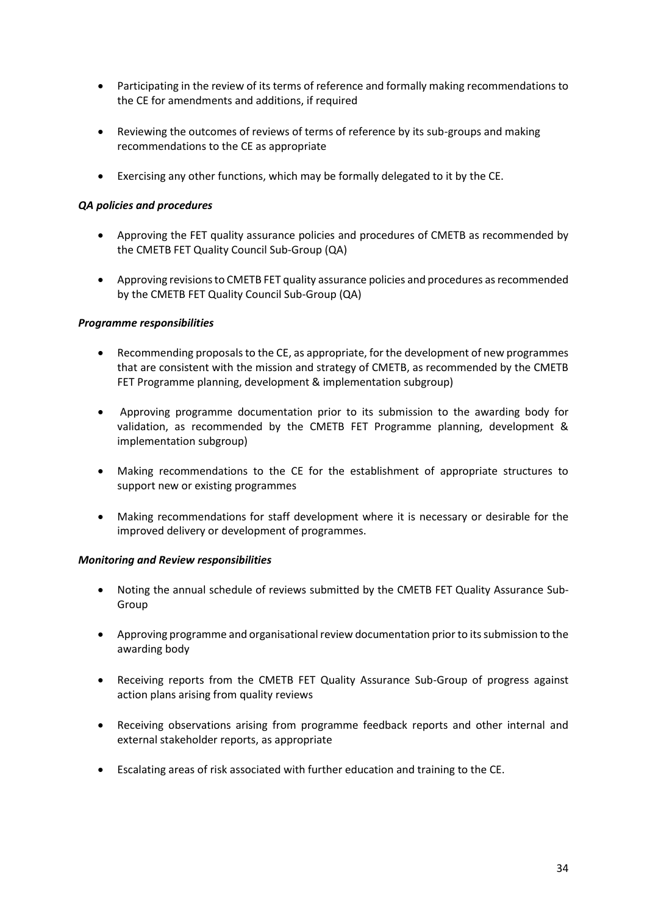- Participating in the review of its terms of reference and formally making recommendations to the CE for amendments and additions, if required
- Reviewing the outcomes of reviews of terms of reference by its sub-groups and making recommendations to the CE as appropriate
- Exercising any other functions, which may be formally delegated to it by the CE.

***QA policies and procedures***

- Approving the FET quality assurance policies and procedures of CMETB as recommended by the CMETB FET Quality Council Sub-Group (QA)
- Approving revisions to CMETB FET quality assurance policies and procedures as recommended by the CMETB FET Quality Council Sub-Group (QA)

***Programme responsibilities***

- Recommending proposals to the CE, as appropriate, for the development of new programmes that are consistent with the mission and strategy of CMETB, as recommended by the CMETB FET Programme planning, development & implementation subgroup)
- Approving programme documentation prior to its submission to the awarding body for validation, as recommended by the CMETB FET Programme planning, development & implementation subgroup)
- Making recommendations to the CE for the establishment of appropriate structures to support new or existing programmes
- Making recommendations for staff development where it is necessary or desirable for the improved delivery or development of programmes.

***Monitoring and Review responsibilities***

- Noting the annual schedule of reviews submitted by the CMETB FET Quality Assurance Sub-Group
- Approving programme and organisational review documentation prior to its submission to the awarding body
- Receiving reports from the CMETB FET Quality Assurance Sub-Group of progress against action plans arising from quality reviews
- Receiving observations arising from programme feedback reports and other internal and external stakeholder reports, as appropriate
- Escalating areas of risk associated with further education and training to the CE.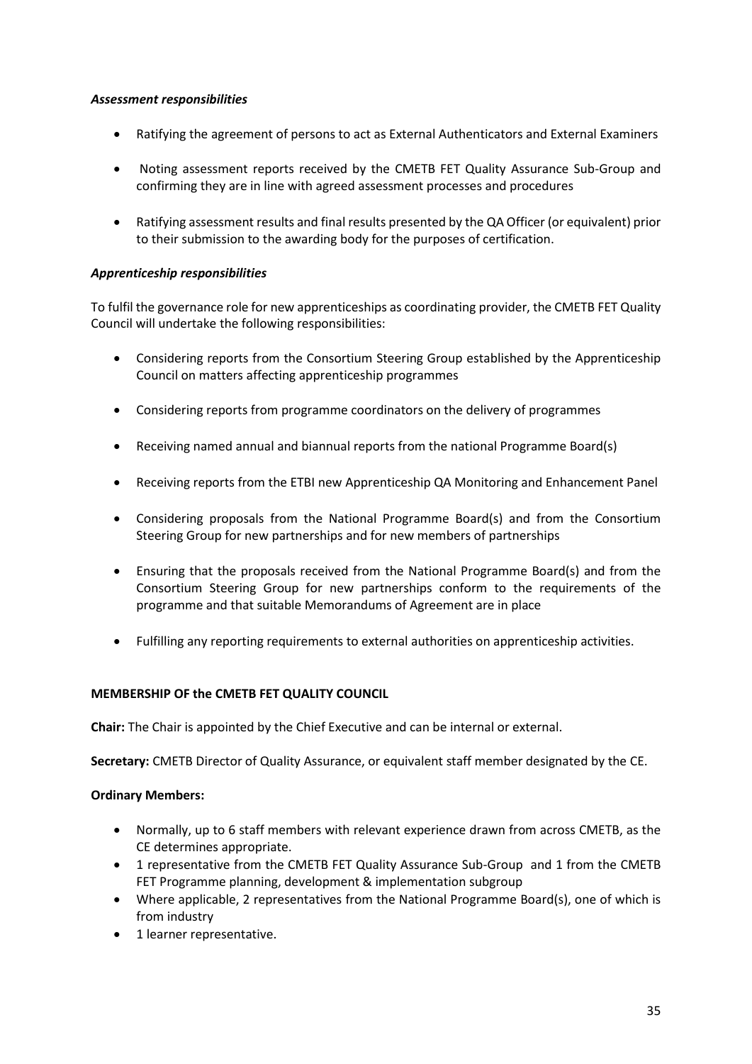***Assessment responsibilities***

- Ratifying the agreement of persons to act as External Authenticators and External Examiners
- Noting assessment reports received by the CMETB FET Quality Assurance Sub-Group and confirming they are in line with agreed assessment processes and procedures
- Ratifying assessment results and final results presented by the QA Officer (or equivalent) prior to their submission to the awarding body for the purposes of certification.

***Apprenticeship responsibilities***

To fulfil the governance role for new apprenticeships as coordinating provider, the CMETB FET Quality Council will undertake the following responsibilities:

- Considering reports from the Consortium Steering Group established by the Apprenticeship Council on matters affecting apprenticeship programmes
- Considering reports from programme coordinators on the delivery of programmes
- Receiving named annual and biannual reports from the national Programme Board(s)
- Receiving reports from the ETBI new Apprenticeship QA Monitoring and Enhancement Panel
- Considering proposals from the National Programme Board(s) and from the Consortium Steering Group for new partnerships and for new members of partnerships
- Ensuring that the proposals received from the National Programme Board(s) and from the Consortium Steering Group for new partnerships conform to the requirements of the programme and that suitable Memorandums of Agreement are in place
- Fulfilling any reporting requirements to external authorities on apprenticeship activities.

**MEMBERSHIP OF the CMETB FET QUALITY COUNCIL**

**Chair:** The Chair is appointed by the Chief Executive and can be internal or external.

**Secretary:** CMETB Director of Quality Assurance, or equivalent staff member designated by the CE.

**Ordinary Members:**

- Normally, up to 6 staff members with relevant experience drawn from across CMETB, as the CE determines appropriate.
- 1 representative from the CMETB FET Quality Assurance Sub-Group and 1 from the CMETB FET Programme planning, development & implementation subgroup
- Where applicable, 2 representatives from the National Programme Board(s), one of which is from industry
- 1 learner representative.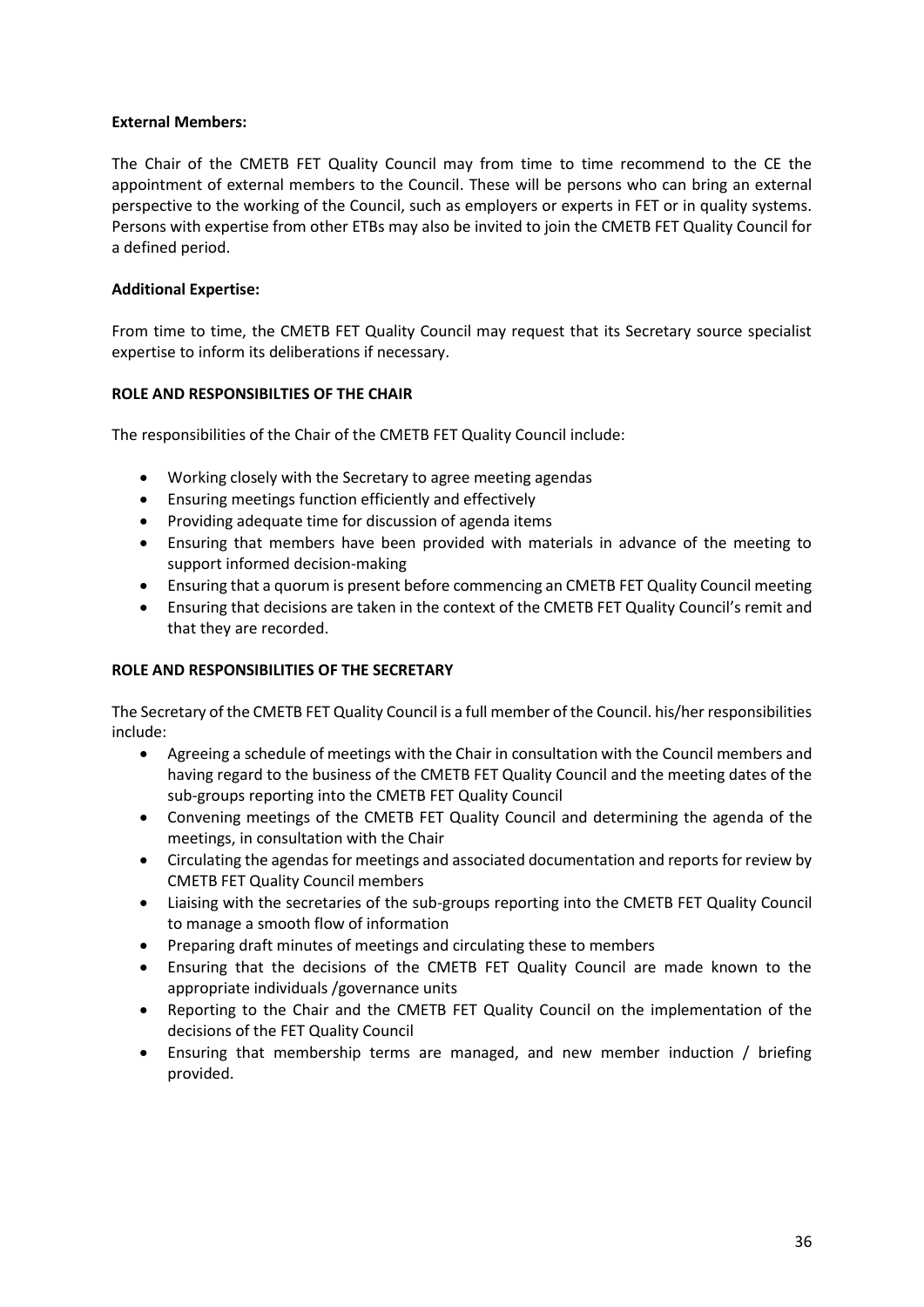**External Members:**

The Chair of the CMETB FET Quality Council may from time to time recommend to the CE the appointment of external members to the Council. These will be persons who can bring an external perspective to the working of the Council, such as employers or experts in FET or in quality systems. Persons with expertise from other ETBs may also be invited to join the CMETB FET Quality Council for a defined period.

**Additional Expertise:**

From time to time, the CMETB FET Quality Council may request that its Secretary source specialist expertise to inform its deliberations if necessary.

**ROLE AND RESPONSIBILTIES OF THE CHAIR**

The responsibilities of the Chair of the CMETB FET Quality Council include:

- Working closely with the Secretary to agree meeting agendas
- Ensuring meetings function efficiently and effectively
- Providing adequate time for discussion of agenda items
- Ensuring that members have been provided with materials in advance of the meeting to support informed decision-making
- Ensuring that a quorum is present before commencing an CMETB FET Quality Council meeting
- Ensuring that decisions are taken in the context of the CMETB FET Quality Council's remit and that they are recorded.

**ROLE AND RESPONSIBILITIES OF THE SECRETARY**

The Secretary of the CMETB FET Quality Council is a full member of the Council. his/her responsibilities include:

- Agreeing a schedule of meetings with the Chair in consultation with the Council members and having regard to the business of the CMETB FET Quality Council and the meeting dates of the sub-groups reporting into the CMETB FET Quality Council
- Convening meetings of the CMETB FET Quality Council and determining the agenda of the meetings, in consultation with the Chair
- Circulating the agendas for meetings and associated documentation and reports for review by CMETB FET Quality Council members
- Liaising with the secretaries of the sub-groups reporting into the CMETB FET Quality Council to manage a smooth flow of information
- Preparing draft minutes of meetings and circulating these to members
- Ensuring that the decisions of the CMETB FET Quality Council are made known to the appropriate individuals /governance units
- Reporting to the Chair and the CMETB FET Quality Council on the implementation of the decisions of the FET Quality Council
- Ensuring that membership terms are managed, and new member induction / briefing provided.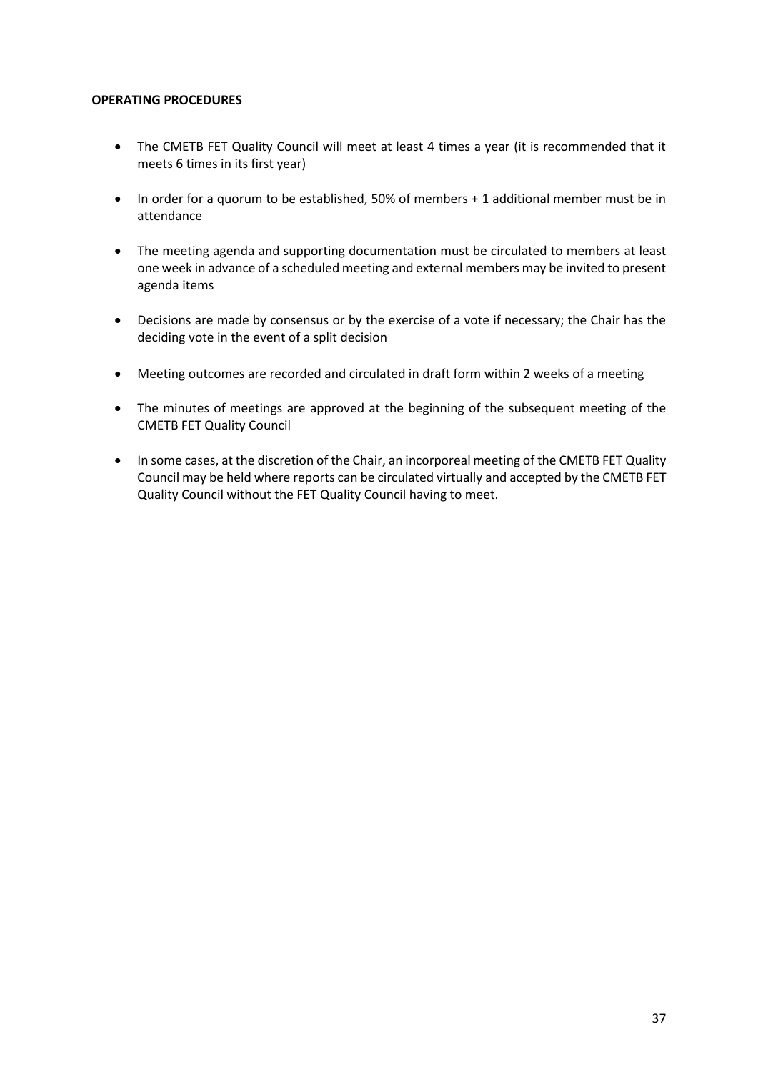**OPERATING PROCEDURES**

- The CMETB FET Quality Council will meet at least 4 times a year (it is recommended that it meets 6 times in its first year)
- In order for a quorum to be established, 50% of members + 1 additional member must be in attendance
- The meeting agenda and supporting documentation must be circulated to members at least one week in advance of a scheduled meeting and external members may be invited to present agenda items
- Decisions are made by consensus or by the exercise of a vote if necessary; the Chair has the deciding vote in the event of a split decision
- Meeting outcomes are recorded and circulated in draft form within 2 weeks of a meeting
- The minutes of meetings are approved at the beginning of the subsequent meeting of the CMETB FET Quality Council
- In some cases, at the discretion of the Chair, an incorporeal meeting of the CMETB FET Quality Council may be held where reports can be circulated virtually and accepted by the CMETB FET Quality Council without the FET Quality Council having to meet.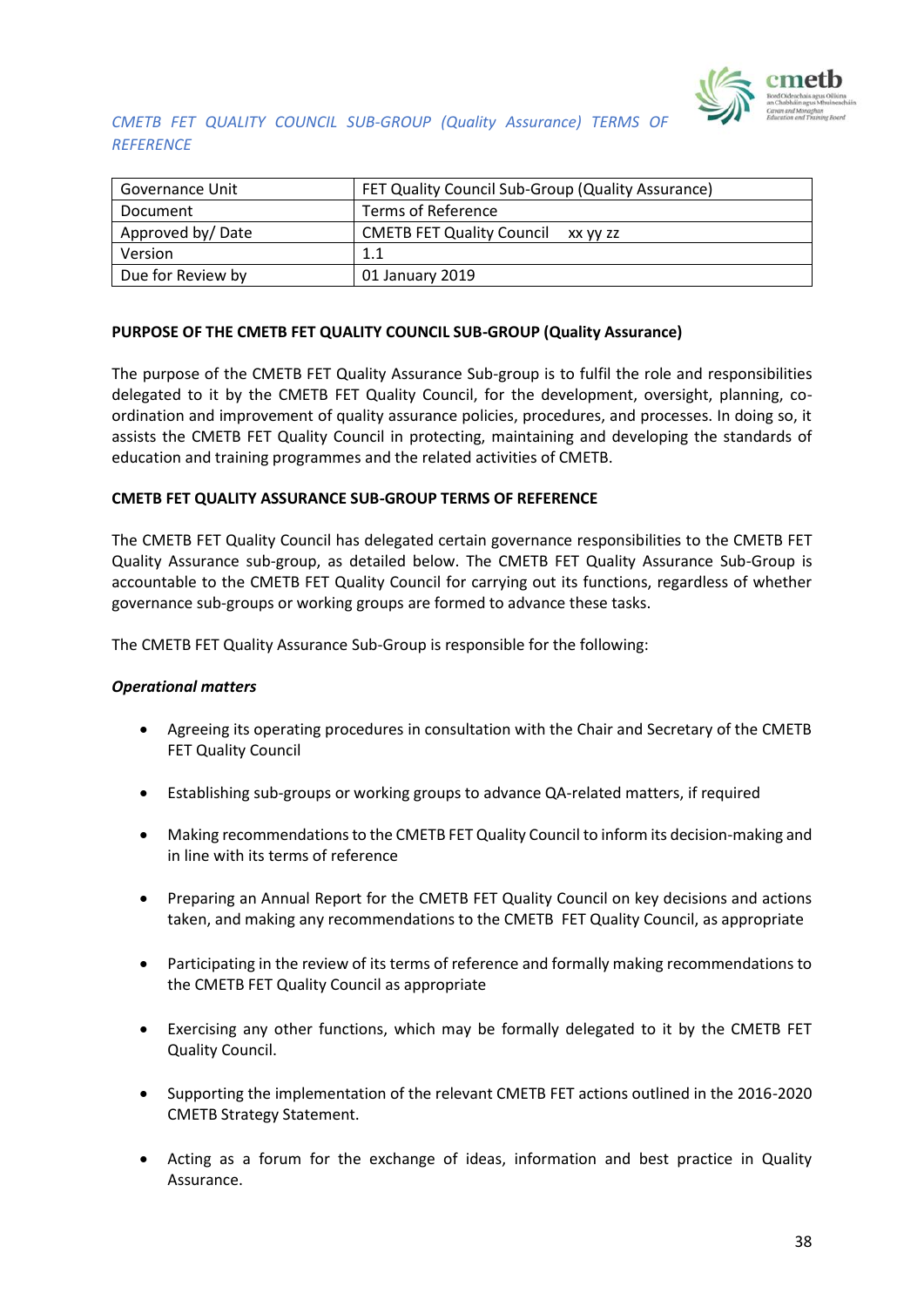*CMETB FET QUALITY COUNCIL SUB-GROUP (Quality Assurance) TERMS OF REFERENCE*

| Governance Unit | FET Quality Council Sub-Group (Quality Assurance) |
|---|---|
| Document | Terms of Reference |
| Approved by/ Date | CMETB FET Quality Council xx yy zz |
| Version | 1.1 |
| Due for Review by | 01 January 2019 |

**PURPOSE OF THE CMETB FET QUALITY COUNCIL SUB-GROUP (Quality Assurance)**

The purpose of the CMETB FET Quality Assurance Sub-group is to fulfil the role and responsibilities delegated to it by the CMETB FET Quality Council, for the development, oversight, planning, co-ordination and improvement of quality assurance policies, procedures, and processes. In doing so, it assists the CMETB FET Quality Council in protecting, maintaining and developing the standards of education and training programmes and the related activities of CMETB.

**CMETB FET QUALITY ASSURANCE SUB-GROUP TERMS OF REFERENCE**

The CMETB FET Quality Council has delegated certain governance responsibilities to the CMETB FET Quality Assurance sub-group, as detailed below. The CMETB FET Quality Assurance Sub-Group is accountable to the CMETB FET Quality Council for carrying out its functions, regardless of whether governance sub-groups or working groups are formed to advance these tasks.

The CMETB FET Quality Assurance Sub-Group is responsible for the following:

***Operational matters***

- Agreeing its operating procedures in consultation with the Chair and Secretary of the CMETB FET Quality Council
- Establishing sub-groups or working groups to advance QA-related matters, if required
- Making recommendations to the CMETB FET Quality Council to inform its decision-making and in line with its terms of reference
- Preparing an Annual Report for the CMETB FET Quality Council on key decisions and actions taken, and making any recommendations to the CMETB FET Quality Council, as appropriate
- Participating in the review of its terms of reference and formally making recommendations to the CMETB FET Quality Council as appropriate
- Exercising any other functions, which may be formally delegated to it by the CMETB FET Quality Council.
- Supporting the implementation of the relevant CMETB FET actions outlined in the 2016-2020 CMETB Strategy Statement.
- Acting as a forum for the exchange of ideas, information and best practice in Quality Assurance.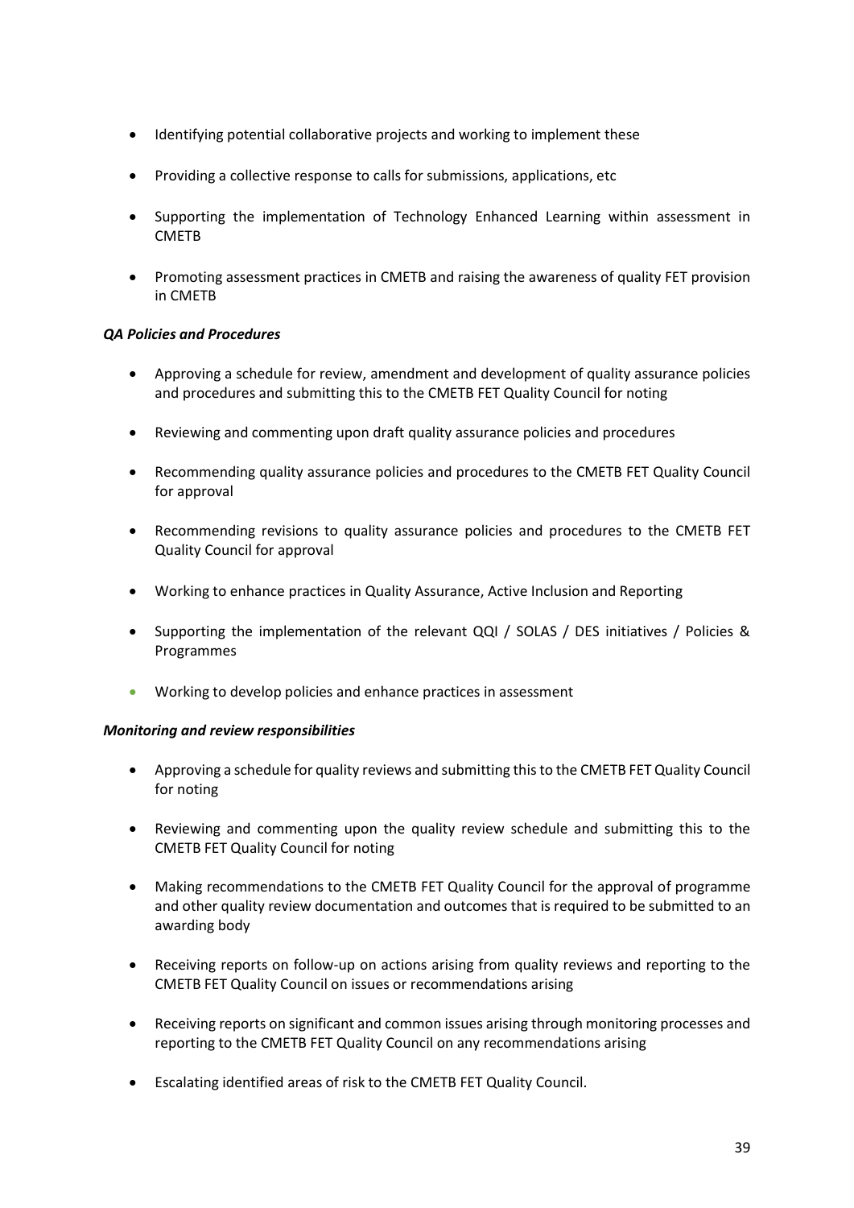- Identifying potential collaborative projects and working to implement these
- Providing a collective response to calls for submissions, applications, etc
- Supporting the implementation of Technology Enhanced Learning within assessment in CMETB
- Promoting assessment practices in CMETB and raising the awareness of quality FET provision in CMETB

***QA Policies and Procedures***

- Approving a schedule for review, amendment and development of quality assurance policies and procedures and submitting this to the CMETB FET Quality Council for noting
- Reviewing and commenting upon draft quality assurance policies and procedures
- Recommending quality assurance policies and procedures to the CMETB FET Quality Council for approval
- Recommending revisions to quality assurance policies and procedures to the CMETB FET Quality Council for approval
- Working to enhance practices in Quality Assurance, Active Inclusion and Reporting
- Supporting the implementation of the relevant QQI / SOLAS / DES initiatives / Policies & Programmes
- Working to develop policies and enhance practices in assessment

***Monitoring and review responsibilities***

- Approving a schedule for quality reviews and submitting this to the CMETB FET Quality Council for noting
- Reviewing and commenting upon the quality review schedule and submitting this to the CMETB FET Quality Council for noting
- Making recommendations to the CMETB FET Quality Council for the approval of programme and other quality review documentation and outcomes that is required to be submitted to an awarding body
- Receiving reports on follow-up on actions arising from quality reviews and reporting to the CMETB FET Quality Council on issues or recommendations arising
- Receiving reports on significant and common issues arising through monitoring processes and reporting to the CMETB FET Quality Council on any recommendations arising
- Escalating identified areas of risk to the CMETB FET Quality Council.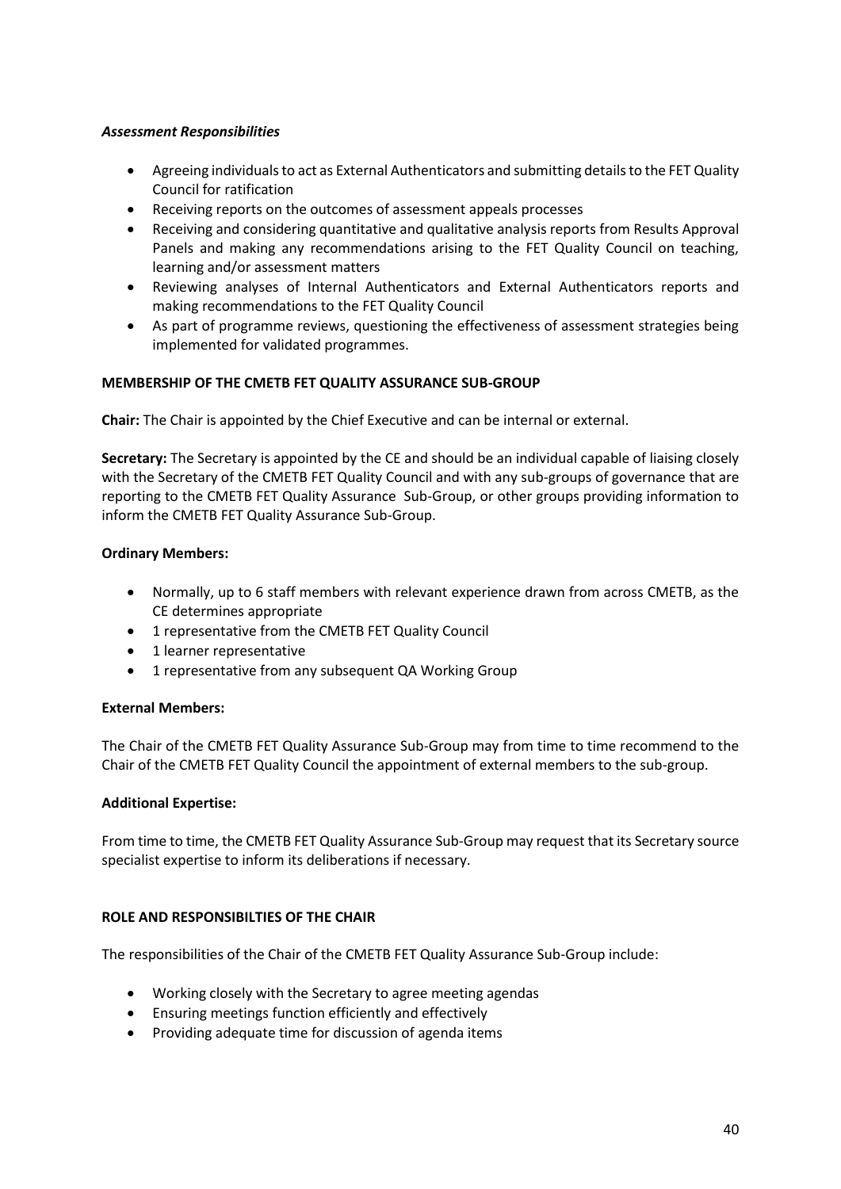***Assessment Responsibilities***

- Agreeing individuals to act as External Authenticators and submitting details to the FET Quality Council for ratification
- Receiving reports on the outcomes of assessment appeals processes
- Receiving and considering quantitative and qualitative analysis reports from Results Approval Panels and making any recommendations arising to the FET Quality Council on teaching, learning and/or assessment matters
- Reviewing analyses of Internal Authenticators and External Authenticators reports and making recommendations to the FET Quality Council
- As part of programme reviews, questioning the effectiveness of assessment strategies being implemented for validated programmes.

**MEMBERSHIP OF THE CMETB FET QUALITY ASSURANCE SUB-GROUP**

**Chair:** The Chair is appointed by the Chief Executive and can be internal or external.

**Secretary:** The Secretary is appointed by the CE and should be an individual capable of liaising closely with the Secretary of the CMETB FET Quality Council and with any sub-groups of governance that are reporting to the CMETB FET Quality Assurance Sub-Group, or other groups providing information to inform the CMETB FET Quality Assurance Sub-Group.

**Ordinary Members:**

- Normally, up to 6 staff members with relevant experience drawn from across CMETB, as the CE determines appropriate
- 1 representative from the CMETB FET Quality Council
- 1 learner representative
- 1 representative from any subsequent QA Working Group

**External Members:**

The Chair of the CMETB FET Quality Assurance Sub-Group may from time to time recommend to the Chair of the CMETB FET Quality Council the appointment of external members to the sub-group.

**Additional Expertise:**

From time to time, the CMETB FET Quality Assurance Sub-Group may request that its Secretary source specialist expertise to inform its deliberations if necessary.

**ROLE AND RESPONSIBILTIES OF THE CHAIR**

The responsibilities of the Chair of the CMETB FET Quality Assurance Sub-Group include:

- Working closely with the Secretary to agree meeting agendas
- Ensuring meetings function efficiently and effectively
- Providing adequate time for discussion of agenda items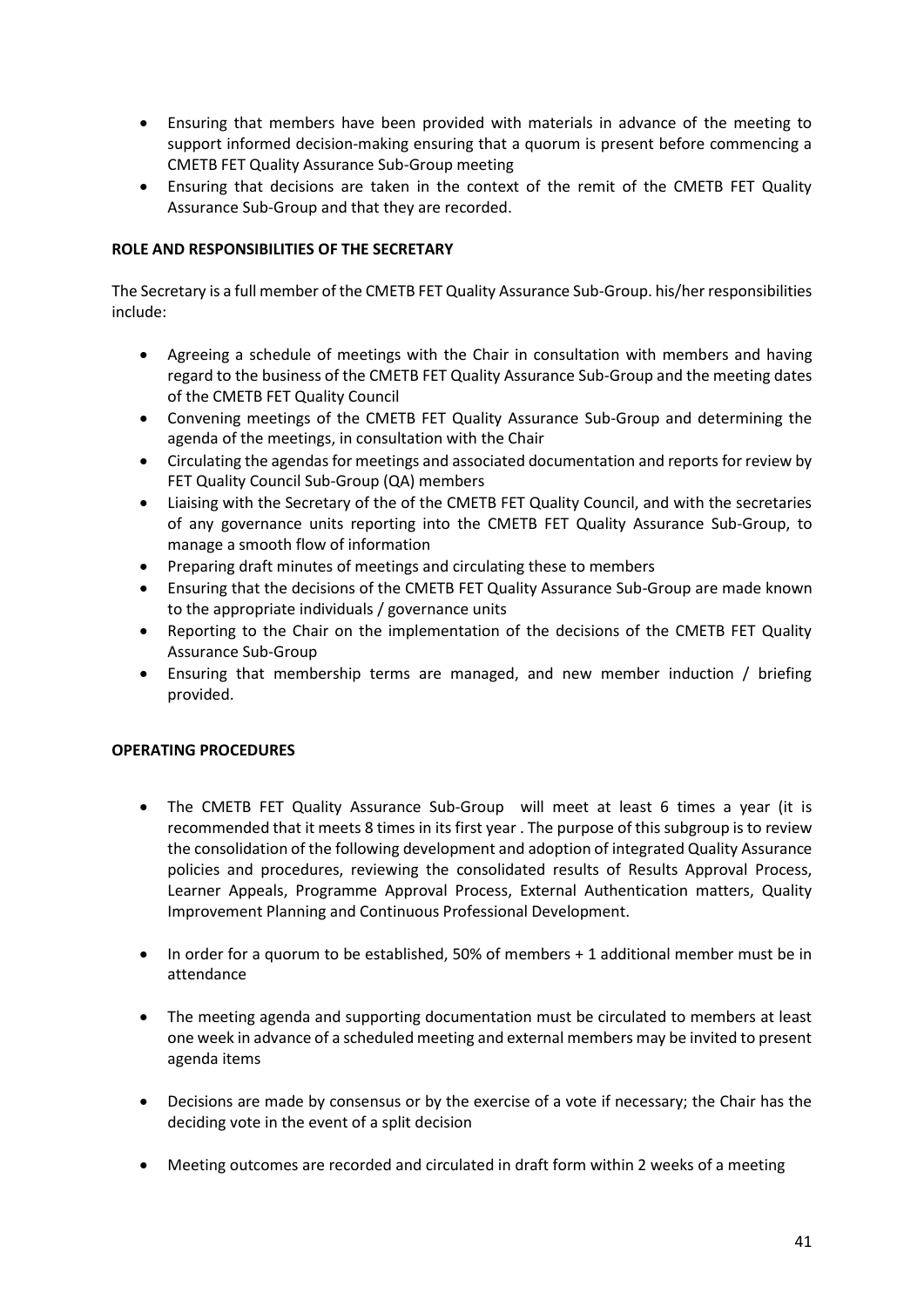- Ensuring that members have been provided with materials in advance of the meeting to support informed decision-making ensuring that a quorum is present before commencing a CMETB FET Quality Assurance Sub-Group meeting
- Ensuring that decisions are taken in the context of the remit of the CMETB FET Quality Assurance Sub-Group and that they are recorded.

**ROLE AND RESPONSIBILITIES OF THE SECRETARY**

The Secretary is a full member of the CMETB FET Quality Assurance Sub-Group. his/her responsibilities include:

- Agreeing a schedule of meetings with the Chair in consultation with members and having regard to the business of the CMETB FET Quality Assurance Sub-Group and the meeting dates of the CMETB FET Quality Council
- Convening meetings of the CMETB FET Quality Assurance Sub-Group and determining the agenda of the meetings, in consultation with the Chair
- Circulating the agendas for meetings and associated documentation and reports for review by FET Quality Council Sub-Group (QA) members
- Liaising with the Secretary of the of the CMETB FET Quality Council, and with the secretaries of any governance units reporting into the CMETB FET Quality Assurance Sub-Group, to manage a smooth flow of information
- Preparing draft minutes of meetings and circulating these to members
- Ensuring that the decisions of the CMETB FET Quality Assurance Sub-Group are made known to the appropriate individuals / governance units
- Reporting to the Chair on the implementation of the decisions of the CMETB FET Quality Assurance Sub-Group
- Ensuring that membership terms are managed, and new member induction / briefing provided.

**OPERATING PROCEDURES**

- The CMETB FET Quality Assurance Sub-Group will meet at least 6 times a year (it is recommended that it meets 8 times in its first year . The purpose of this subgroup is to review the consolidation of the following development and adoption of integrated Quality Assurance policies and procedures, reviewing the consolidated results of Results Approval Process, Learner Appeals, Programme Approval Process, External Authentication matters, Quality Improvement Planning and Continuous Professional Development.

- In order for a quorum to be established, 50% of members + 1 additional member must be in attendance

- The meeting agenda and supporting documentation must be circulated to members at least one week in advance of a scheduled meeting and external members may be invited to present agenda items

- Decisions are made by consensus or by the exercise of a vote if necessary; the Chair has the deciding vote in the event of a split decision

- Meeting outcomes are recorded and circulated in draft form within 2 weeks of a meeting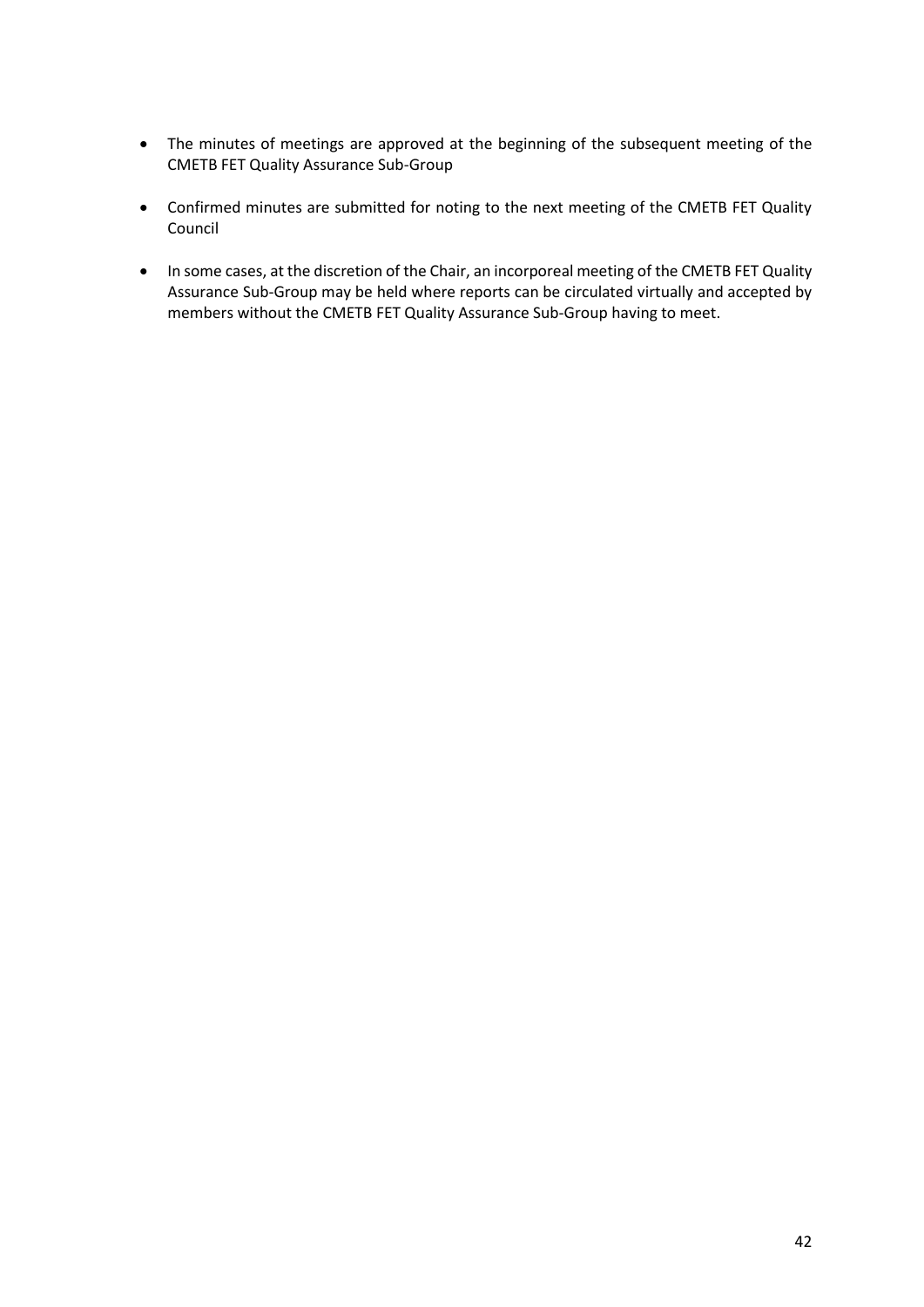- The minutes of meetings are approved at the beginning of the subsequent meeting of the CMETB FET Quality Assurance Sub-Group
- Confirmed minutes are submitted for noting to the next meeting of the CMETB FET Quality Council
- In some cases, at the discretion of the Chair, an incorporeal meeting of the CMETB FET Quality Assurance Sub-Group may be held where reports can be circulated virtually and accepted by members without the CMETB FET Quality Assurance Sub-Group having to meet.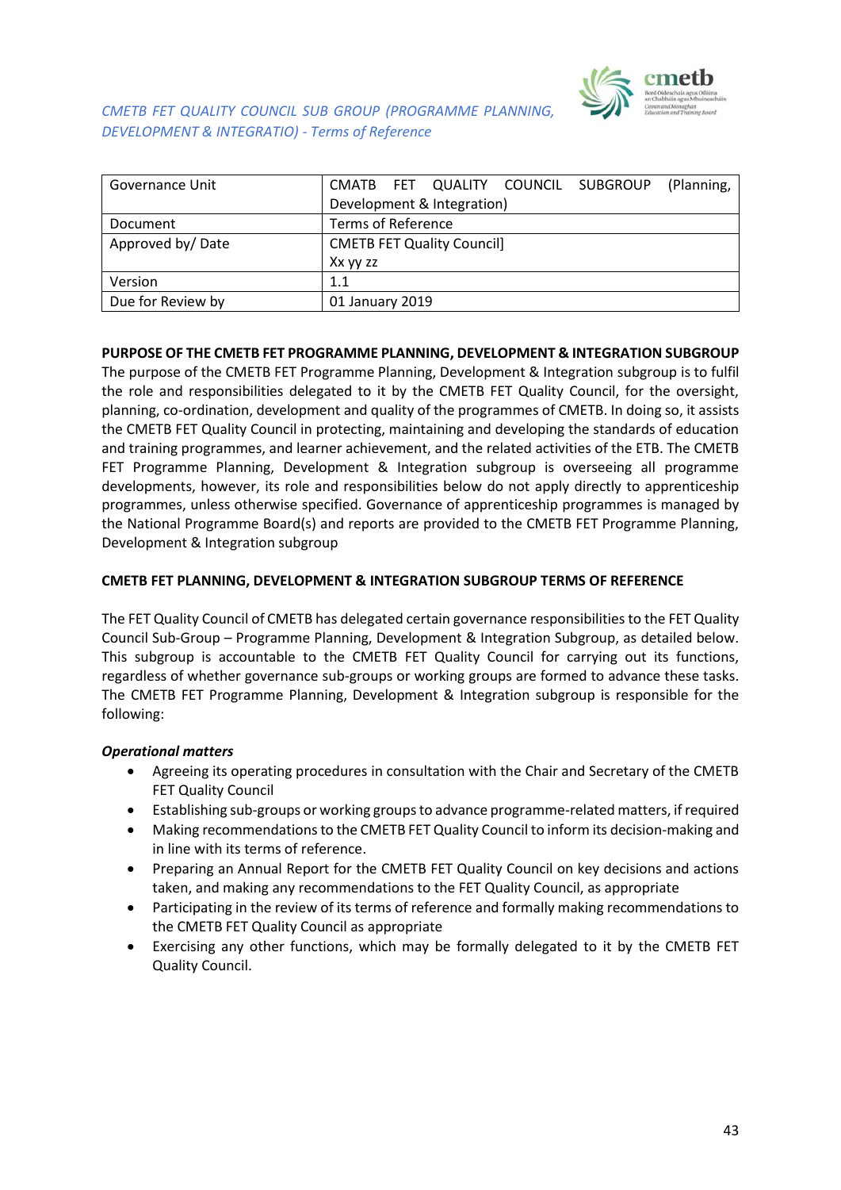*CMETB FET QUALITY COUNCIL SUB GROUP (PROGRAMME PLANNING, DEVELOPMENT & INTEGRATIO) - Terms of Reference*

| Governance Unit | CMATB FET QUALITY COUNCIL SUBGROUP (Planning, Development & Integration) |
|---|---|
| Document | Terms of Reference |
| Approved by/ Date | CMETB FET Quality Council] Xx yy zz |
| Version | 1.1 |
| Due for Review by | 01 January 2019 |

**PURPOSE OF THE CMETB FET PROGRAMME PLANNING, DEVELOPMENT & INTEGRATION SUBGROUP**

The purpose of the CMETB FET Programme Planning, Development & Integration subgroup is to fulfil the role and responsibilities delegated to it by the CMETB FET Quality Council, for the oversight, planning, co-ordination, development and quality of the programmes of CMETB. In doing so, it assists the CMETB FET Quality Council in protecting, maintaining and developing the standards of education and training programmes, and learner achievement, and the related activities of the ETB. The CMETB FET Programme Planning, Development & Integration subgroup is overseeing all programme developments, however, its role and responsibilities below do not apply directly to apprenticeship programmes, unless otherwise specified. Governance of apprenticeship programmes is managed by the National Programme Board(s) and reports are provided to the CMETB FET Programme Planning, Development & Integration subgroup

**CMETB FET PLANNING, DEVELOPMENT & INTEGRATION SUBGROUP TERMS OF REFERENCE**

The FET Quality Council of CMETB has delegated certain governance responsibilities to the FET Quality Council Sub-Group – Programme Planning, Development & Integration Subgroup, as detailed below. This subgroup is accountable to the CMETB FET Quality Council for carrying out its functions, regardless of whether governance sub-groups or working groups are formed to advance these tasks. The CMETB FET Programme Planning, Development & Integration subgroup is responsible for the following:

***Operational matters***

- Agreeing its operating procedures in consultation with the Chair and Secretary of the CMETB FET Quality Council
- Establishing sub-groups or working groups to advance programme-related matters, if required
- Making recommendations to the CMETB FET Quality Council to inform its decision-making and in line with its terms of reference.
- Preparing an Annual Report for the CMETB FET Quality Council on key decisions and actions taken, and making any recommendations to the FET Quality Council, as appropriate
- Participating in the review of its terms of reference and formally making recommendations to the CMETB FET Quality Council as appropriate
- Exercising any other functions, which may be formally delegated to it by the CMETB FET Quality Council.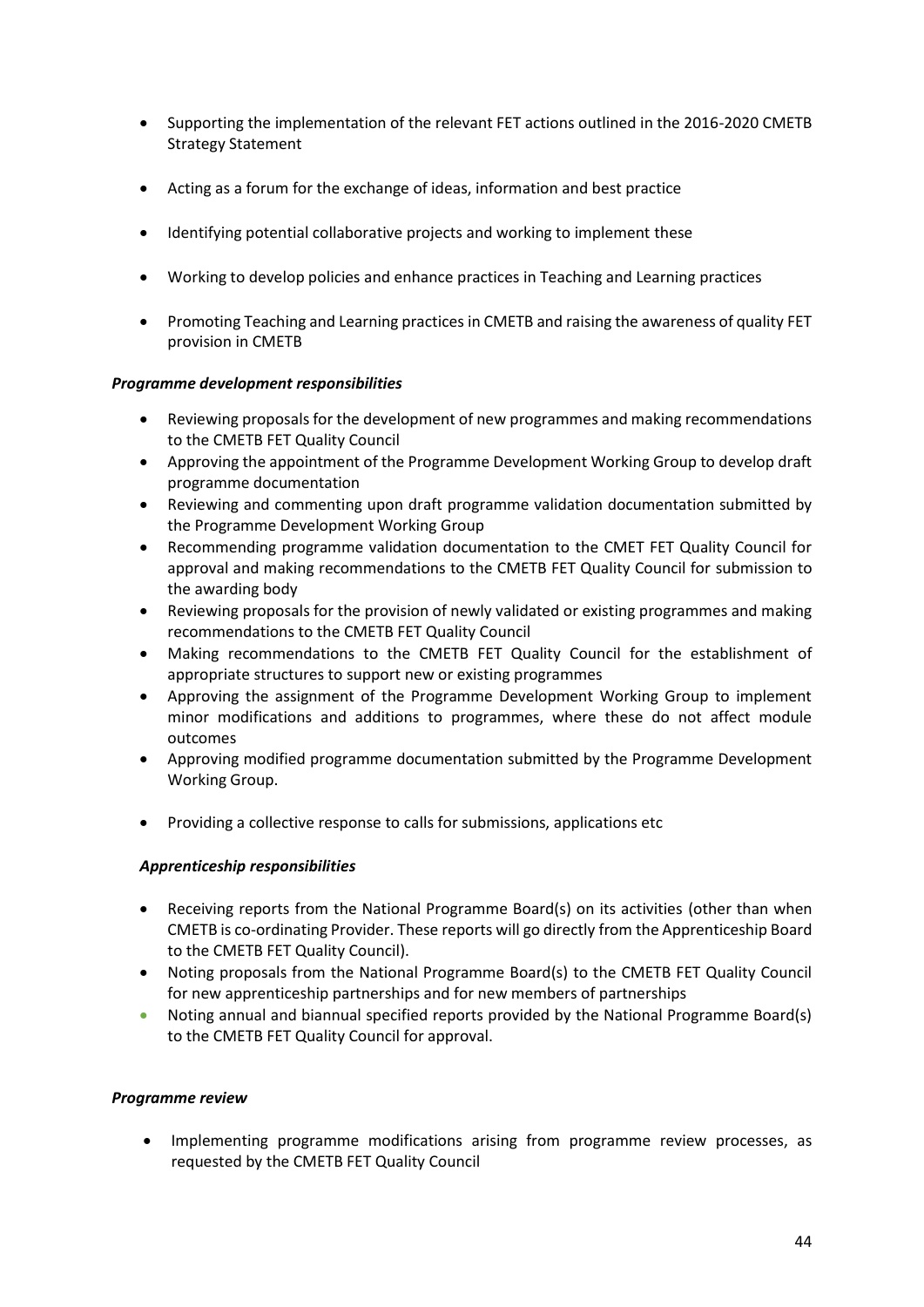- Supporting the implementation of the relevant FET actions outlined in the 2016-2020 CMETB Strategy Statement
- Acting as a forum for the exchange of ideas, information and best practice
- Identifying potential collaborative projects and working to implement these
- Working to develop policies and enhance practices in Teaching and Learning practices
- Promoting Teaching and Learning practices in CMETB and raising the awareness of quality FET provision in CMETB

***Programme development responsibilities***

- Reviewing proposals for the development of new programmes and making recommendations to the CMETB FET Quality Council
- Approving the appointment of the Programme Development Working Group to develop draft programme documentation
- Reviewing and commenting upon draft programme validation documentation submitted by the Programme Development Working Group
- Recommending programme validation documentation to the CMET FET Quality Council for approval and making recommendations to the CMETB FET Quality Council for submission to the awarding body
- Reviewing proposals for the provision of newly validated or existing programmes and making recommendations to the CMETB FET Quality Council
- Making recommendations to the CMETB FET Quality Council for the establishment of appropriate structures to support new or existing programmes
- Approving the assignment of the Programme Development Working Group to implement minor modifications and additions to programmes, where these do not affect module outcomes
- Approving modified programme documentation submitted by the Programme Development Working Group.
- Providing a collective response to calls for submissions, applications etc

***Apprenticeship responsibilities***

- Receiving reports from the National Programme Board(s) on its activities (other than when CMETB is co-ordinating Provider. These reports will go directly from the Apprenticeship Board to the CMETB FET Quality Council).
- Noting proposals from the National Programme Board(s) to the CMETB FET Quality Council for new apprenticeship partnerships and for new members of partnerships
- Noting annual and biannual specified reports provided by the National Programme Board(s) to the CMETB FET Quality Council for approval.

***Programme review***

- Implementing programme modifications arising from programme review processes, as requested by the CMETB FET Quality Council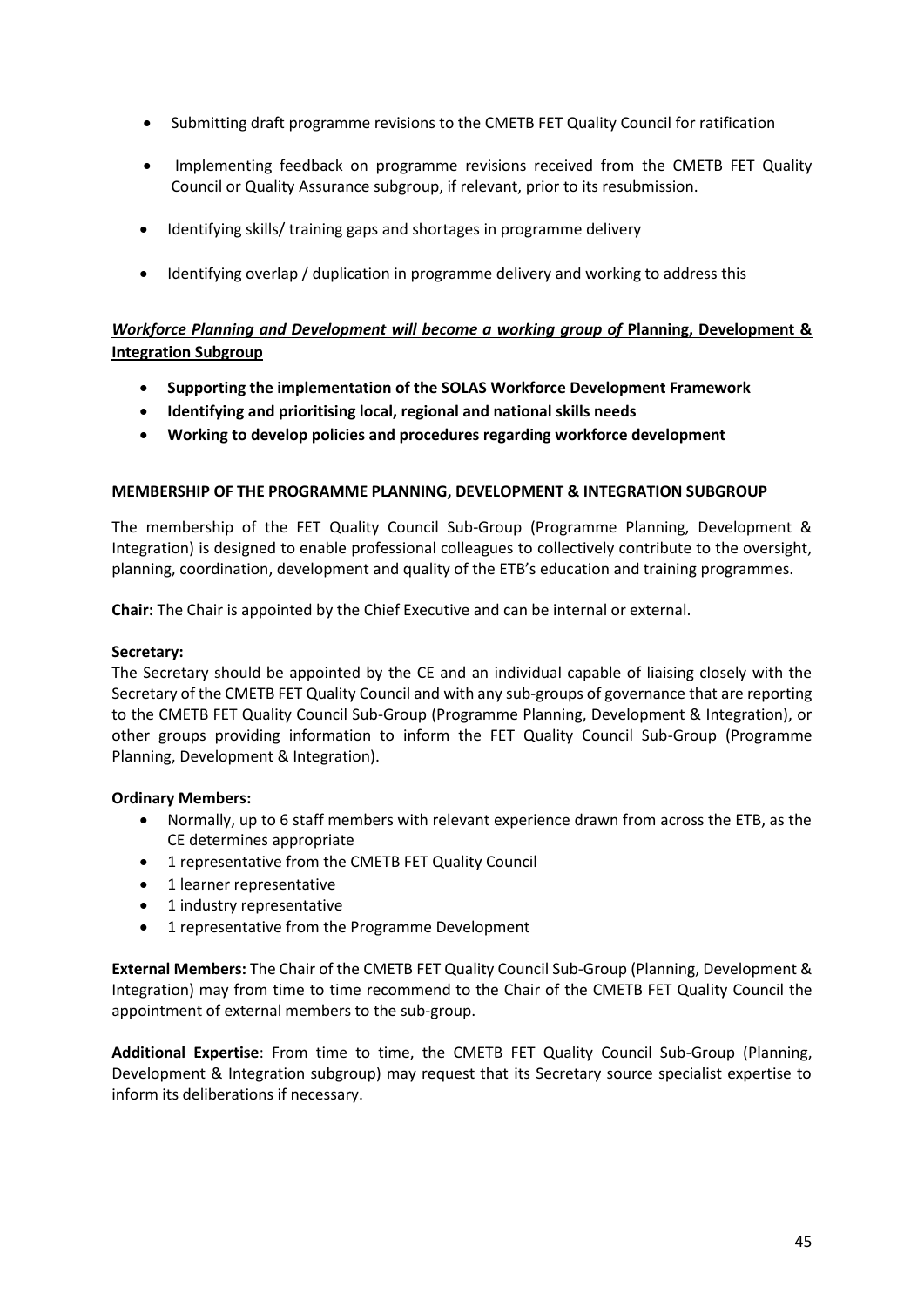- Submitting draft programme revisions to the CMETB FET Quality Council for ratification
- Implementing feedback on programme revisions received from the CMETB FET Quality Council or Quality Assurance subgroup, if relevant, prior to its resubmission.
- Identifying skills/ training gaps and shortages in programme delivery
- Identifying overlap / duplication in programme delivery and working to address this

***Workforce Planning and Development will become a working group of*** **Planning, Development & Integration Subgroup**

- **Supporting the implementation of the SOLAS Workforce Development Framework**
- **Identifying and prioritising local, regional and national skills needs**
- **Working to develop policies and procedures regarding workforce development**

**MEMBERSHIP OF THE PROGRAMME PLANNING, DEVELOPMENT & INTEGRATION SUBGROUP**

The membership of the FET Quality Council Sub-Group (Programme Planning, Development & Integration) is designed to enable professional colleagues to collectively contribute to the oversight, planning, coordination, development and quality of the ETB's education and training programmes.

**Chair:** The Chair is appointed by the Chief Executive and can be internal or external.

**Secretary:**
The Secretary should be appointed by the CE and an individual capable of liaising closely with the Secretary of the CMETB FET Quality Council and with any sub-groups of governance that are reporting to the CMETB FET Quality Council Sub-Group (Programme Planning, Development & Integration), or other groups providing information to inform the FET Quality Council Sub-Group (Programme Planning, Development & Integration).

**Ordinary Members:**

- Normally, up to 6 staff members with relevant experience drawn from across the ETB, as the CE determines appropriate
- 1 representative from the CMETB FET Quality Council
- 1 learner representative
- 1 industry representative
- 1 representative from the Programme Development

**External Members:** The Chair of the CMETB FET Quality Council Sub-Group (Planning, Development & Integration) may from time to time recommend to the Chair of the CMETB FET Quality Council the appointment of external members to the sub-group.

**Additional Expertise**: From time to time, the CMETB FET Quality Council Sub-Group (Planning, Development & Integration subgroup) may request that its Secretary source specialist expertise to inform its deliberations if necessary.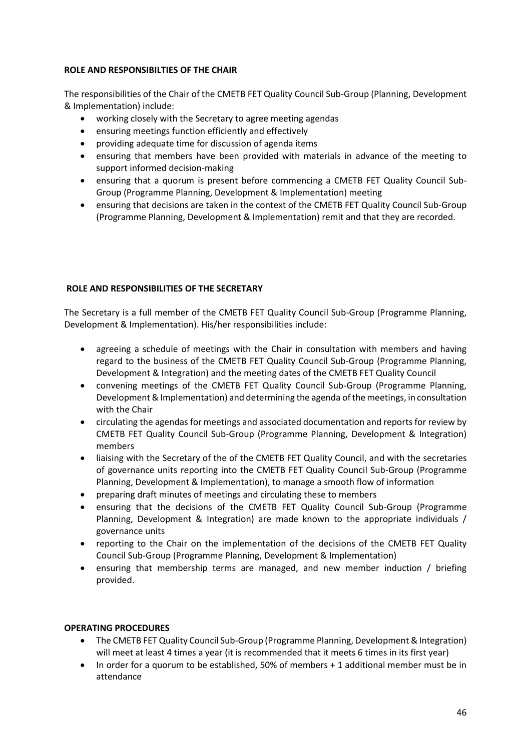**ROLE AND RESPONSIBILTIES OF THE CHAIR**

The responsibilities of the Chair of the CMETB FET Quality Council Sub-Group (Planning, Development & Implementation) include:

- working closely with the Secretary to agree meeting agendas
- ensuring meetings function efficiently and effectively
- providing adequate time for discussion of agenda items
- ensuring that members have been provided with materials in advance of the meeting to support informed decision-making
- ensuring that a quorum is present before commencing a CMETB FET Quality Council Sub-Group (Programme Planning, Development & Implementation) meeting
- ensuring that decisions are taken in the context of the CMETB FET Quality Council Sub-Group (Programme Planning, Development & Implementation) remit and that they are recorded.

**ROLE AND RESPONSIBILITIES OF THE SECRETARY**

The Secretary is a full member of the CMETB FET Quality Council Sub-Group (Programme Planning, Development & Implementation). His/her responsibilities include:

- agreeing a schedule of meetings with the Chair in consultation with members and having regard to the business of the CMETB FET Quality Council Sub-Group (Programme Planning, Development & Integration) and the meeting dates of the CMETB FET Quality Council
- convening meetings of the CMETB FET Quality Council Sub-Group (Programme Planning, Development & Implementation) and determining the agenda of the meetings, in consultation with the Chair
- circulating the agendas for meetings and associated documentation and reports for review by CMETB FET Quality Council Sub-Group (Programme Planning, Development & Integration) members
- liaising with the Secretary of the of the CMETB FET Quality Council, and with the secretaries of governance units reporting into the CMETB FET Quality Council Sub-Group (Programme Planning, Development & Implementation), to manage a smooth flow of information
- preparing draft minutes of meetings and circulating these to members
- ensuring that the decisions of the CMETB FET Quality Council Sub-Group (Programme Planning, Development & Integration) are made known to the appropriate individuals / governance units
- reporting to the Chair on the implementation of the decisions of the CMETB FET Quality Council Sub-Group (Programme Planning, Development & Implementation)
- ensuring that membership terms are managed, and new member induction / briefing provided.

**OPERATING PROCEDURES**

- The CMETB FET Quality Council Sub-Group (Programme Planning, Development & Integration) will meet at least 4 times a year (it is recommended that it meets 6 times in its first year)
- In order for a quorum to be established, 50% of members + 1 additional member must be in attendance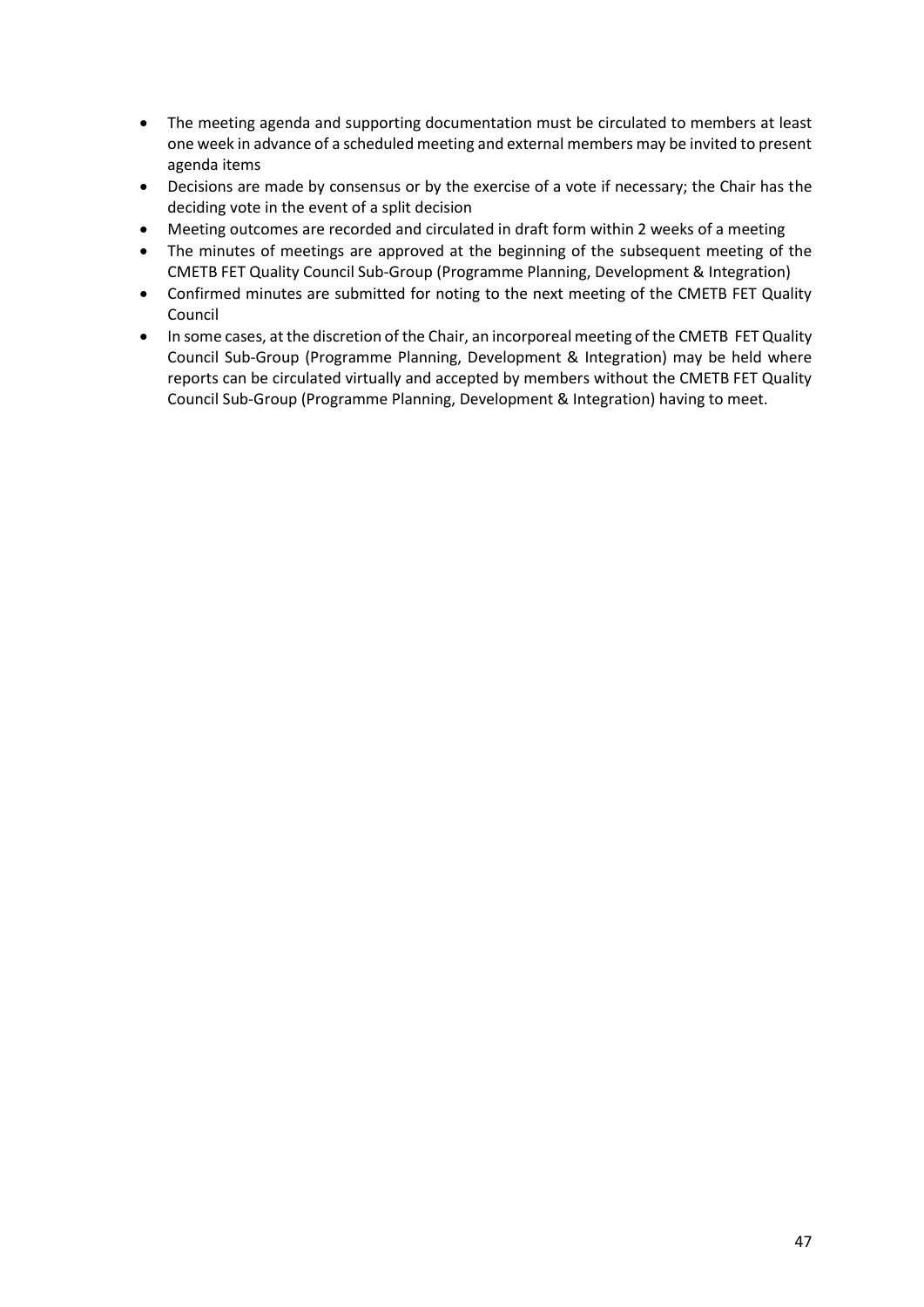- The meeting agenda and supporting documentation must be circulated to members at least one week in advance of a scheduled meeting and external members may be invited to present agenda items
- Decisions are made by consensus or by the exercise of a vote if necessary; the Chair has the deciding vote in the event of a split decision
- Meeting outcomes are recorded and circulated in draft form within 2 weeks of a meeting
- The minutes of meetings are approved at the beginning of the subsequent meeting of the CMETB FET Quality Council Sub-Group (Programme Planning, Development & Integration)
- Confirmed minutes are submitted for noting to the next meeting of the CMETB FET Quality Council
- In some cases, at the discretion of the Chair, an incorporeal meeting of the CMETB FET Quality Council Sub-Group (Programme Planning, Development & Integration) may be held where reports can be circulated virtually and accepted by members without the CMETB FET Quality Council Sub-Group (Programme Planning, Development & Integration) having to meet.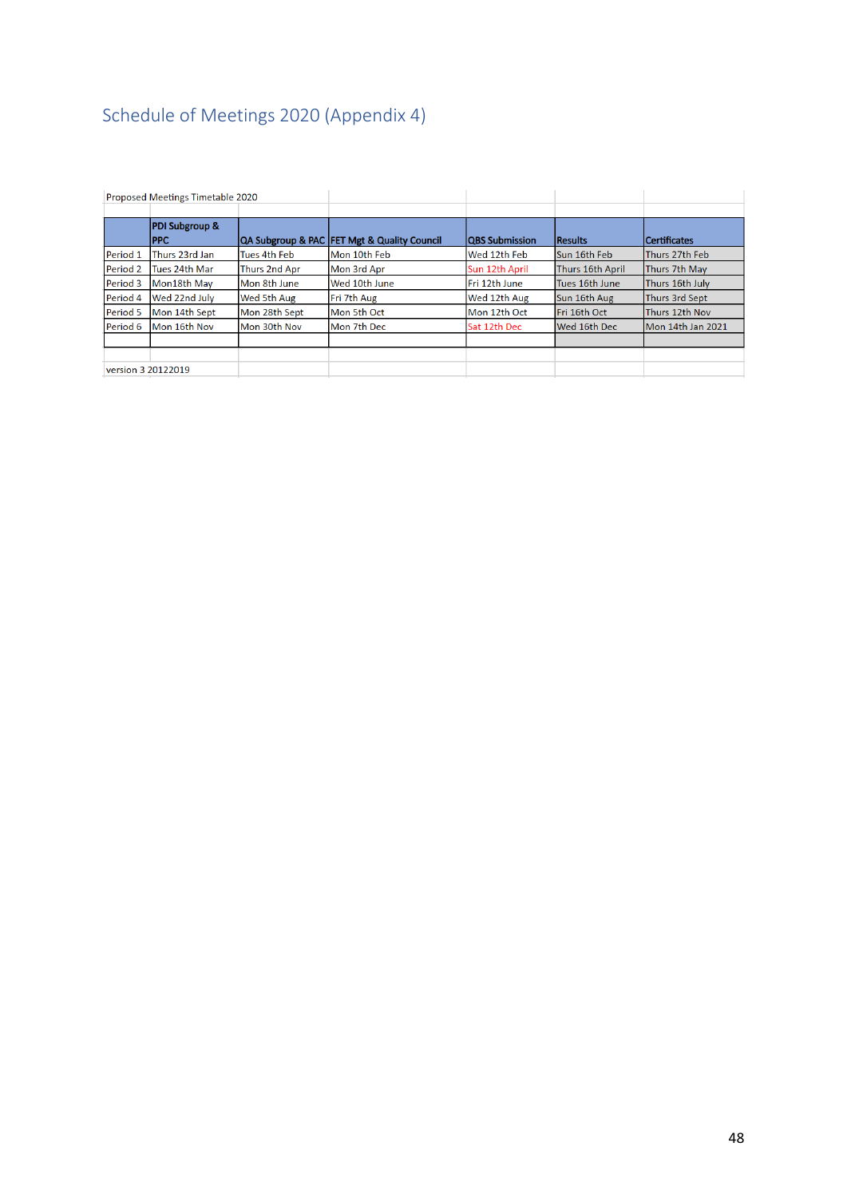# Schedule of Meetings 2020 (Appendix 4)

Proposed Meetings Timetable 2020

| | PDI Subgroup & PPC | QA Subgroup & PAC | FET Mgt & Quality Council | QBS Submission | Results | Certificates |
|---|---|---|---|---|---|---|
| Period 1 | Thurs 23rd Jan | Tues 4th Feb | Mon 10th Feb | Wed 12th Feb | Sun 16th Feb | Thurs 27th Feb |
| Period 2 | Tues 24th Mar | Thurs 2nd Apr | Mon 3rd Apr | Sun 12th April | Thurs 16th April | Thurs 7th May |
| Period 3 | Mon18th May | Mon 8th June | Wed 10th June | Fri 12th June | Tues 16th June | Thurs 16th July |
| Period 4 | Wed 22nd July | Wed 5th Aug | Fri 7th Aug | Wed 12th Aug | Sun 16th Aug | Thurs 3rd Sept |
| Period 5 | Mon 14th Sept | Mon 28th Sept | Mon 5th Oct | Mon 12th Oct | Fri 16th Oct | Thurs 12th Nov |
| Period 6 | Mon 16th Nov | Mon 30th Nov | Mon 7th Dec | Sat 12th Dec | Wed 16th Dec | Mon 14th Jan 2021 |

version 3 20122019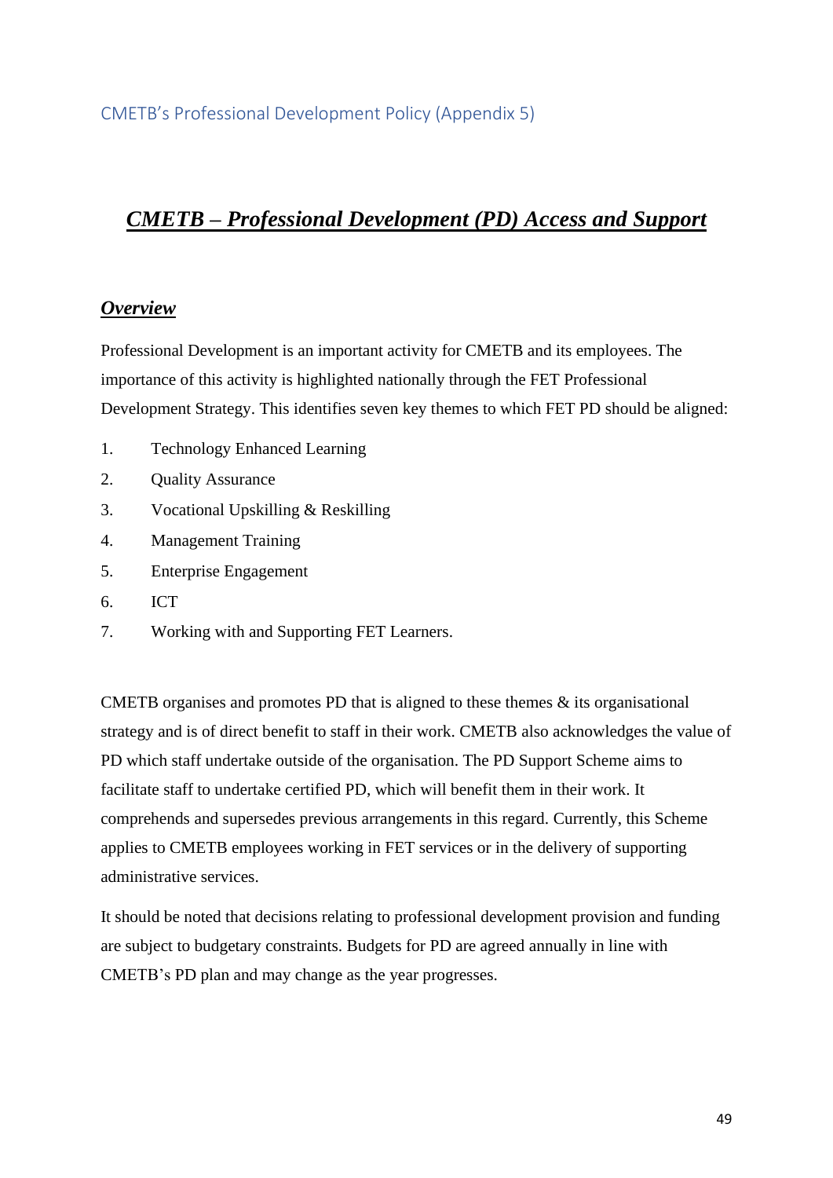CMETB's Professional Development Policy (Appendix 5)

# ***CMETB – Professional Development (PD) Access and Support***

## ***Overview***

Professional Development is an important activity for CMETB and its employees. The importance of this activity is highlighted nationally through the FET Professional Development Strategy. This identifies seven key themes to which FET PD should be aligned:

1. Technology Enhanced Learning
2. Quality Assurance
3. Vocational Upskilling & Reskilling
4. Management Training
5. Enterprise Engagement
6. ICT
7. Working with and Supporting FET Learners.

CMETB organises and promotes PD that is aligned to these themes & its organisational strategy and is of direct benefit to staff in their work. CMETB also acknowledges the value of PD which staff undertake outside of the organisation. The PD Support Scheme aims to facilitate staff to undertake certified PD, which will benefit them in their work. It comprehends and supersedes previous arrangements in this regard. Currently, this Scheme applies to CMETB employees working in FET services or in the delivery of supporting administrative services.

It should be noted that decisions relating to professional development provision and funding are subject to budgetary constraints. Budgets for PD are agreed annually in line with CMETB's PD plan and may change as the year progresses.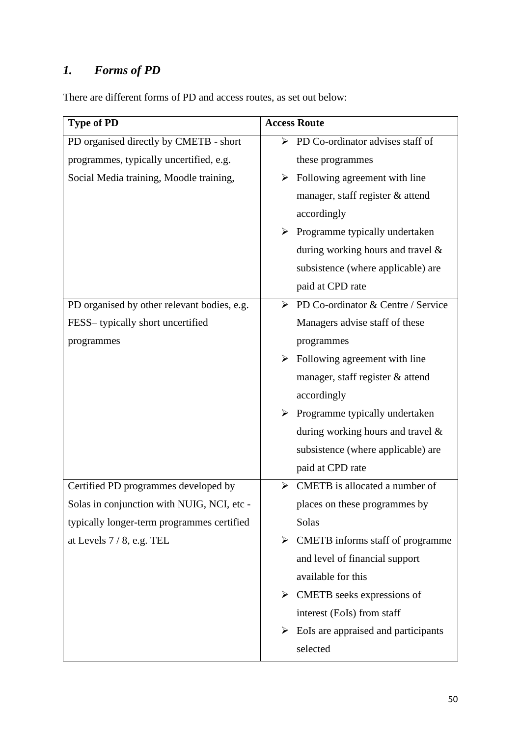## *1. Forms of PD*

There are different forms of PD and access routes, as set out below:

| Type of PD | Access Route |
|---|---|
| PD organised directly by CMETB - short programmes, typically uncertified, e.g. Social Media training, Moodle training, | ➢ PD Co-ordinator advises staff of these programmes<br>➢ Following agreement with line manager, staff register & attend accordingly<br>➢ Programme typically undertaken during working hours and travel & subsistence (where applicable) are paid at CPD rate |
| PD organised by other relevant bodies, e.g. FESS– typically short uncertified programmes | ➢ PD Co-ordinator & Centre / Service Managers advise staff of these programmes<br>➢ Following agreement with line manager, staff register & attend accordingly<br>➢ Programme typically undertaken during working hours and travel & subsistence (where applicable) are paid at CPD rate |
| Certified PD programmes developed by Solas in conjunction with NUIG, NCI, etc - typically longer-term programmes certified at Levels 7 / 8, e.g. TEL | ➢ CMETB is allocated a number of places on these programmes by Solas<br>➢ CMETB informs staff of programme and level of financial support available for this<br>➢ CMETB seeks expressions of interest (EoIs) from staff<br>➢ EoIs are appraised and participants selected |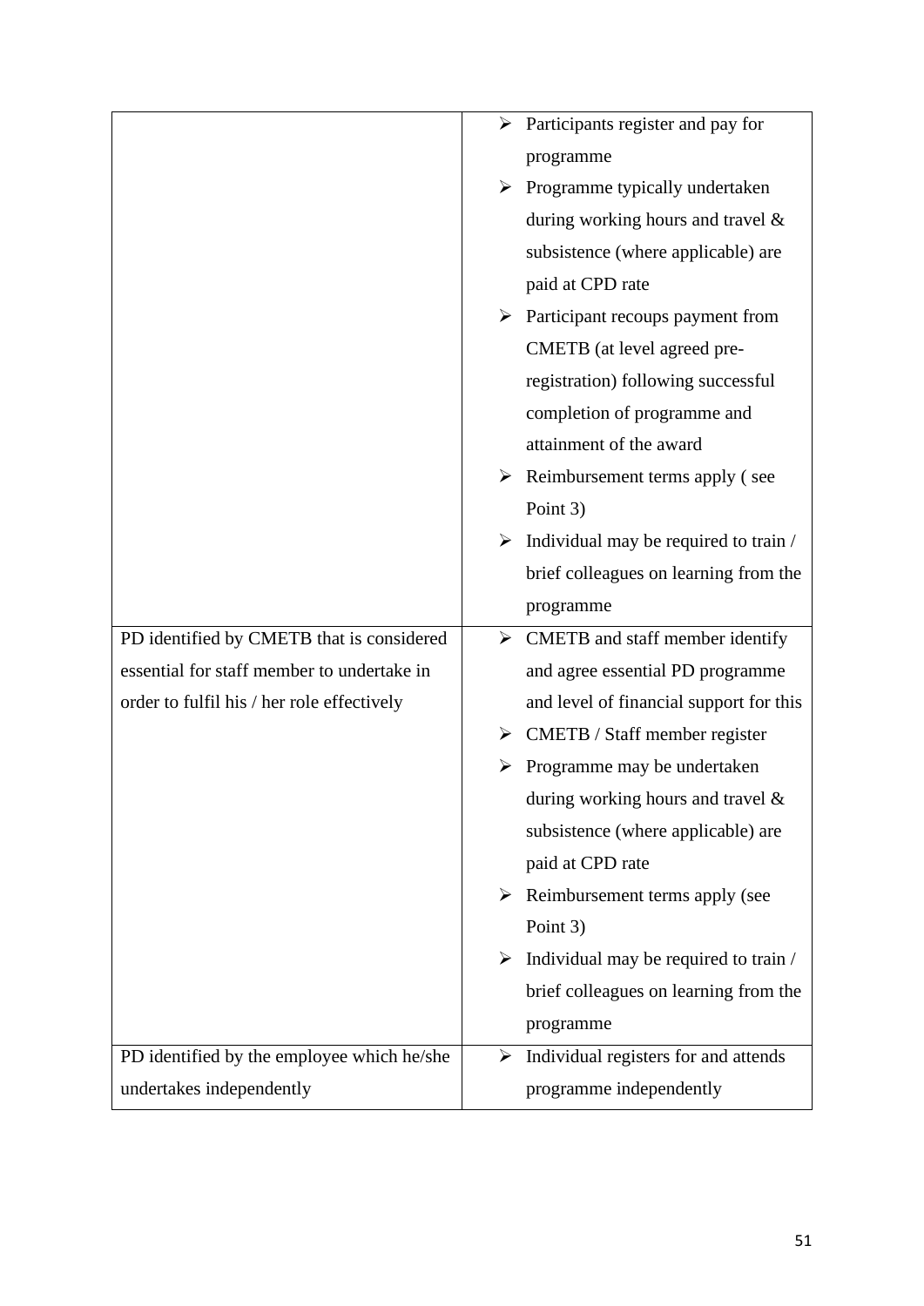| | |
|---|---|
| | ➢ Participants register and pay for programme<br>➢ Programme typically undertaken during working hours and travel & subsistence (where applicable) are paid at CPD rate<br>➢ Participant recoups payment from CMETB (at level agreed pre-registration) following successful completion of programme and attainment of the award<br>➢ Reimbursement terms apply ( see Point 3)<br>➢ Individual may be required to train / brief colleagues on learning from the programme |
| PD identified by CMETB that is considered essential for staff member to undertake in order to fulfil his / her role effectively | ➢ CMETB and staff member identify and agree essential PD programme and level of financial support for this<br>➢ CMETB / Staff member register<br>➢ Programme may be undertaken during working hours and travel & subsistence (where applicable) are paid at CPD rate<br>➢ Reimbursement terms apply (see Point 3)<br>➢ Individual may be required to train / brief colleagues on learning from the programme |
| PD identified by the employee which he/she undertakes independently | ➢ Individual registers for and attends programme independently |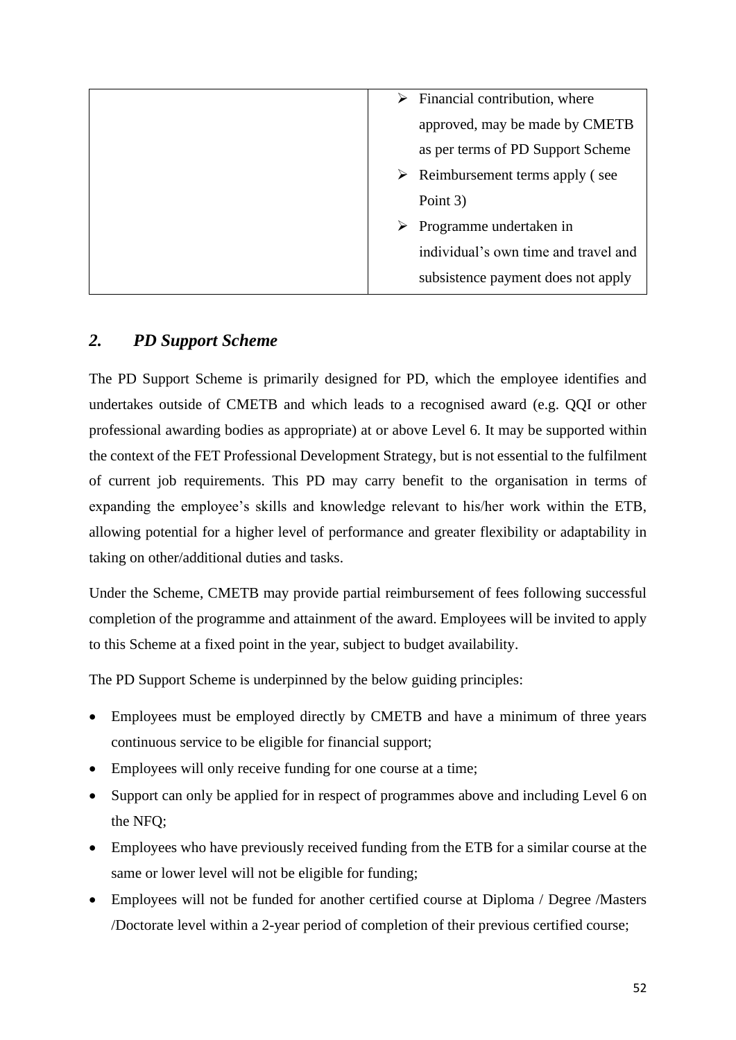| | |
|---|---|
| | ➢ Financial contribution, where approved, may be made by CMETB as per terms of PD Support Scheme<br>➢ Reimbursement terms apply ( see Point 3)<br>➢ Programme undertaken in individual's own time and travel and subsistence payment does not apply |

## *2. PD Support Scheme*

The PD Support Scheme is primarily designed for PD, which the employee identifies and undertakes outside of CMETB and which leads to a recognised award (e.g. QQI or other professional awarding bodies as appropriate) at or above Level 6. It may be supported within the context of the FET Professional Development Strategy, but is not essential to the fulfilment of current job requirements. This PD may carry benefit to the organisation in terms of expanding the employee's skills and knowledge relevant to his/her work within the ETB, allowing potential for a higher level of performance and greater flexibility or adaptability in taking on other/additional duties and tasks.

Under the Scheme, CMETB may provide partial reimbursement of fees following successful completion of the programme and attainment of the award. Employees will be invited to apply to this Scheme at a fixed point in the year, subject to budget availability.

The PD Support Scheme is underpinned by the below guiding principles:

- Employees must be employed directly by CMETB and have a minimum of three years continuous service to be eligible for financial support;
- Employees will only receive funding for one course at a time;
- Support can only be applied for in respect of programmes above and including Level 6 on the NFQ;
- Employees who have previously received funding from the ETB for a similar course at the same or lower level will not be eligible for funding;
- Employees will not be funded for another certified course at Diploma / Degree /Masters /Doctorate level within a 2-year period of completion of their previous certified course;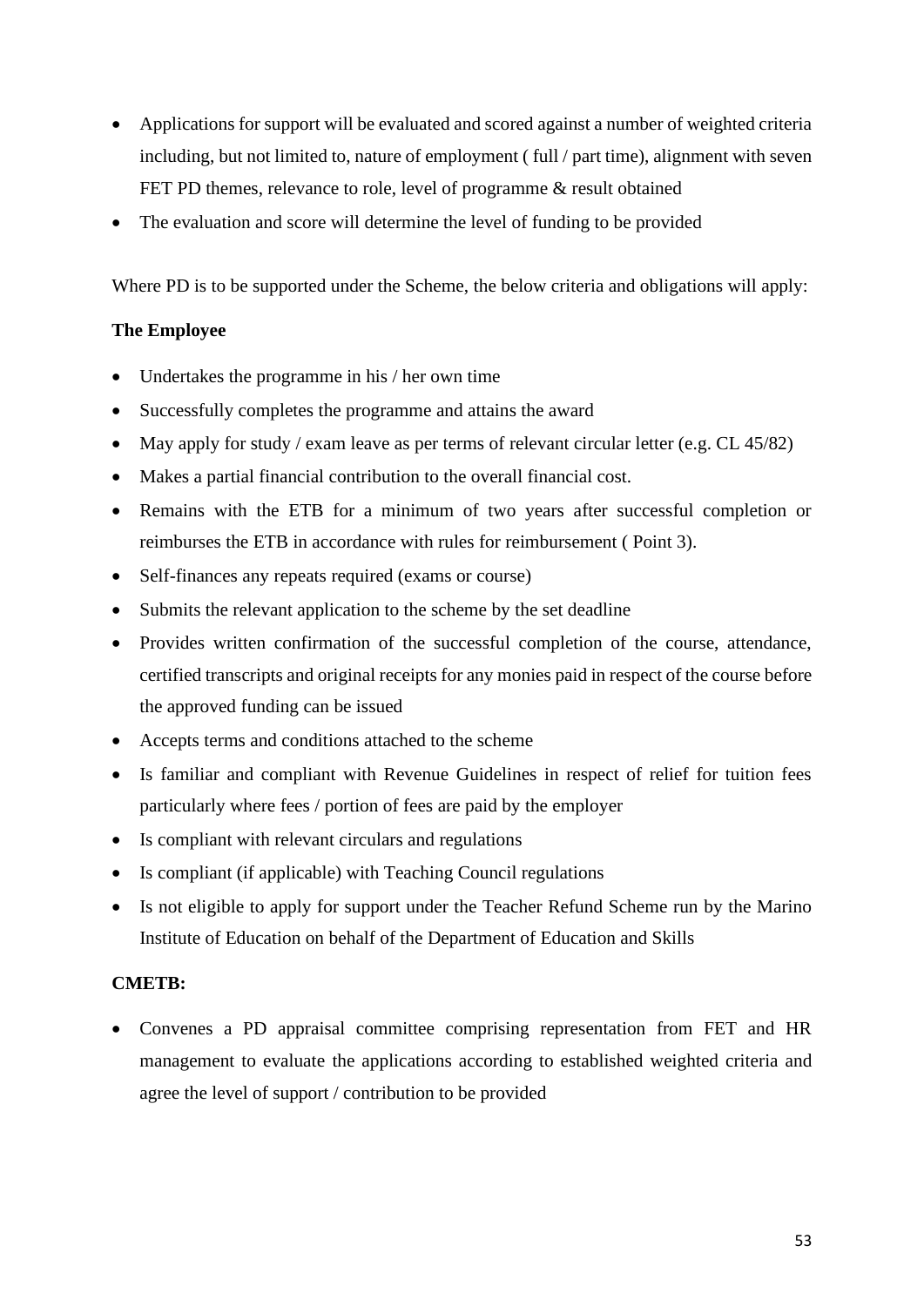- Applications for support will be evaluated and scored against a number of weighted criteria including, but not limited to, nature of employment ( full / part time), alignment with seven FET PD themes, relevance to role, level of programme & result obtained
- The evaluation and score will determine the level of funding to be provided

Where PD is to be supported under the Scheme, the below criteria and obligations will apply:

**The Employee**

- Undertakes the programme in his / her own time
- Successfully completes the programme and attains the award
- May apply for study / exam leave as per terms of relevant circular letter (e.g. CL 45/82)
- Makes a partial financial contribution to the overall financial cost.
- Remains with the ETB for a minimum of two years after successful completion or reimburses the ETB in accordance with rules for reimbursement ( Point 3).
- Self-finances any repeats required (exams or course)
- Submits the relevant application to the scheme by the set deadline
- Provides written confirmation of the successful completion of the course, attendance, certified transcripts and original receipts for any monies paid in respect of the course before the approved funding can be issued
- Accepts terms and conditions attached to the scheme
- Is familiar and compliant with Revenue Guidelines in respect of relief for tuition fees particularly where fees / portion of fees are paid by the employer
- Is compliant with relevant circulars and regulations
- Is compliant (if applicable) with Teaching Council regulations
- Is not eligible to apply for support under the Teacher Refund Scheme run by the Marino Institute of Education on behalf of the Department of Education and Skills

**CMETB:**

- Convenes a PD appraisal committee comprising representation from FET and HR management to evaluate the applications according to established weighted criteria and agree the level of support / contribution to be provided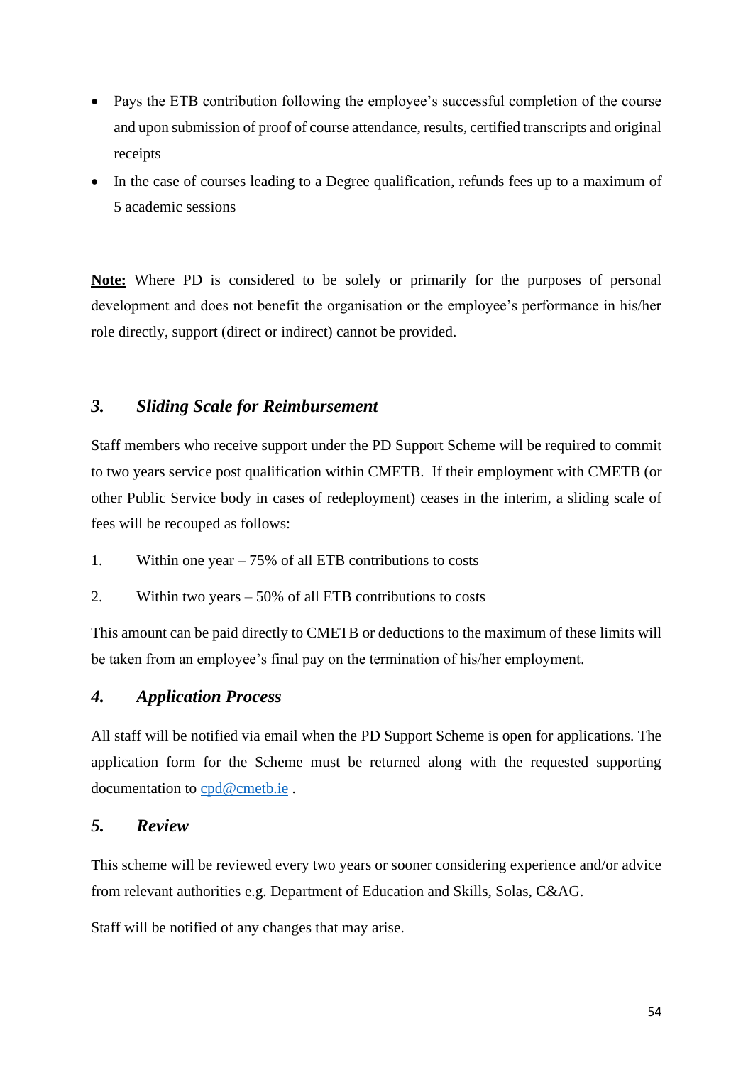- Pays the ETB contribution following the employee's successful completion of the course and upon submission of proof of course attendance, results, certified transcripts and original receipts
- In the case of courses leading to a Degree qualification, refunds fees up to a maximum of 5 academic sessions

**Note:** Where PD is considered to be solely or primarily for the purposes of personal development and does not benefit the organisation or the employee's performance in his/her role directly, support (direct or indirect) cannot be provided.

## *3. Sliding Scale for Reimbursement*

Staff members who receive support under the PD Support Scheme will be required to commit to two years service post qualification within CMETB. If their employment with CMETB (or other Public Service body in cases of redeployment) ceases in the interim, a sliding scale of fees will be recouped as follows:

1. Within one year – 75% of all ETB contributions to costs
2. Within two years – 50% of all ETB contributions to costs

This amount can be paid directly to CMETB or deductions to the maximum of these limits will be taken from an employee's final pay on the termination of his/her employment.

## *4. Application Process*

All staff will be notified via email when the PD Support Scheme is open for applications. The application form for the Scheme must be returned along with the requested supporting documentation to [cpd@cmetb.ie](mailto:cpd@cmetb.ie) .

## *5. Review*

This scheme will be reviewed every two years or sooner considering experience and/or advice from relevant authorities e.g. Department of Education and Skills, Solas, C&AG.

Staff will be notified of any changes that may arise.